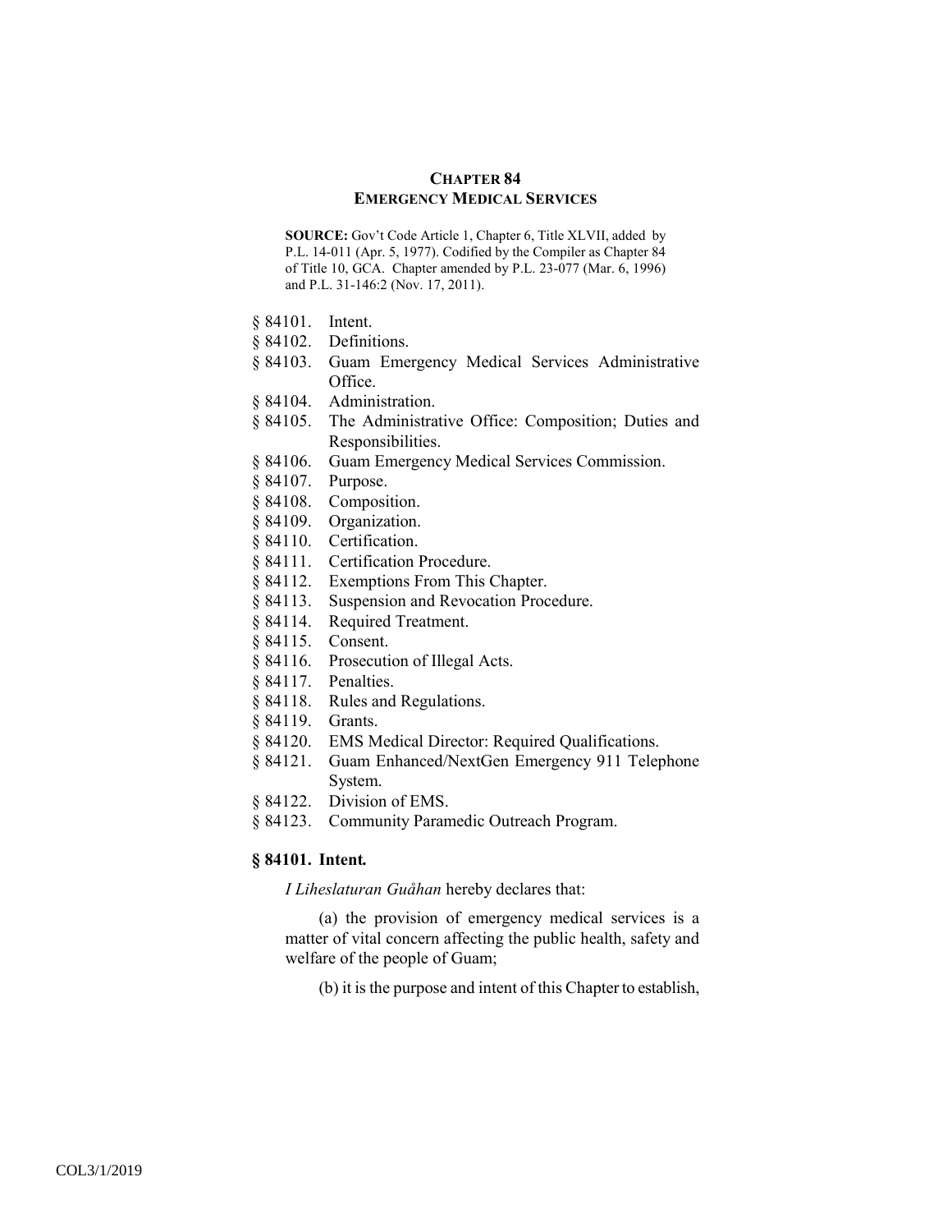# CHAPTER 84
## EMERGENCY MEDICAL SERVICES

**SOURCE:** Gov't Code Article 1, Chapter 6, Title XLVII, added by P.L. 14-011 (Apr. 5, 1977). Codified by the Compiler as Chapter 84 of Title 10, GCA. Chapter amended by P.L. 23-077 (Mar. 6, 1996) and P.L. 31-146:2 (Nov. 17, 2011).

§ 84101. Intent.
§ 84102. Definitions.
§ 84103. Guam Emergency Medical Services Administrative Office.
§ 84104. Administration.
§ 84105. The Administrative Office: Composition; Duties and Responsibilities.
§ 84106. Guam Emergency Medical Services Commission.
§ 84107. Purpose.
§ 84108. Composition.
§ 84109. Organization.
§ 84110. Certification.
§ 84111. Certification Procedure.
§ 84112. Exemptions From This Chapter.
§ 84113. Suspension and Revocation Procedure.
§ 84114. Required Treatment.
§ 84115. Consent.
§ 84116. Prosecution of Illegal Acts.
§ 84117. Penalties.
§ 84118. Rules and Regulations.
§ 84119. Grants.
§ 84120. EMS Medical Director: Required Qualifications.
§ 84121. Guam Enhanced/NextGen Emergency 911 Telephone System.
§ 84122. Division of EMS.
§ 84123. Community Paramedic Outreach Program.

### § 84101. Intent.

*I Liheslaturan Guåhan* hereby declares that:

(a) the provision of emergency medical services is a matter of vital concern affecting the public health, safety and welfare of the people of Guam;

(b) it is the purpose and intent of this Chapter to establish,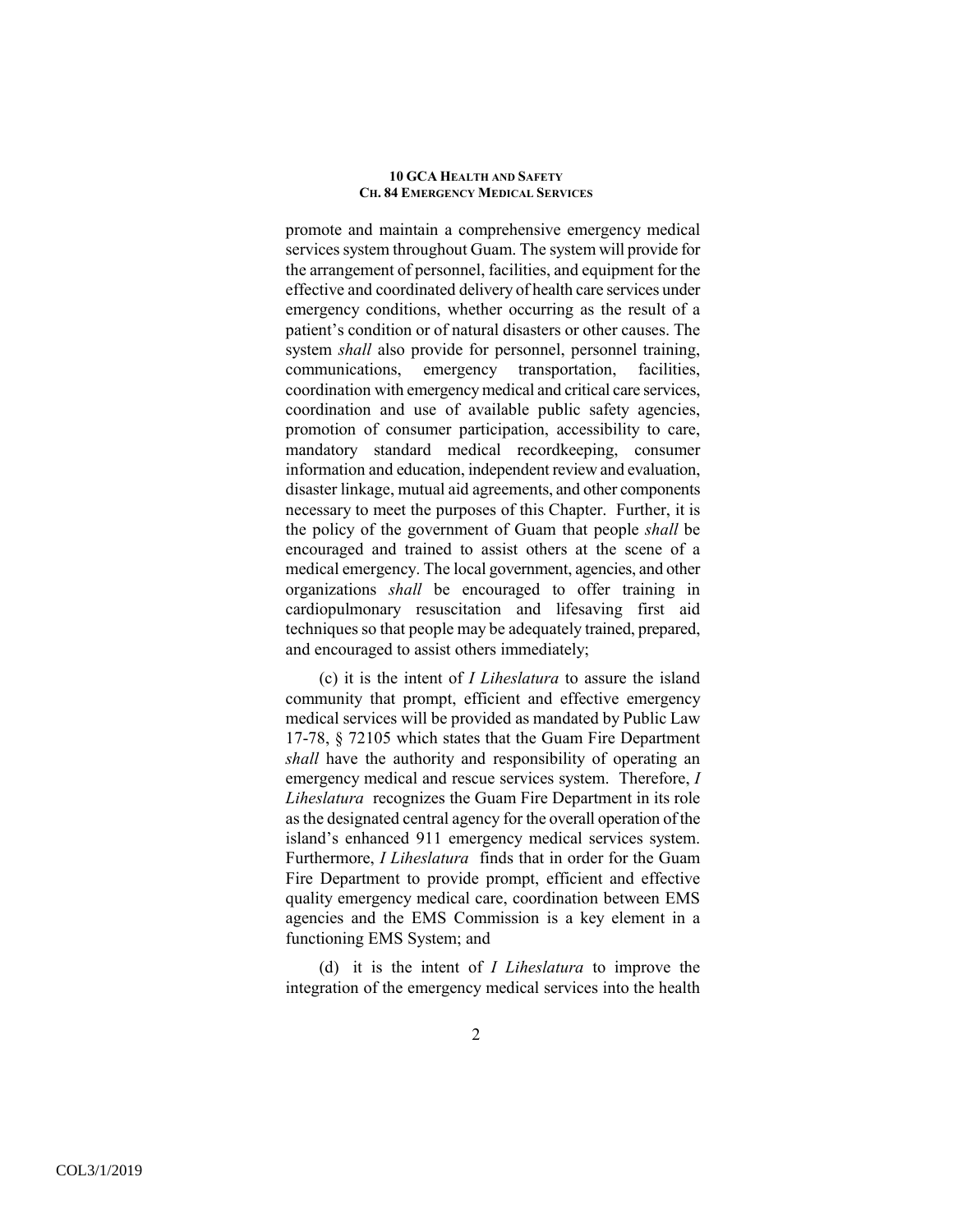promote and maintain a comprehensive emergency medical services system throughout Guam. The system will provide for the arrangement of personnel, facilities, and equipment for the effective and coordinated delivery of health care services under emergency conditions, whether occurring as the result of a patient's condition or of natural disasters or other causes. The system *shall* also provide for personnel, personnel training, communications, emergency transportation, facilities, coordination with emergency medical and critical care services, coordination and use of available public safety agencies, promotion of consumer participation, accessibility to care, mandatory standard medical recordkeeping, consumer information and education, independent review and evaluation, disaster linkage, mutual aid agreements, and other components necessary to meet the purposes of this Chapter. Further, it is the policy of the government of Guam that people *shall* be encouraged and trained to assist others at the scene of a medical emergency. The local government, agencies, and other organizations *shall* be encouraged to offer training in cardiopulmonary resuscitation and lifesaving first aid techniques so that people may be adequately trained, prepared, and encouraged to assist others immediately;

(c) it is the intent of *I Liheslatura* to assure the island community that prompt, efficient and effective emergency medical services will be provided as mandated by Public Law 17-78, § 72105 which states that the Guam Fire Department *shall* have the authority and responsibility of operating an emergency medical and rescue services system. Therefore, *I Liheslatura* recognizes the Guam Fire Department in its role as the designated central agency for the overall operation of the island's enhanced 911 emergency medical services system. Furthermore, *I Liheslatura* finds that in order for the Guam Fire Department to provide prompt, efficient and effective quality emergency medical care, coordination between EMS agencies and the EMS Commission is a key element in a functioning EMS System; and

(d) it is the intent of *I Liheslatura* to improve the integration of the emergency medical services into the health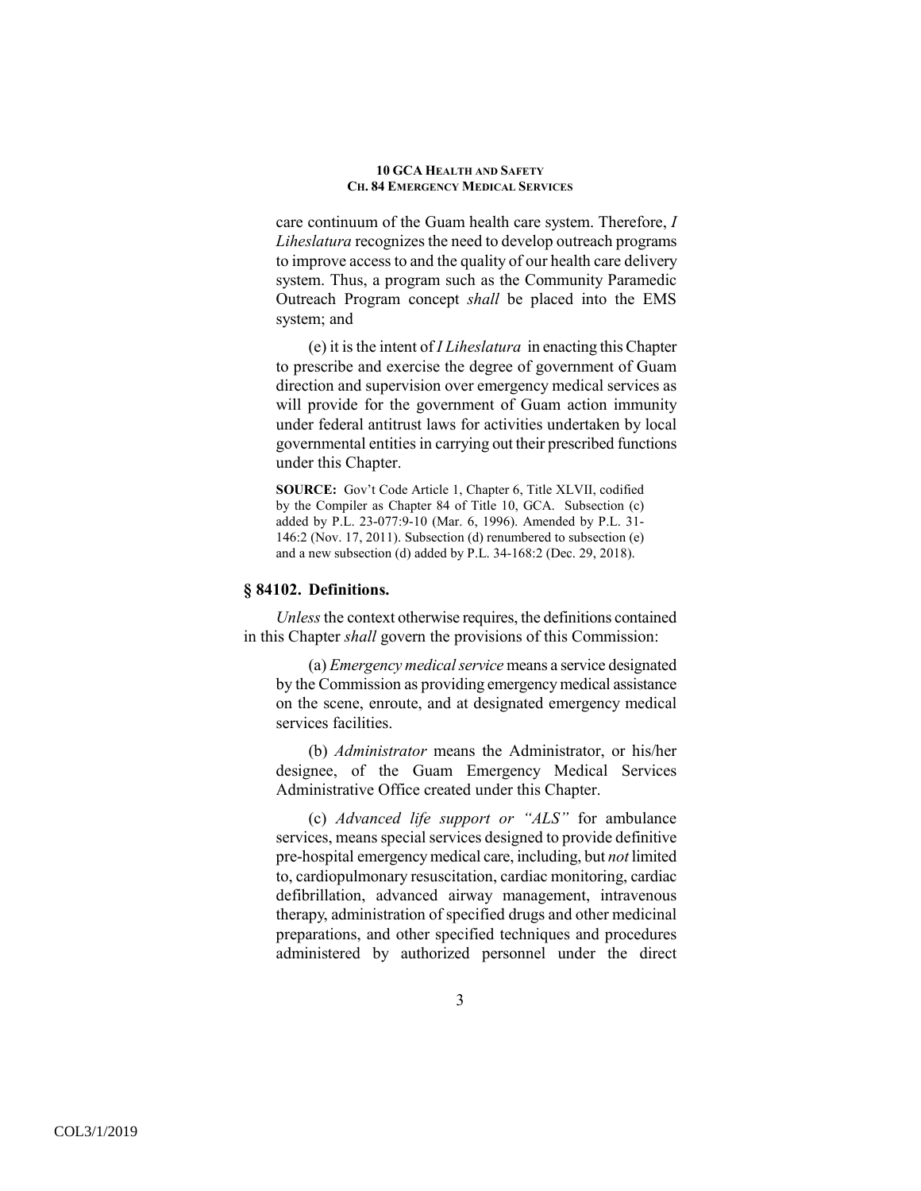care continuum of the Guam health care system. Therefore, *I Liheslatura* recognizes the need to develop outreach programs to improve access to and the quality of our health care delivery system. Thus, a program such as the Community Paramedic Outreach Program concept *shall* be placed into the EMS system; and

(e) it is the intent of *I Liheslatura* in enacting this Chapter to prescribe and exercise the degree of government of Guam direction and supervision over emergency medical services as will provide for the government of Guam action immunity under federal antitrust laws for activities undertaken by local governmental entities in carrying out their prescribed functions under this Chapter.

**SOURCE:** Gov't Code Article 1, Chapter 6, Title XLVII, codified by the Compiler as Chapter 84 of Title 10, GCA. Subsection (c) added by P.L. 23-077:9-10 (Mar. 6, 1996). Amended by P.L. 31-146:2 (Nov. 17, 2011). Subsection (d) renumbered to subsection (e) and a new subsection (d) added by P.L. 34-168:2 (Dec. 29, 2018).

### § 84102. Definitions.

*Unless* the context otherwise requires, the definitions contained in this Chapter *shall* govern the provisions of this Commission:

(a) *Emergency medical service* means a service designated by the Commission as providing emergency medical assistance on the scene, enroute, and at designated emergency medical services facilities.

(b) *Administrator* means the Administrator, or his/her designee, of the Guam Emergency Medical Services Administrative Office created under this Chapter.

(c) *Advanced life support or "ALS"* for ambulance services, means special services designed to provide definitive pre-hospital emergency medical care, including, but *not* limited to, cardiopulmonary resuscitation, cardiac monitoring, cardiac defibrillation, advanced airway management, intravenous therapy, administration of specified drugs and other medicinal preparations, and other specified techniques and procedures administered by authorized personnel under the direct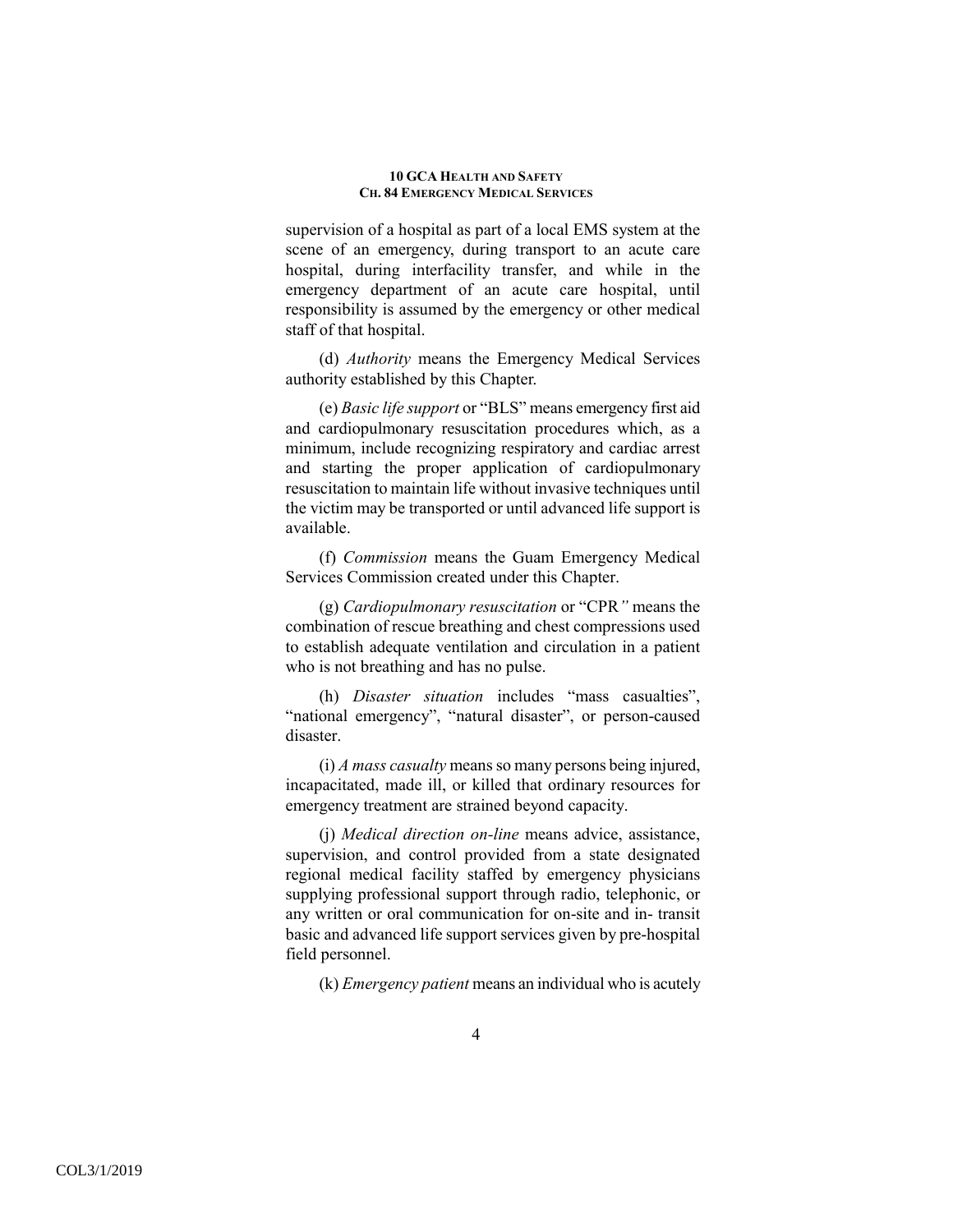supervision of a hospital as part of a local EMS system at the scene of an emergency, during transport to an acute care hospital, during interfacility transfer, and while in the emergency department of an acute care hospital, until responsibility is assumed by the emergency or other medical staff of that hospital.

(d) *Authority* means the Emergency Medical Services authority established by this Chapter.

(e) *Basic life support* or "BLS" means emergency first aid and cardiopulmonary resuscitation procedures which, as a minimum, include recognizing respiratory and cardiac arrest and starting the proper application of cardiopulmonary resuscitation to maintain life without invasive techniques until the victim may be transported or until advanced life support is available.

(f) *Commission* means the Guam Emergency Medical Services Commission created under this Chapter.

(g) *Cardiopulmonary resuscitation* or "CPR*"* means the combination of rescue breathing and chest compressions used to establish adequate ventilation and circulation in a patient who is not breathing and has no pulse.

(h) *Disaster situation* includes "mass casualties", "national emergency", "natural disaster", or person-caused disaster.

(i) *A mass casualty* means so many persons being injured, incapacitated, made ill, or killed that ordinary resources for emergency treatment are strained beyond capacity.

(j) *Medical direction on-line* means advice, assistance, supervision, and control provided from a state designated regional medical facility staffed by emergency physicians supplying professional support through radio, telephonic, or any written or oral communication for on-site and in- transit basic and advanced life support services given by pre-hospital field personnel.

(k) *Emergency patient* means an individual who is acutely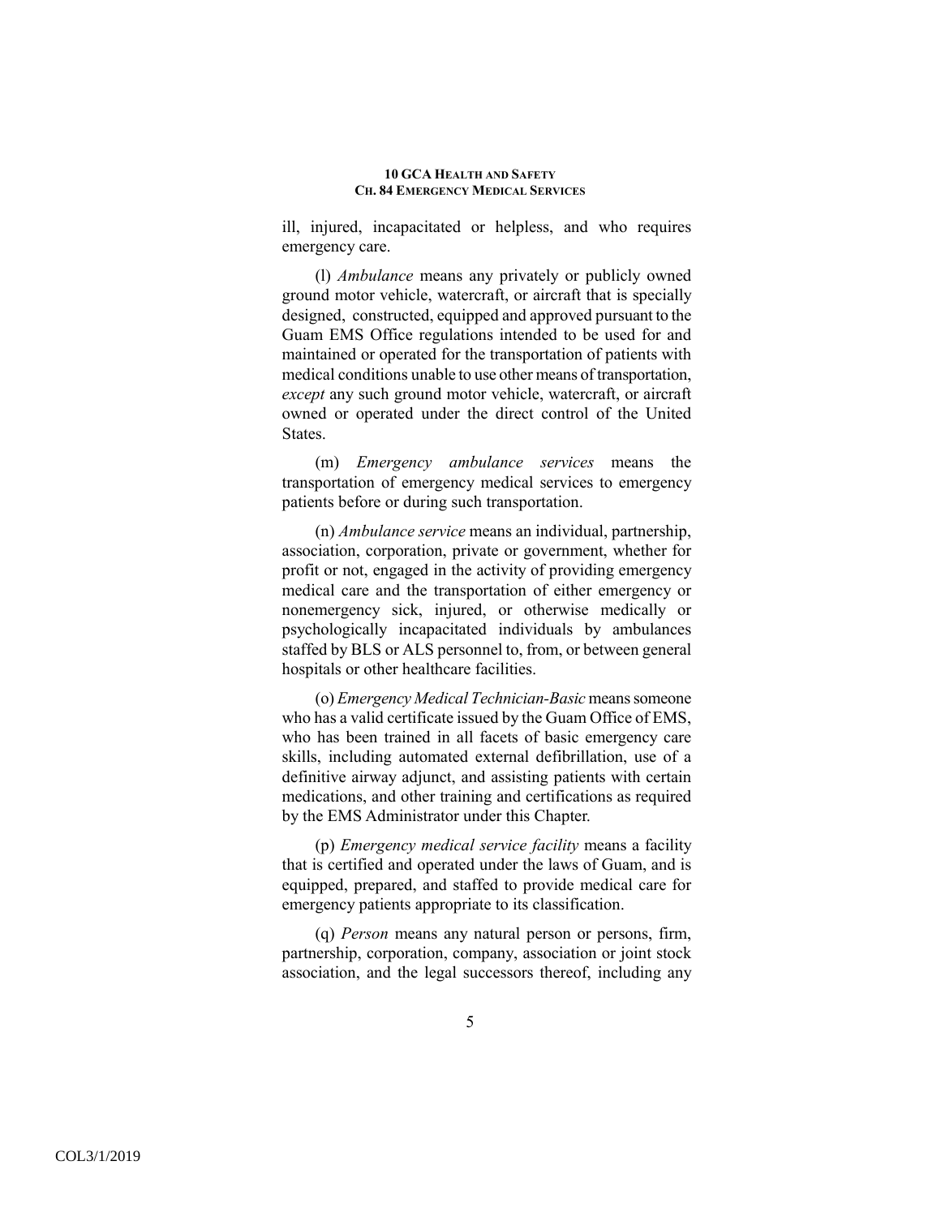ill, injured, incapacitated or helpless, and who requires emergency care.

(l) *Ambulance* means any privately or publicly owned ground motor vehicle, watercraft, or aircraft that is specially designed, constructed, equipped and approved pursuant to the Guam EMS Office regulations intended to be used for and maintained or operated for the transportation of patients with medical conditions unable to use other means of transportation, *except* any such ground motor vehicle, watercraft, or aircraft owned or operated under the direct control of the United States.

(m) *Emergency ambulance services* means the transportation of emergency medical services to emergency patients before or during such transportation.

(n) *Ambulance service* means an individual, partnership, association, corporation, private or government, whether for profit or not, engaged in the activity of providing emergency medical care and the transportation of either emergency or nonemergency sick, injured, or otherwise medically or psychologically incapacitated individuals by ambulances staffed by BLS or ALS personnel to, from, or between general hospitals or other healthcare facilities.

(o) *Emergency Medical Technician-Basic* means someone who has a valid certificate issued by the Guam Office of EMS, who has been trained in all facets of basic emergency care skills, including automated external defibrillation, use of a definitive airway adjunct, and assisting patients with certain medications, and other training and certifications as required by the EMS Administrator under this Chapter.

(p) *Emergency medical service facility* means a facility that is certified and operated under the laws of Guam, and is equipped, prepared, and staffed to provide medical care for emergency patients appropriate to its classification.

(q) *Person* means any natural person or persons, firm, partnership, corporation, company, association or joint stock association, and the legal successors thereof, including any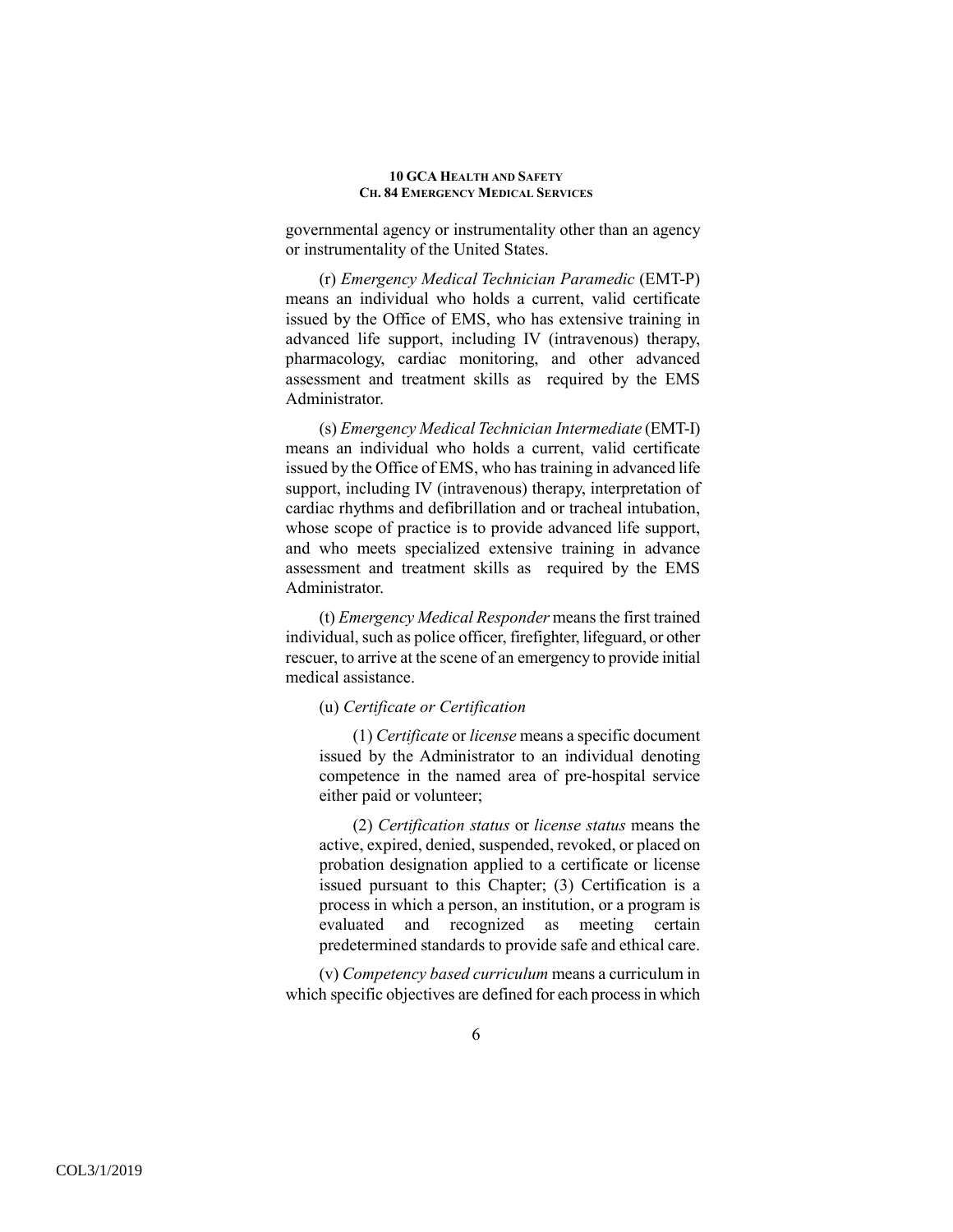governmental agency or instrumentality other than an agency or instrumentality of the United States.

(r) *Emergency Medical Technician Paramedic* (EMT-P) means an individual who holds a current, valid certificate issued by the Office of EMS, who has extensive training in advanced life support, including IV (intravenous) therapy, pharmacology, cardiac monitoring, and other advanced assessment and treatment skills as required by the EMS Administrator.

(s) *Emergency Medical Technician Intermediate* (EMT-I) means an individual who holds a current, valid certificate issued by the Office of EMS, who has training in advanced life support, including IV (intravenous) therapy, interpretation of cardiac rhythms and defibrillation and or tracheal intubation, whose scope of practice is to provide advanced life support, and who meets specialized extensive training in advance assessment and treatment skills as required by the EMS Administrator.

(t) *Emergency Medical Responder* means the first trained individual, such as police officer, firefighter, lifeguard, or other rescuer, to arrive at the scene of an emergency to provide initial medical assistance.

(u) *Certificate or Certification*

(1) *Certificate* or *license* means a specific document issued by the Administrator to an individual denoting competence in the named area of pre-hospital service either paid or volunteer;

(2) *Certification status* or *license status* means the active, expired, denied, suspended, revoked, or placed on probation designation applied to a certificate or license issued pursuant to this Chapter; (3) Certification is a process in which a person, an institution, or a program is evaluated and recognized as meeting certain predetermined standards to provide safe and ethical care.

(v) *Competency based curriculum* means a curriculum in which specific objectives are defined for each process in which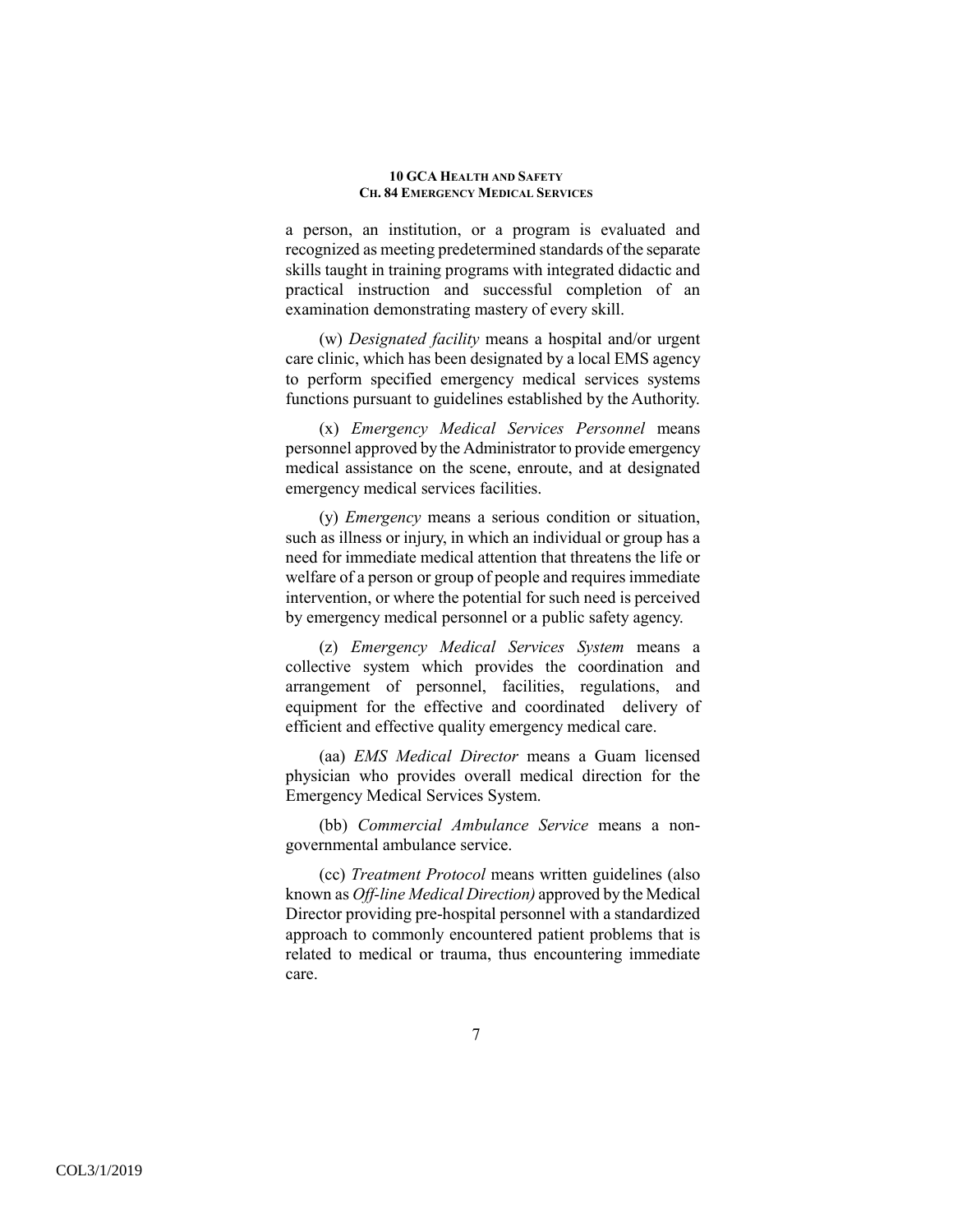a person, an institution, or a program is evaluated and recognized as meeting predetermined standards of the separate skills taught in training programs with integrated didactic and practical instruction and successful completion of an examination demonstrating mastery of every skill.

(w) *Designated facility* means a hospital and/or urgent care clinic, which has been designated by a local EMS agency to perform specified emergency medical services systems functions pursuant to guidelines established by the Authority.

(x) *Emergency Medical Services Personnel* means personnel approved by the Administrator to provide emergency medical assistance on the scene, enroute, and at designated emergency medical services facilities.

(y) *Emergency* means a serious condition or situation, such as illness or injury, in which an individual or group has a need for immediate medical attention that threatens the life or welfare of a person or group of people and requires immediate intervention, or where the potential for such need is perceived by emergency medical personnel or a public safety agency.

(z) *Emergency Medical Services System* means a collective system which provides the coordination and arrangement of personnel, facilities, regulations, and equipment for the effective and coordinated delivery of efficient and effective quality emergency medical care.

(aa) *EMS Medical Director* means a Guam licensed physician who provides overall medical direction for the Emergency Medical Services System.

(bb) *Commercial Ambulance Service* means a non-governmental ambulance service.

(cc) *Treatment Protocol* means written guidelines (also known as *Off-line Medical Direction)* approved by the Medical Director providing pre-hospital personnel with a standardized approach to commonly encountered patient problems that is related to medical or trauma, thus encountering immediate care.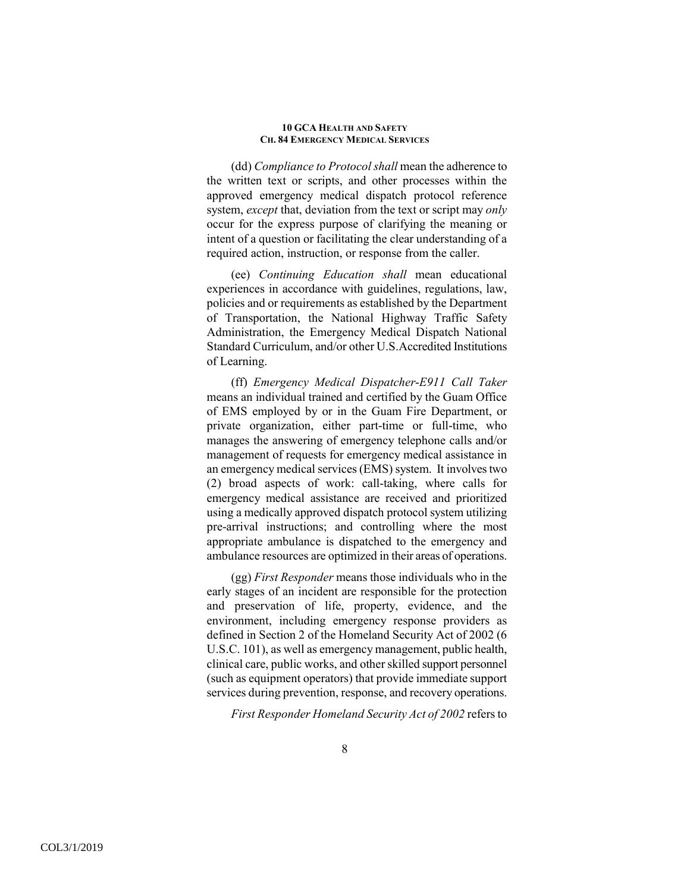(dd) *Compliance to Protocol shall* mean the adherence to the written text or scripts, and other processes within the approved emergency medical dispatch protocol reference system, *except* that, deviation from the text or script may *only* occur for the express purpose of clarifying the meaning or intent of a question or facilitating the clear understanding of a required action, instruction, or response from the caller.

(ee) *Continuing Education shall* mean educational experiences in accordance with guidelines, regulations, law, policies and or requirements as established by the Department of Transportation, the National Highway Traffic Safety Administration, the Emergency Medical Dispatch National Standard Curriculum, and/or other U.S.Accredited Institutions of Learning.

(ff) *Emergency Medical Dispatcher-E911 Call Taker* means an individual trained and certified by the Guam Office of EMS employed by or in the Guam Fire Department, or private organization, either part-time or full-time, who manages the answering of emergency telephone calls and/or management of requests for emergency medical assistance in an emergency medical services (EMS) system. It involves two (2) broad aspects of work: call-taking, where calls for emergency medical assistance are received and prioritized using a medically approved dispatch protocol system utilizing pre-arrival instructions; and controlling where the most appropriate ambulance is dispatched to the emergency and ambulance resources are optimized in their areas of operations.

(gg) *First Responder* means those individuals who in the early stages of an incident are responsible for the protection and preservation of life, property, evidence, and the environment, including emergency response providers as defined in Section 2 of the Homeland Security Act of 2002 (6 U.S.C. 101), as well as emergency management, public health, clinical care, public works, and other skilled support personnel (such as equipment operators) that provide immediate support services during prevention, response, and recovery operations.

*First Responder Homeland Security Act of 2002* refers to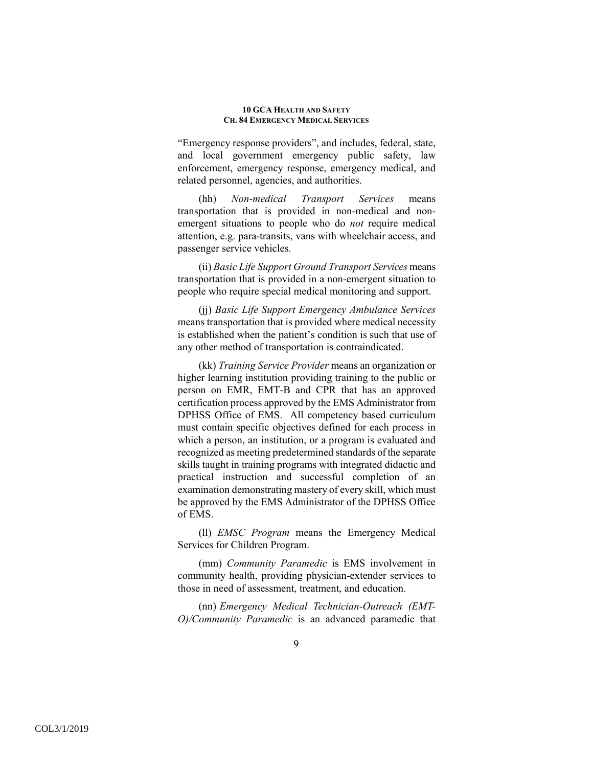"Emergency response providers", and includes, federal, state, and local government emergency public safety, law enforcement, emergency response, emergency medical, and related personnel, agencies, and authorities.

(hh) *Non-medical Transport Services* means transportation that is provided in non-medical and non-emergent situations to people who do *not* require medical attention, e.g. para-transits, vans with wheelchair access, and passenger service vehicles.

(ii) *Basic Life Support Ground Transport Services* means transportation that is provided in a non-emergent situation to people who require special medical monitoring and support.

(jj) *Basic Life Support Emergency Ambulance Services* means transportation that is provided where medical necessity is established when the patient's condition is such that use of any other method of transportation is contraindicated.

(kk) *Training Service Provider* means an organization or higher learning institution providing training to the public or person on EMR, EMT-B and CPR that has an approved certification process approved by the EMS Administrator from DPHSS Office of EMS. All competency based curriculum must contain specific objectives defined for each process in which a person, an institution, or a program is evaluated and recognized as meeting predetermined standards of the separate skills taught in training programs with integrated didactic and practical instruction and successful completion of an examination demonstrating mastery of every skill, which must be approved by the EMS Administrator of the DPHSS Office of EMS.

(ll) *EMSC Program* means the Emergency Medical Services for Children Program.

(mm) *Community Paramedic* is EMS involvement in community health, providing physician-extender services to those in need of assessment, treatment, and education.

(nn) *Emergency Medical Technician-Outreach (EMT-O)/Community Paramedic* is an advanced paramedic that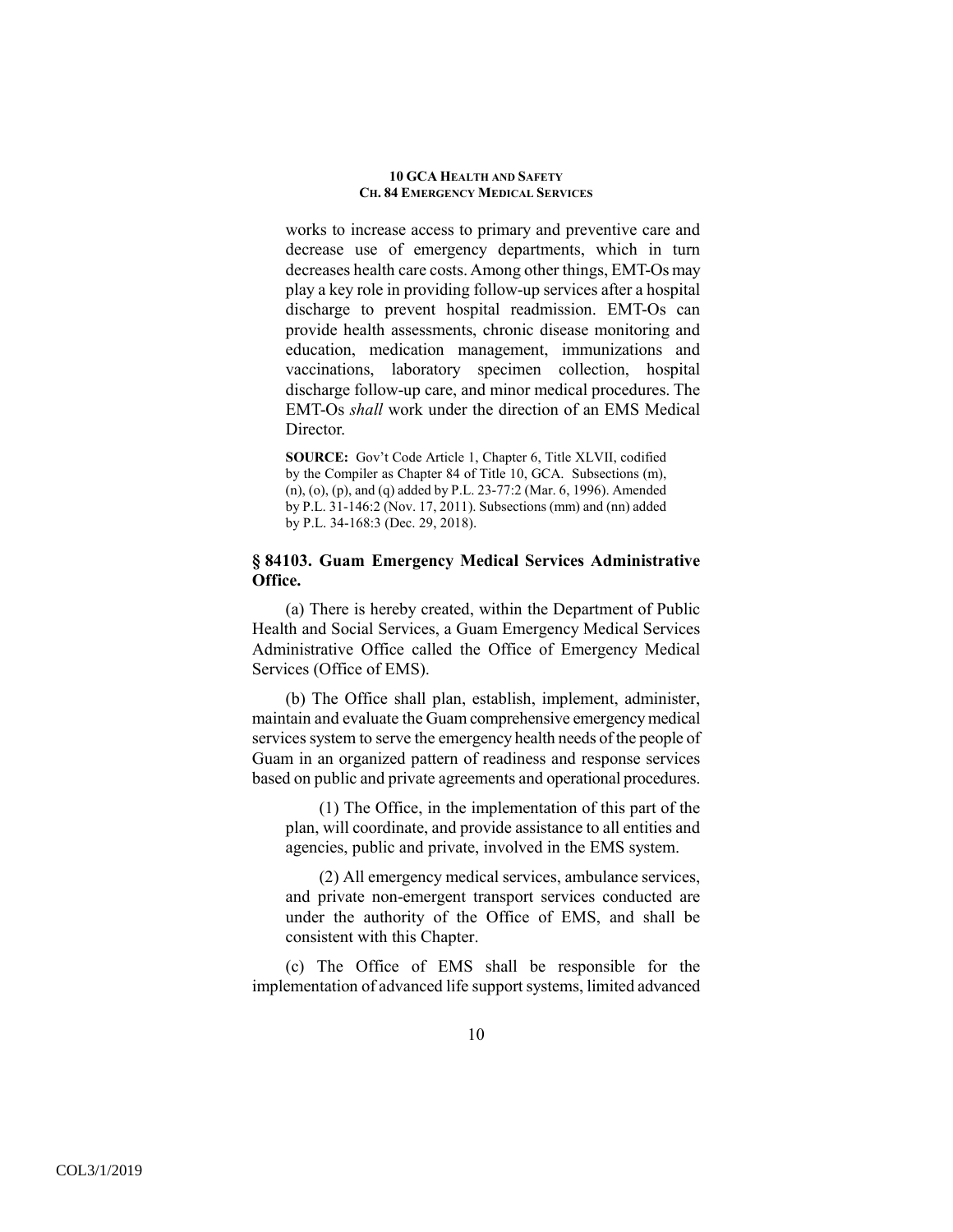works to increase access to primary and preventive care and decrease use of emergency departments, which in turn decreases health care costs. Among other things, EMT-Os may play a key role in providing follow-up services after a hospital discharge to prevent hospital readmission. EMT-Os can provide health assessments, chronic disease monitoring and education, medication management, immunizations and vaccinations, laboratory specimen collection, hospital discharge follow-up care, and minor medical procedures. The EMT-Os *shall* work under the direction of an EMS Medical Director.

**SOURCE:** Gov't Code Article 1, Chapter 6, Title XLVII, codified by the Compiler as Chapter 84 of Title 10, GCA. Subsections (m), (n), (o), (p), and (q) added by P.L. 23-77:2 (Mar. 6, 1996). Amended by P.L. 31-146:2 (Nov. 17, 2011). Subsections (mm) and (nn) added by P.L. 34-168:3 (Dec. 29, 2018).

### § 84103. Guam Emergency Medical Services Administrative Office.

(a) There is hereby created, within the Department of Public Health and Social Services, a Guam Emergency Medical Services Administrative Office called the Office of Emergency Medical Services (Office of EMS).

(b) The Office shall plan, establish, implement, administer, maintain and evaluate the Guam comprehensive emergency medical services system to serve the emergency health needs of the people of Guam in an organized pattern of readiness and response services based on public and private agreements and operational procedures.

(1) The Office, in the implementation of this part of the plan, will coordinate, and provide assistance to all entities and agencies, public and private, involved in the EMS system.

(2) All emergency medical services, ambulance services, and private non-emergent transport services conducted are under the authority of the Office of EMS, and shall be consistent with this Chapter.

(c) The Office of EMS shall be responsible for the implementation of advanced life support systems, limited advanced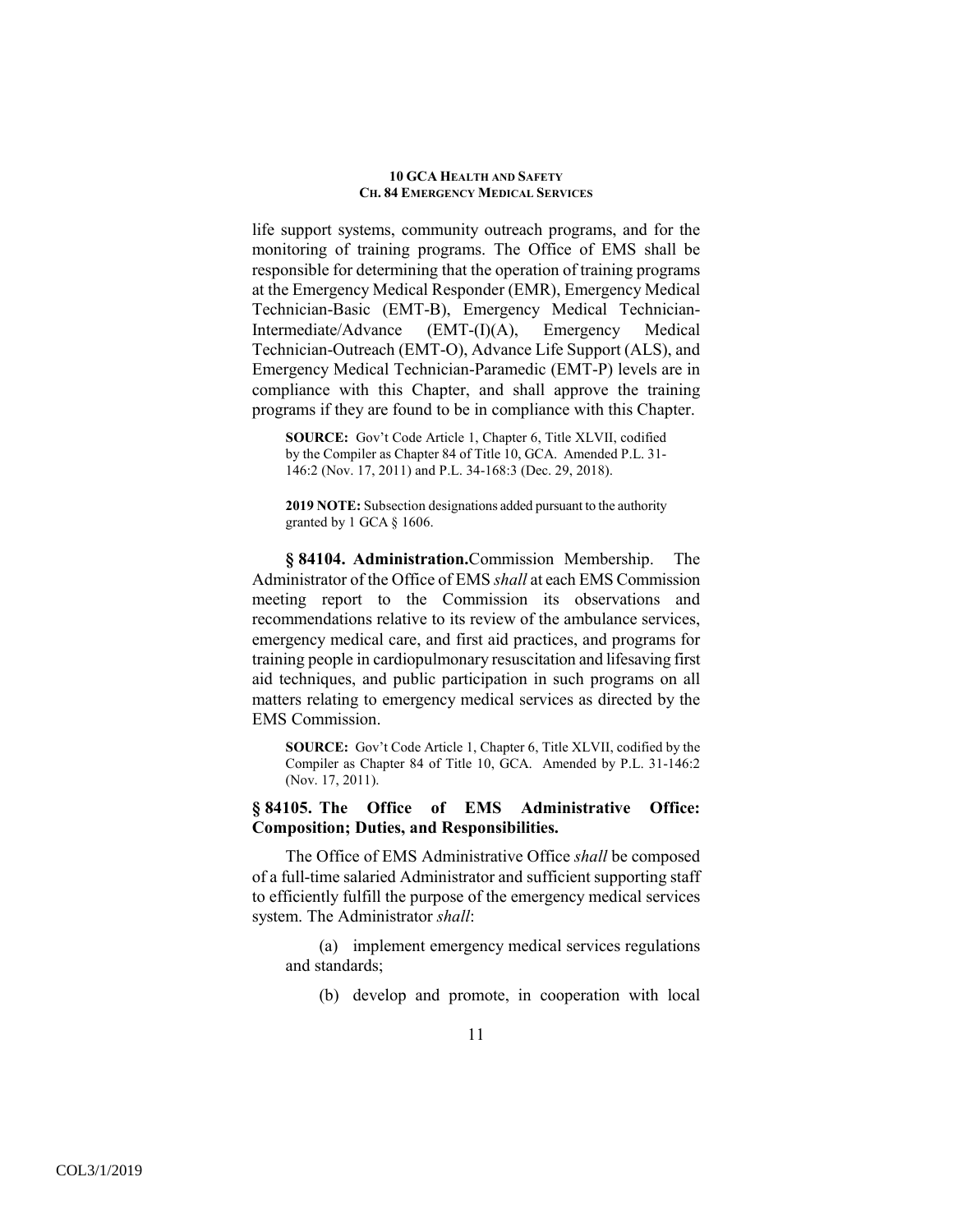life support systems, community outreach programs, and for the monitoring of training programs. The Office of EMS shall be responsible for determining that the operation of training programs at the Emergency Medical Responder (EMR), Emergency Medical Technician-Basic (EMT-B), Emergency Medical Technician-Intermediate/Advance (EMT-(I)(A), Emergency Medical Technician-Outreach (EMT-O), Advance Life Support (ALS), and Emergency Medical Technician-Paramedic (EMT-P) levels are in compliance with this Chapter, and shall approve the training programs if they are found to be in compliance with this Chapter.

**SOURCE:** Gov't Code Article 1, Chapter 6, Title XLVII, codified by the Compiler as Chapter 84 of Title 10, GCA. Amended P.L. 31-146:2 (Nov. 17, 2011) and P.L. 34-168:3 (Dec. 29, 2018).

**2019 NOTE:** Subsection designations added pursuant to the authority granted by 1 GCA § 1606.

**§ 84104. Administration.**Commission Membership. The Administrator of the Office of EMS *shall* at each EMS Commission meeting report to the Commission its observations and recommendations relative to its review of the ambulance services, emergency medical care, and first aid practices, and programs for training people in cardiopulmonary resuscitation and lifesaving first aid techniques, and public participation in such programs on all matters relating to emergency medical services as directed by the EMS Commission.

**SOURCE:** Gov't Code Article 1, Chapter 6, Title XLVII, codified by the Compiler as Chapter 84 of Title 10, GCA. Amended by P.L. 31-146:2 (Nov. 17, 2011).

### § 84105. The Office of EMS Administrative Office: Composition; Duties, and Responsibilities.

The Office of EMS Administrative Office *shall* be composed of a full-time salaried Administrator and sufficient supporting staff to efficiently fulfill the purpose of the emergency medical services system. The Administrator *shall*:

(a) implement emergency medical services regulations and standards;

(b) develop and promote, in cooperation with local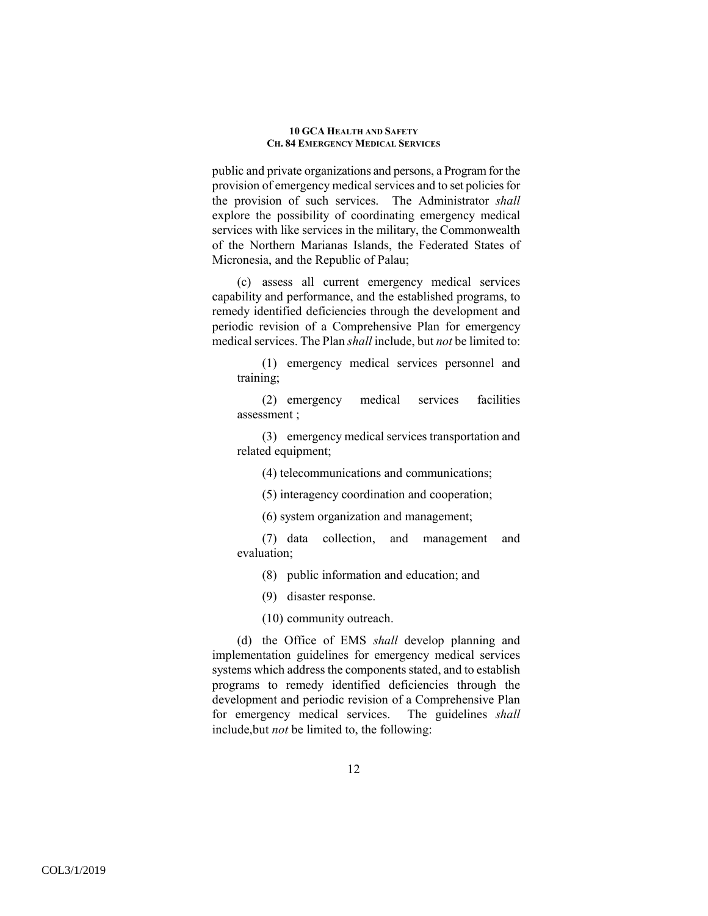public and private organizations and persons, a Program for the provision of emergency medical services and to set policies for the provision of such services. The Administrator *shall* explore the possibility of coordinating emergency medical services with like services in the military, the Commonwealth of the Northern Marianas Islands, the Federated States of Micronesia, and the Republic of Palau;

(c) assess all current emergency medical services capability and performance, and the established programs, to remedy identified deficiencies through the development and periodic revision of a Comprehensive Plan for emergency medical services. The Plan *shall* include, but *not* be limited to:

(1) emergency medical services personnel and training;

(2) emergency medical services facilities assessment ;

(3) emergency medical services transportation and related equipment;

(4) telecommunications and communications;

(5) interagency coordination and cooperation;

(6) system organization and management;

(7) data collection, and management and evaluation;

(8) public information and education; and

(9) disaster response.

(10) community outreach.

(d) the Office of EMS *shall* develop planning and implementation guidelines for emergency medical services systems which address the components stated, and to establish programs to remedy identified deficiencies through the development and periodic revision of a Comprehensive Plan for emergency medical services. The guidelines *shall* include,but *not* be limited to, the following: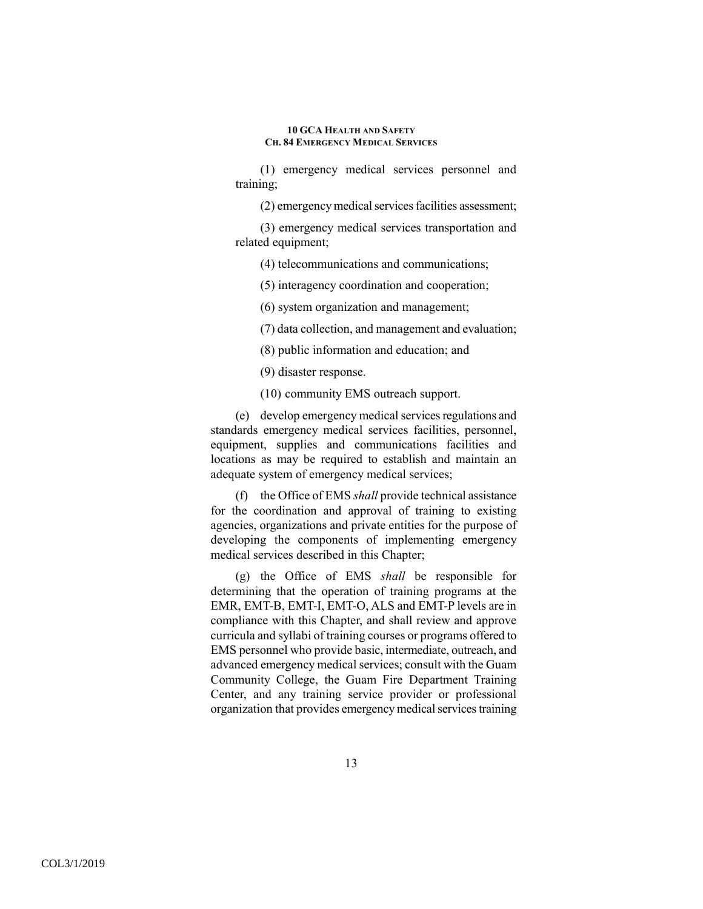(1) emergency medical services personnel and training;

(2) emergency medical services facilities assessment;

(3) emergency medical services transportation and related equipment;

(4) telecommunications and communications;

(5) interagency coordination and cooperation;

(6) system organization and management;

(7) data collection, and management and evaluation;

(8) public information and education; and

(9) disaster response.

(10) community EMS outreach support.

(e) develop emergency medical services regulations and standards emergency medical services facilities, personnel, equipment, supplies and communications facilities and locations as may be required to establish and maintain an adequate system of emergency medical services;

(f) the Office of EMS *shall* provide technical assistance for the coordination and approval of training to existing agencies, organizations and private entities for the purpose of developing the components of implementing emergency medical services described in this Chapter;

(g) the Office of EMS *shall* be responsible for determining that the operation of training programs at the EMR, EMT-B, EMT-I, EMT-O, ALS and EMT-P levels are in compliance with this Chapter, and shall review and approve curricula and syllabi of training courses or programs offered to EMS personnel who provide basic, intermediate, outreach, and advanced emergency medical services; consult with the Guam Community College, the Guam Fire Department Training Center, and any training service provider or professional organization that provides emergency medical services training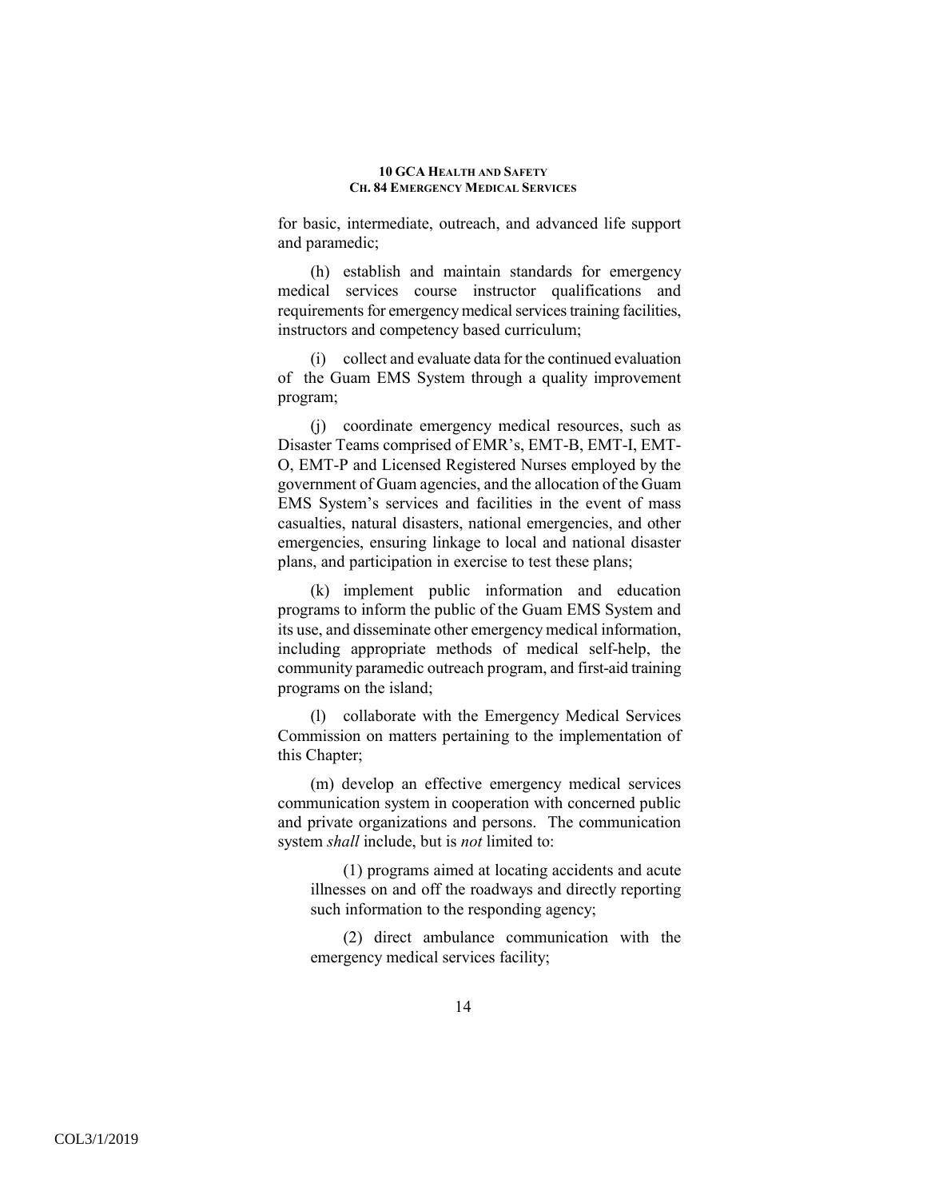for basic, intermediate, outreach, and advanced life support and paramedic;

(h) establish and maintain standards for emergency medical services course instructor qualifications and requirements for emergency medical services training facilities, instructors and competency based curriculum;

(i) collect and evaluate data for the continued evaluation of the Guam EMS System through a quality improvement program;

(j) coordinate emergency medical resources, such as Disaster Teams comprised of EMR's, EMT-B, EMT-I, EMT-O, EMT-P and Licensed Registered Nurses employed by the government of Guam agencies, and the allocation of the Guam EMS System's services and facilities in the event of mass casualties, natural disasters, national emergencies, and other emergencies, ensuring linkage to local and national disaster plans, and participation in exercise to test these plans;

(k) implement public information and education programs to inform the public of the Guam EMS System and its use, and disseminate other emergency medical information, including appropriate methods of medical self-help, the community paramedic outreach program, and first-aid training programs on the island;

(l) collaborate with the Emergency Medical Services Commission on matters pertaining to the implementation of this Chapter;

(m) develop an effective emergency medical services communication system in cooperation with concerned public and private organizations and persons. The communication system *shall* include, but is *not* limited to:

(1) programs aimed at locating accidents and acute illnesses on and off the roadways and directly reporting such information to the responding agency;

(2) direct ambulance communication with the emergency medical services facility;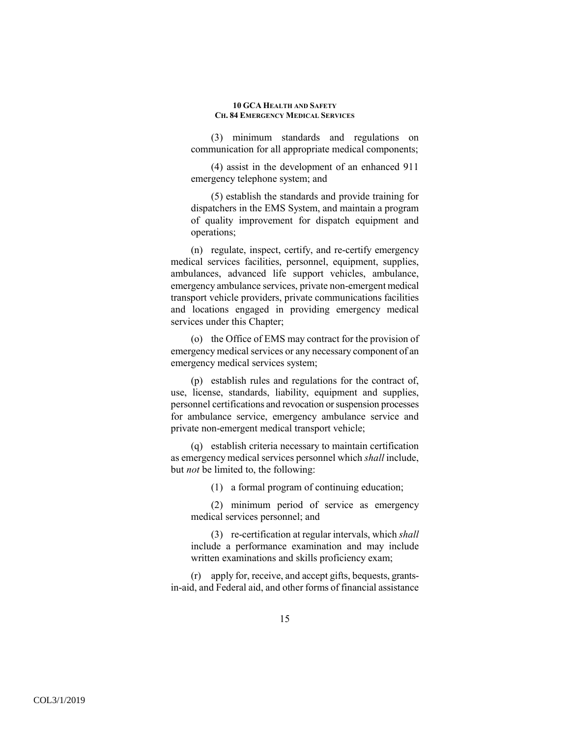(3) minimum standards and regulations on communication for all appropriate medical components;

(4) assist in the development of an enhanced 911 emergency telephone system; and

(5) establish the standards and provide training for dispatchers in the EMS System, and maintain a program of quality improvement for dispatch equipment and operations;

(n) regulate, inspect, certify, and re-certify emergency medical services facilities, personnel, equipment, supplies, ambulances, advanced life support vehicles, ambulance, emergency ambulance services, private non-emergent medical transport vehicle providers, private communications facilities and locations engaged in providing emergency medical services under this Chapter;

(o) the Office of EMS may contract for the provision of emergency medical services or any necessary component of an emergency medical services system;

(p) establish rules and regulations for the contract of, use, license, standards, liability, equipment and supplies, personnel certifications and revocation or suspension processes for ambulance service, emergency ambulance service and private non-emergent medical transport vehicle;

(q) establish criteria necessary to maintain certification as emergency medical services personnel which *shall* include, but *not* be limited to, the following:

(1) a formal program of continuing education;

(2) minimum period of service as emergency medical services personnel; and

(3) re-certification at regular intervals, which *shall* include a performance examination and may include written examinations and skills proficiency exam;

(r) apply for, receive, and accept gifts, bequests, grants-in-aid, and Federal aid, and other forms of financial assistance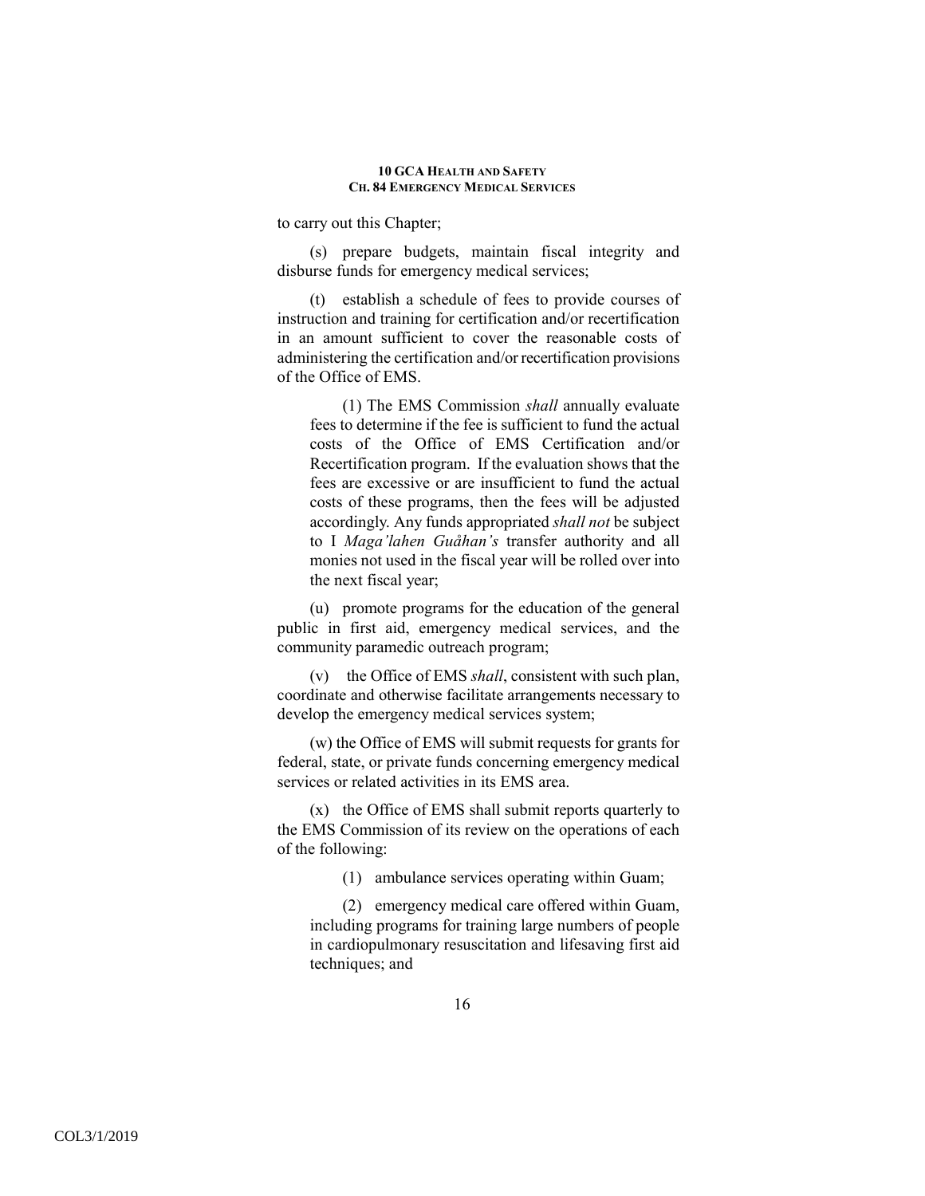to carry out this Chapter;

(s) prepare budgets, maintain fiscal integrity and disburse funds for emergency medical services;

(t) establish a schedule of fees to provide courses of instruction and training for certification and/or recertification in an amount sufficient to cover the reasonable costs of administering the certification and/or recertification provisions of the Office of EMS.

(1) The EMS Commission *shall* annually evaluate fees to determine if the fee is sufficient to fund the actual costs of the Office of EMS Certification and/or Recertification program. If the evaluation shows that the fees are excessive or are insufficient to fund the actual costs of these programs, then the fees will be adjusted accordingly. Any funds appropriated *shall not* be subject to I *Maga'lahen Guåhan's* transfer authority and all monies not used in the fiscal year will be rolled over into the next fiscal year;

(u) promote programs for the education of the general public in first aid, emergency medical services, and the community paramedic outreach program;

(v) the Office of EMS *shall*, consistent with such plan, coordinate and otherwise facilitate arrangements necessary to develop the emergency medical services system;

(w) the Office of EMS will submit requests for grants for federal, state, or private funds concerning emergency medical services or related activities in its EMS area.

(x) the Office of EMS shall submit reports quarterly to the EMS Commission of its review on the operations of each of the following:

(1) ambulance services operating within Guam;

(2) emergency medical care offered within Guam, including programs for training large numbers of people in cardiopulmonary resuscitation and lifesaving first aid techniques; and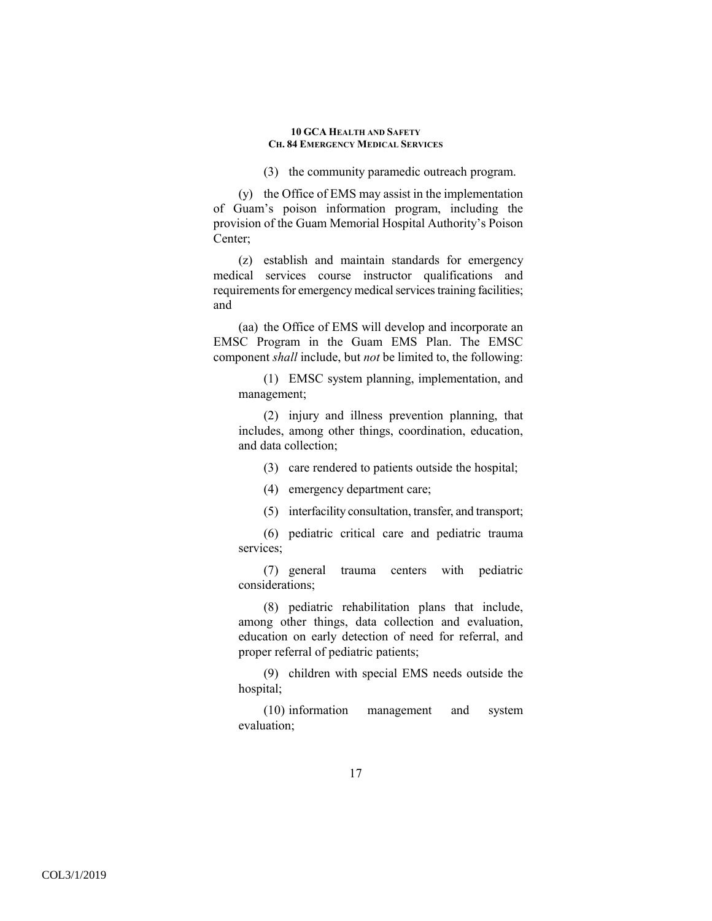(3) the community paramedic outreach program.

(y) the Office of EMS may assist in the implementation of Guam's poison information program, including the provision of the Guam Memorial Hospital Authority's Poison Center;

(z) establish and maintain standards for emergency medical services course instructor qualifications and requirements for emergency medical services training facilities; and

(aa) the Office of EMS will develop and incorporate an EMSC Program in the Guam EMS Plan. The EMSC component *shall* include, but *not* be limited to, the following:

(1) EMSC system planning, implementation, and management;

(2) injury and illness prevention planning, that includes, among other things, coordination, education, and data collection;

(3) care rendered to patients outside the hospital;

(4) emergency department care;

(5) interfacility consultation, transfer, and transport;

(6) pediatric critical care and pediatric trauma services;

(7) general trauma centers with pediatric considerations;

(8) pediatric rehabilitation plans that include, among other things, data collection and evaluation, education on early detection of need for referral, and proper referral of pediatric patients;

(9) children with special EMS needs outside the hospital;

(10) information management and system evaluation;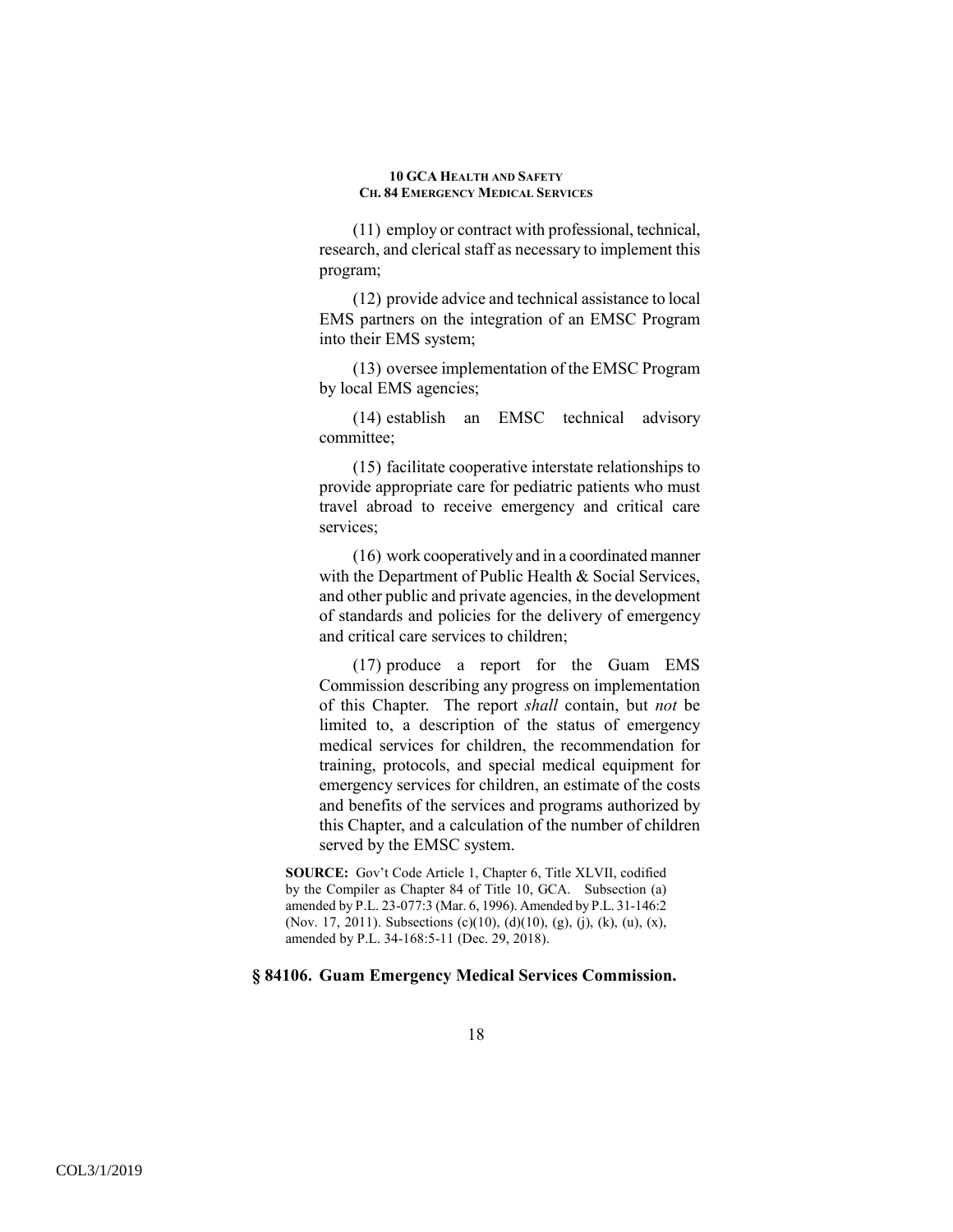(11) employ or contract with professional, technical, research, and clerical staff as necessary to implement this program;

(12) provide advice and technical assistance to local EMS partners on the integration of an EMSC Program into their EMS system;

(13) oversee implementation of the EMSC Program by local EMS agencies;

(14) establish an EMSC technical advisory committee;

(15) facilitate cooperative interstate relationships to provide appropriate care for pediatric patients who must travel abroad to receive emergency and critical care services;

(16) work cooperatively and in a coordinated manner with the Department of Public Health & Social Services, and other public and private agencies, in the development of standards and policies for the delivery of emergency and critical care services to children;

(17) produce a report for the Guam EMS Commission describing any progress on implementation of this Chapter. The report *shall* contain, but *not* be limited to, a description of the status of emergency medical services for children, the recommendation for training, protocols, and special medical equipment for emergency services for children, an estimate of the costs and benefits of the services and programs authorized by this Chapter, and a calculation of the number of children served by the EMSC system.

**SOURCE:** Gov't Code Article 1, Chapter 6, Title XLVII, codified by the Compiler as Chapter 84 of Title 10, GCA. Subsection (a) amended by P.L. 23-077:3 (Mar. 6, 1996). Amended by P.L. 31-146:2 (Nov. 17, 2011). Subsections (c)(10), (d)(10), (g), (j), (k), (u), (x), amended by P.L. 34-168:5-11 (Dec. 29, 2018).

### § 84106. Guam Emergency Medical Services Commission.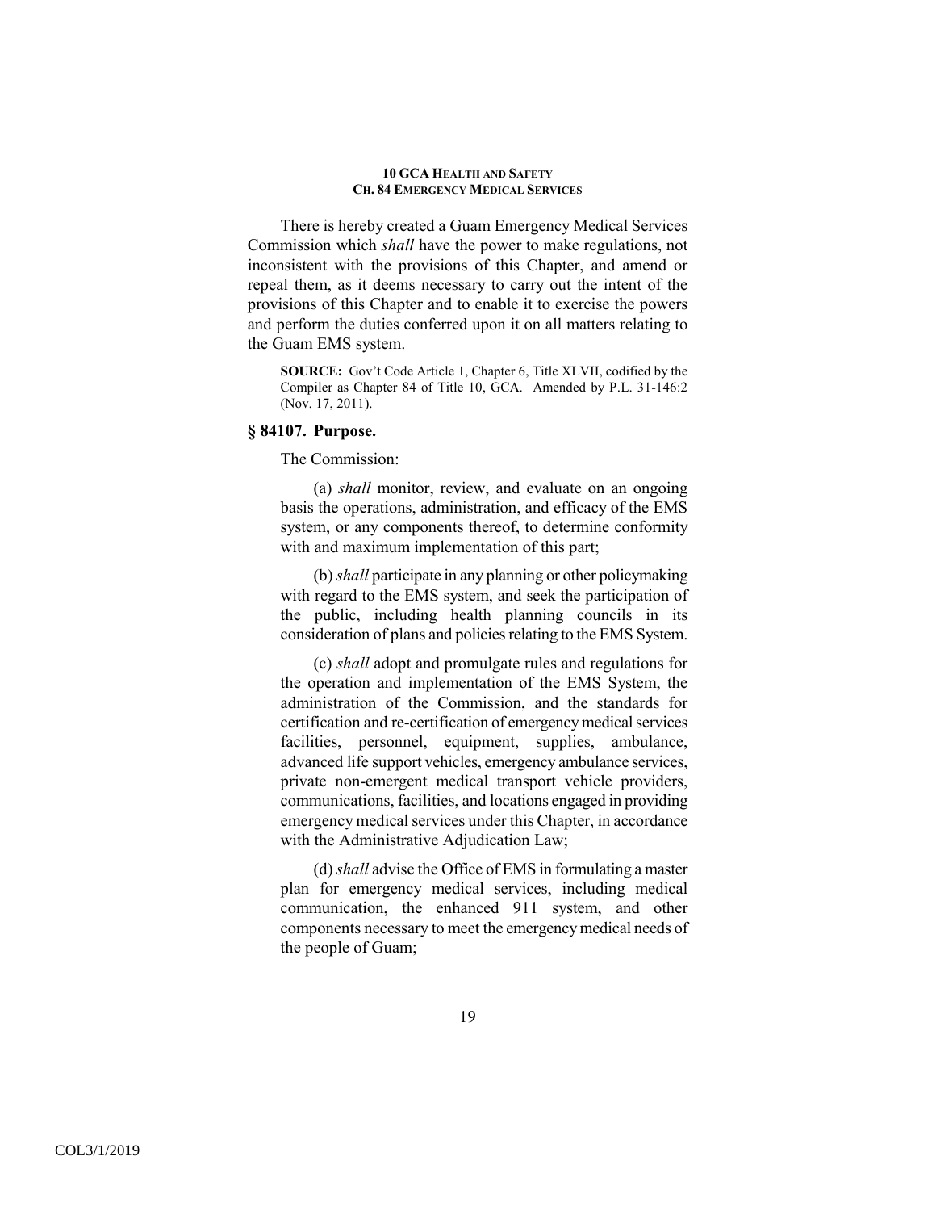There is hereby created a Guam Emergency Medical Services Commission which *shall* have the power to make regulations, not inconsistent with the provisions of this Chapter, and amend or repeal them, as it deems necessary to carry out the intent of the provisions of this Chapter and to enable it to exercise the powers and perform the duties conferred upon it on all matters relating to the Guam EMS system.

**SOURCE:** Gov't Code Article 1, Chapter 6, Title XLVII, codified by the Compiler as Chapter 84 of Title 10, GCA. Amended by P.L. 31-146:2 (Nov. 17, 2011).

### § 84107. Purpose.

The Commission:

(a) *shall* monitor, review, and evaluate on an ongoing basis the operations, administration, and efficacy of the EMS system, or any components thereof, to determine conformity with and maximum implementation of this part;

(b) *shall* participate in any planning or other policymaking with regard to the EMS system, and seek the participation of the public, including health planning councils in its consideration of plans and policies relating to the EMS System.

(c) *shall* adopt and promulgate rules and regulations for the operation and implementation of the EMS System, the administration of the Commission, and the standards for certification and re-certification of emergency medical services facilities, personnel, equipment, supplies, ambulance, advanced life support vehicles, emergency ambulance services, private non-emergent medical transport vehicle providers, communications, facilities, and locations engaged in providing emergency medical services under this Chapter, in accordance with the Administrative Adjudication Law;

(d) *shall* advise the Office of EMS in formulating a master plan for emergency medical services, including medical communication, the enhanced 911 system, and other components necessary to meet the emergency medical needs of the people of Guam;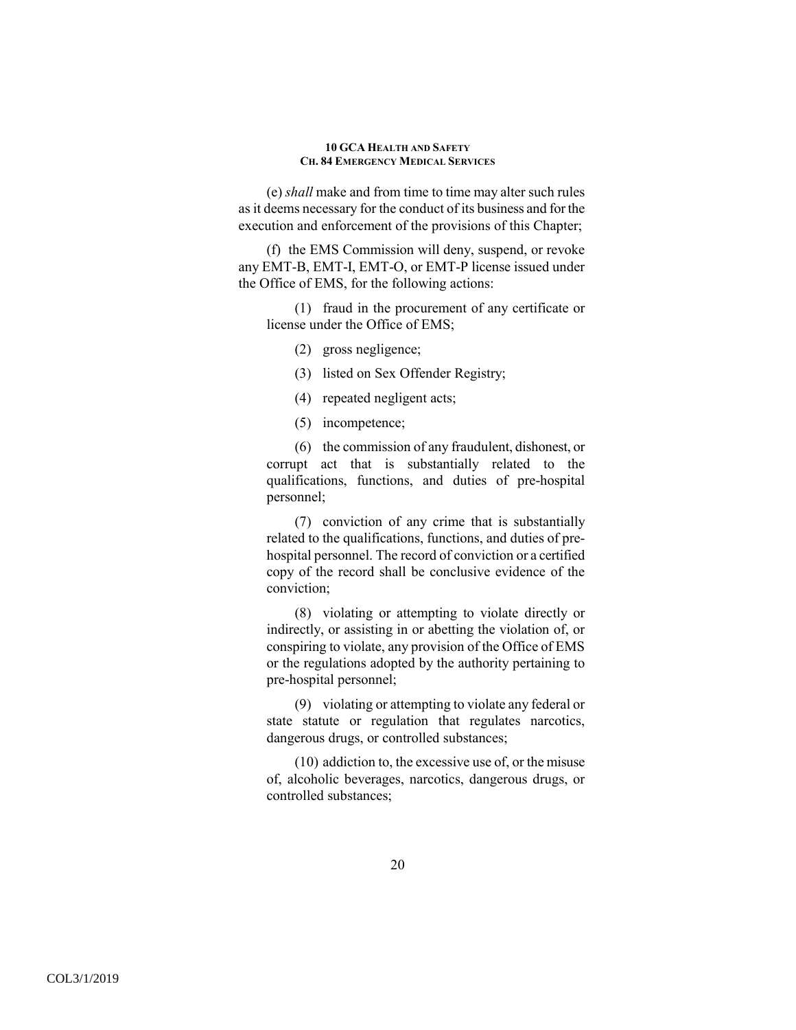(e) *shall* make and from time to time may alter such rules as it deems necessary for the conduct of its business and for the execution and enforcement of the provisions of this Chapter;

(f) the EMS Commission will deny, suspend, or revoke any EMT-B, EMT-I, EMT-O, or EMT-P license issued under the Office of EMS, for the following actions:

(1) fraud in the procurement of any certificate or license under the Office of EMS;

(2) gross negligence;

(3) listed on Sex Offender Registry;

(4) repeated negligent acts;

(5) incompetence;

(6) the commission of any fraudulent, dishonest, or corrupt act that is substantially related to the qualifications, functions, and duties of pre-hospital personnel;

(7) conviction of any crime that is substantially related to the qualifications, functions, and duties of pre-hospital personnel. The record of conviction or a certified copy of the record shall be conclusive evidence of the conviction;

(8) violating or attempting to violate directly or indirectly, or assisting in or abetting the violation of, or conspiring to violate, any provision of the Office of EMS or the regulations adopted by the authority pertaining to pre-hospital personnel;

(9) violating or attempting to violate any federal or state statute or regulation that regulates narcotics, dangerous drugs, or controlled substances;

(10) addiction to, the excessive use of, or the misuse of, alcoholic beverages, narcotics, dangerous drugs, or controlled substances;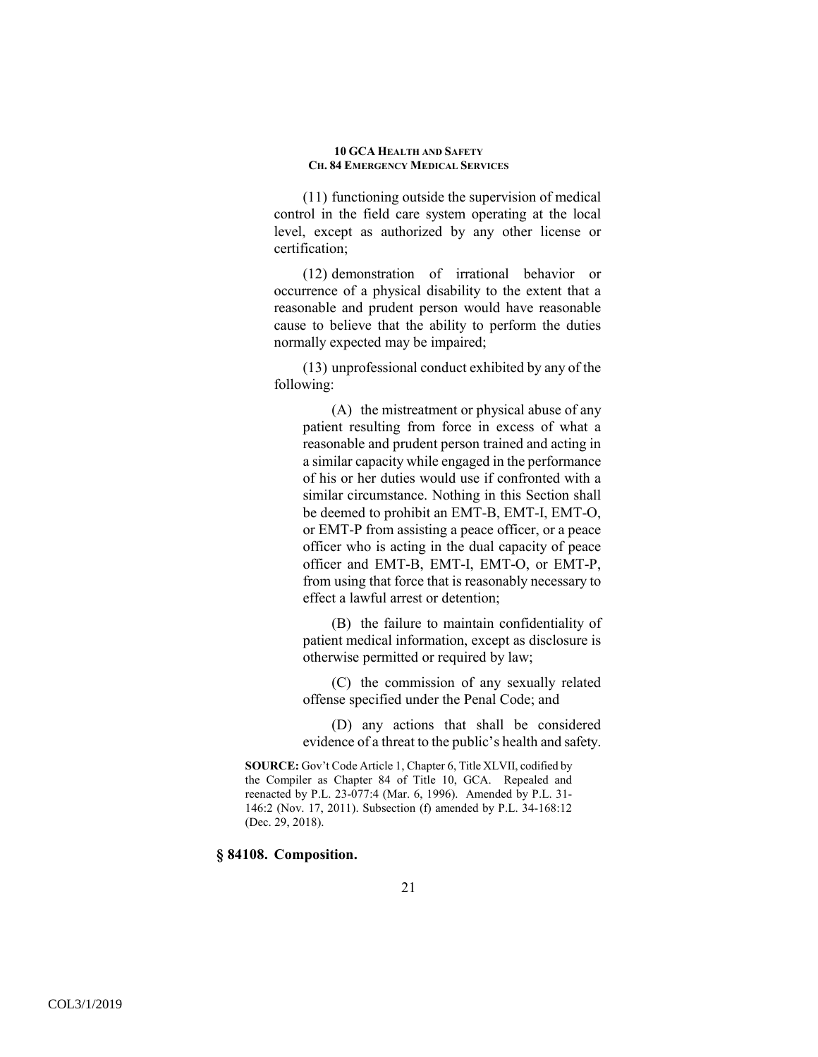(11) functioning outside the supervision of medical control in the field care system operating at the local level, except as authorized by any other license or certification;

(12) demonstration of irrational behavior or occurrence of a physical disability to the extent that a reasonable and prudent person would have reasonable cause to believe that the ability to perform the duties normally expected may be impaired;

(13) unprofessional conduct exhibited by any of the following:

(A) the mistreatment or physical abuse of any patient resulting from force in excess of what a reasonable and prudent person trained and acting in a similar capacity while engaged in the performance of his or her duties would use if confronted with a similar circumstance. Nothing in this Section shall be deemed to prohibit an EMT-B, EMT-I, EMT-O, or EMT-P from assisting a peace officer, or a peace officer who is acting in the dual capacity of peace officer and EMT-B, EMT-I, EMT-O, or EMT-P, from using that force that is reasonably necessary to effect a lawful arrest or detention;

(B) the failure to maintain confidentiality of patient medical information, except as disclosure is otherwise permitted or required by law;

(C) the commission of any sexually related offense specified under the Penal Code; and

(D) any actions that shall be considered evidence of a threat to the public's health and safety.

**SOURCE:** Gov't Code Article 1, Chapter 6, Title XLVII, codified by the Compiler as Chapter 84 of Title 10, GCA. Repealed and reenacted by P.L. 23-077:4 (Mar. 6, 1996). Amended by P.L. 31-146:2 (Nov. 17, 2011). Subsection (f) amended by P.L. 34-168:12 (Dec. 29, 2018).

### § 84108. Composition.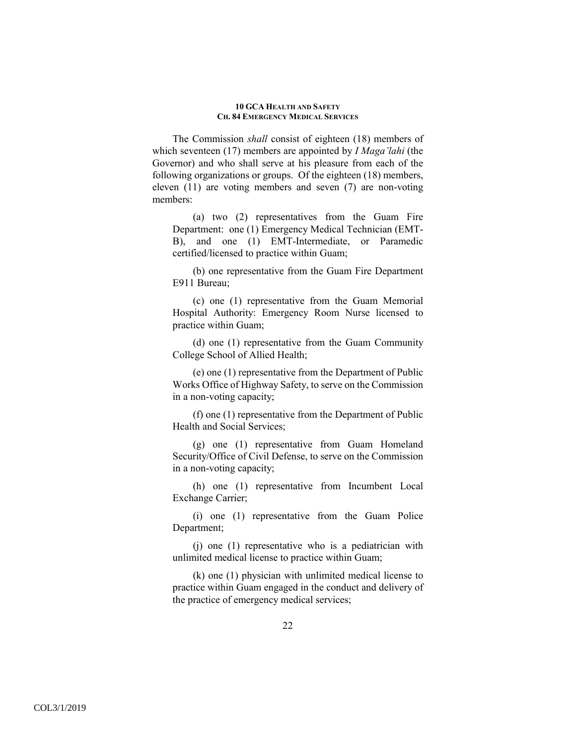The Commission *shall* consist of eighteen (18) members of which seventeen (17) members are appointed by *I Maga'lahi* (the Governor) and who shall serve at his pleasure from each of the following organizations or groups. Of the eighteen (18) members, eleven (11) are voting members and seven (7) are non-voting members:

(a) two (2) representatives from the Guam Fire Department: one (1) Emergency Medical Technician (EMT-B), and one (1) EMT-Intermediate, or Paramedic certified/licensed to practice within Guam;

(b) one representative from the Guam Fire Department E911 Bureau;

(c) one (1) representative from the Guam Memorial Hospital Authority: Emergency Room Nurse licensed to practice within Guam;

(d) one (1) representative from the Guam Community College School of Allied Health;

(e) one (1) representative from the Department of Public Works Office of Highway Safety, to serve on the Commission in a non-voting capacity;

(f) one (1) representative from the Department of Public Health and Social Services;

(g) one (1) representative from Guam Homeland Security/Office of Civil Defense, to serve on the Commission in a non-voting capacity;

(h) one (1) representative from Incumbent Local Exchange Carrier;

(i) one (1) representative from the Guam Police Department;

(j) one (1) representative who is a pediatrician with unlimited medical license to practice within Guam;

(k) one (1) physician with unlimited medical license to practice within Guam engaged in the conduct and delivery of the practice of emergency medical services;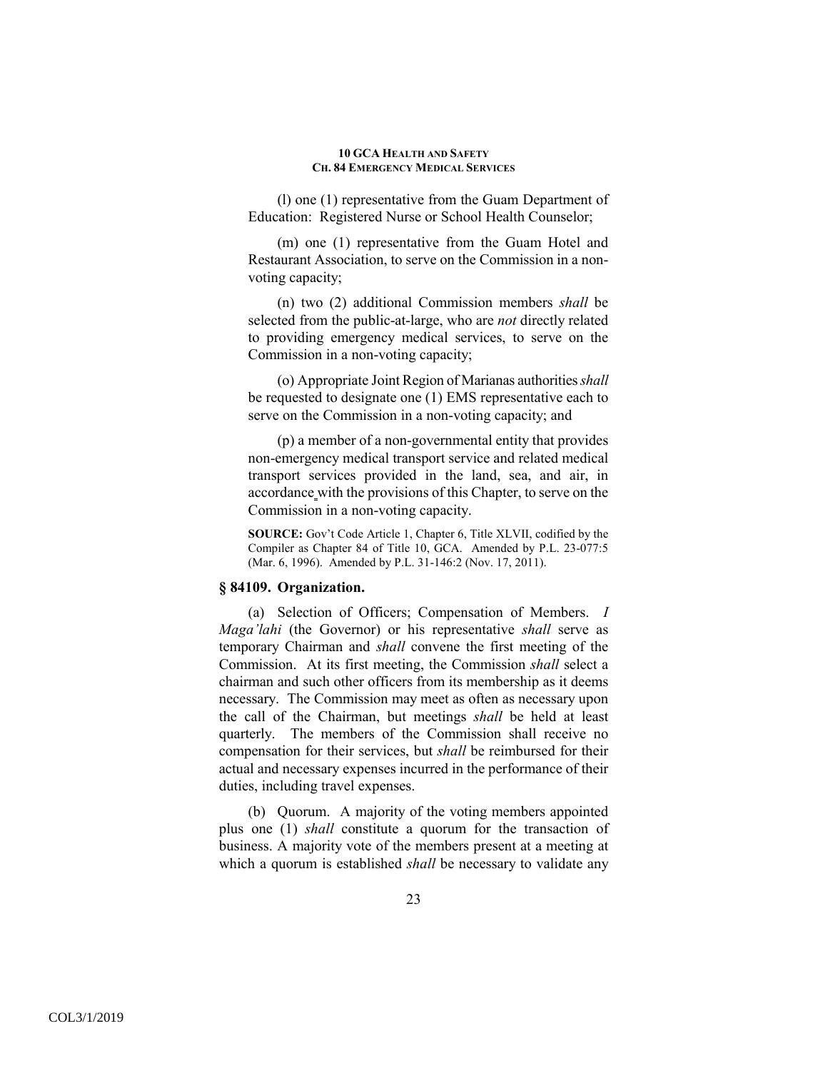(l) one (1) representative from the Guam Department of Education: Registered Nurse or School Health Counselor;

(m) one (1) representative from the Guam Hotel and Restaurant Association, to serve on the Commission in a non-voting capacity;

(n) two (2) additional Commission members *shall* be selected from the public-at-large, who are *not* directly related to providing emergency medical services, to serve on the Commission in a non-voting capacity;

(o) Appropriate Joint Region of Marianas authorities *shall* be requested to designate one (1) EMS representative each to serve on the Commission in a non-voting capacity; and

(p) a member of a non-governmental entity that provides non-emergency medical transport service and related medical transport services provided in the land, sea, and air, in accordance with the provisions of this Chapter, to serve on the Commission in a non-voting capacity.

**SOURCE:** Gov't Code Article 1, Chapter 6, Title XLVII, codified by the Compiler as Chapter 84 of Title 10, GCA. Amended by P.L. 23-077:5 (Mar. 6, 1996). Amended by P.L. 31-146:2 (Nov. 17, 2011).

### § 84109. Organization.

(a) Selection of Officers; Compensation of Members. *I Maga'lahi* (the Governor) or his representative *shall* serve as temporary Chairman and *shall* convene the first meeting of the Commission. At its first meeting, the Commission *shall* select a chairman and such other officers from its membership as it deems necessary. The Commission may meet as often as necessary upon the call of the Chairman, but meetings *shall* be held at least quarterly. The members of the Commission shall receive no compensation for their services, but *shall* be reimbursed for their actual and necessary expenses incurred in the performance of their duties, including travel expenses.

(b) Quorum. A majority of the voting members appointed plus one (1) *shall* constitute a quorum for the transaction of business. A majority vote of the members present at a meeting at which a quorum is established *shall* be necessary to validate any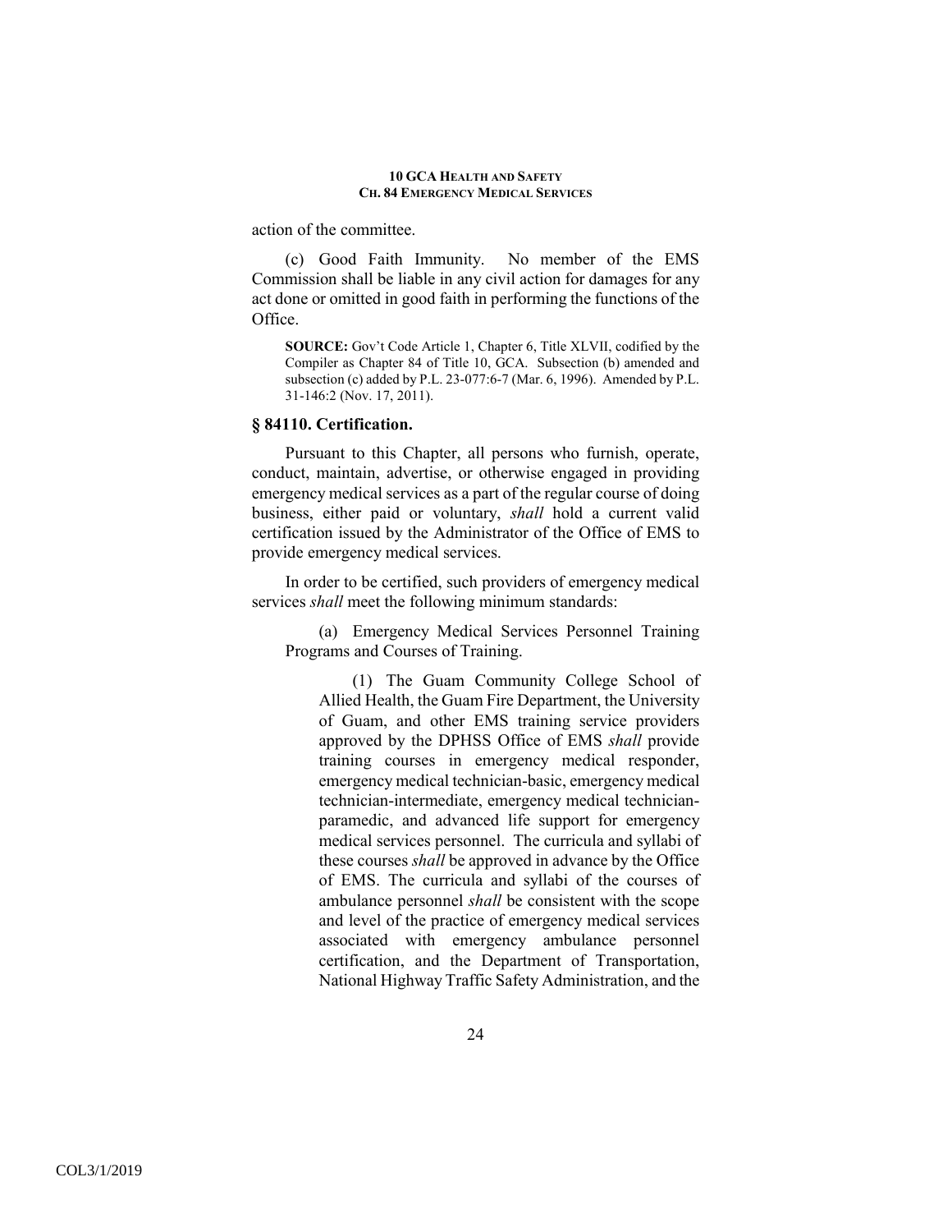action of the committee.

(c) Good Faith Immunity. No member of the EMS Commission shall be liable in any civil action for damages for any act done or omitted in good faith in performing the functions of the Office.

**SOURCE:** Gov't Code Article 1, Chapter 6, Title XLVII, codified by the Compiler as Chapter 84 of Title 10, GCA. Subsection (b) amended and subsection (c) added by P.L. 23-077:6-7 (Mar. 6, 1996). Amended by P.L. 31-146:2 (Nov. 17, 2011).

### § 84110. Certification.

Pursuant to this Chapter, all persons who furnish, operate, conduct, maintain, advertise, or otherwise engaged in providing emergency medical services as a part of the regular course of doing business, either paid or voluntary, *shall* hold a current valid certification issued by the Administrator of the Office of EMS to provide emergency medical services.

In order to be certified, such providers of emergency medical services *shall* meet the following minimum standards:

(a) Emergency Medical Services Personnel Training Programs and Courses of Training.

(1) The Guam Community College School of Allied Health, the Guam Fire Department, the University of Guam, and other EMS training service providers approved by the DPHSS Office of EMS *shall* provide training courses in emergency medical responder, emergency medical technician-basic, emergency medical technician-intermediate, emergency medical technician-paramedic, and advanced life support for emergency medical services personnel. The curricula and syllabi of these courses *shall* be approved in advance by the Office of EMS. The curricula and syllabi of the courses of ambulance personnel *shall* be consistent with the scope and level of the practice of emergency medical services associated with emergency ambulance personnel certification, and the Department of Transportation, National Highway Traffic Safety Administration, and the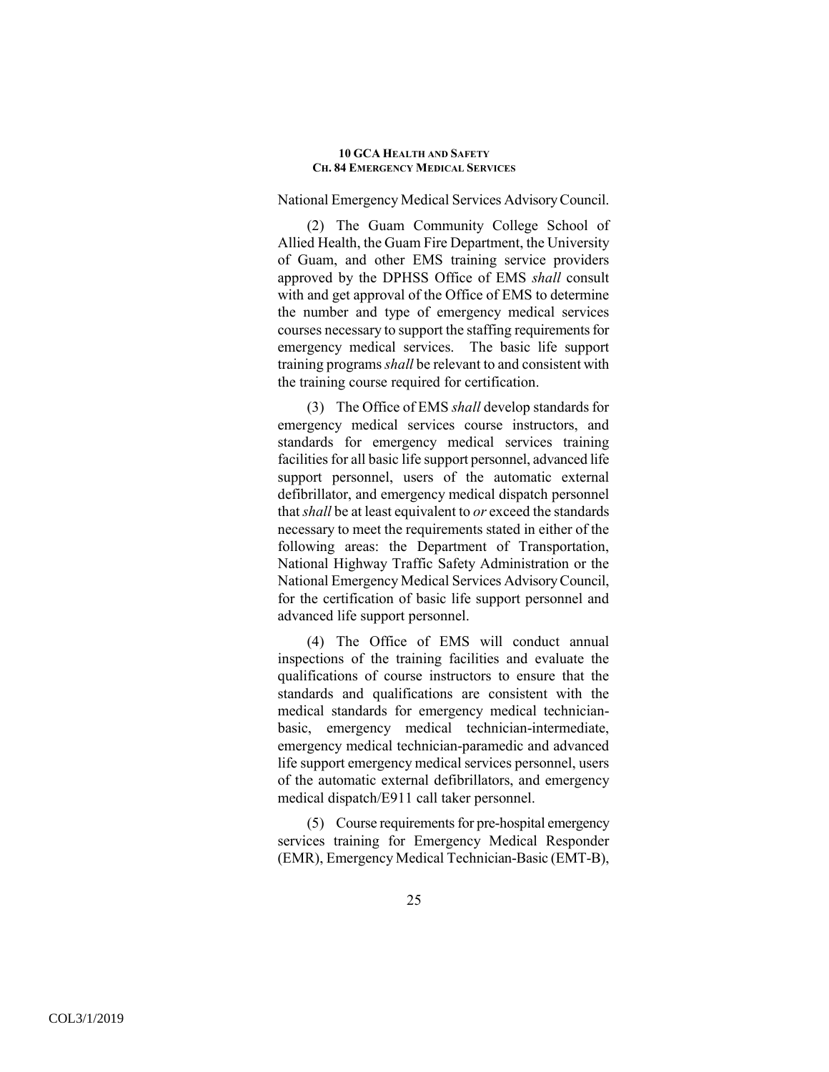National Emergency Medical Services Advisory Council.

(2) The Guam Community College School of Allied Health, the Guam Fire Department, the University of Guam, and other EMS training service providers approved by the DPHSS Office of EMS *shall* consult with and get approval of the Office of EMS to determine the number and type of emergency medical services courses necessary to support the staffing requirements for emergency medical services. The basic life support training programs *shall* be relevant to and consistent with the training course required for certification.

(3) The Office of EMS *shall* develop standards for emergency medical services course instructors, and standards for emergency medical services training facilities for all basic life support personnel, advanced life support personnel, users of the automatic external defibrillator, and emergency medical dispatch personnel that *shall* be at least equivalent to *or* exceed the standards necessary to meet the requirements stated in either of the following areas: the Department of Transportation, National Highway Traffic Safety Administration or the National Emergency Medical Services Advisory Council, for the certification of basic life support personnel and advanced life support personnel.

(4) The Office of EMS will conduct annual inspections of the training facilities and evaluate the qualifications of course instructors to ensure that the standards and qualifications are consistent with the medical standards for emergency medical technician-basic, emergency medical technician-intermediate, emergency medical technician-paramedic and advanced life support emergency medical services personnel, users of the automatic external defibrillators, and emergency medical dispatch/E911 call taker personnel.

(5) Course requirements for pre-hospital emergency services training for Emergency Medical Responder (EMR), Emergency Medical Technician-Basic (EMT-B),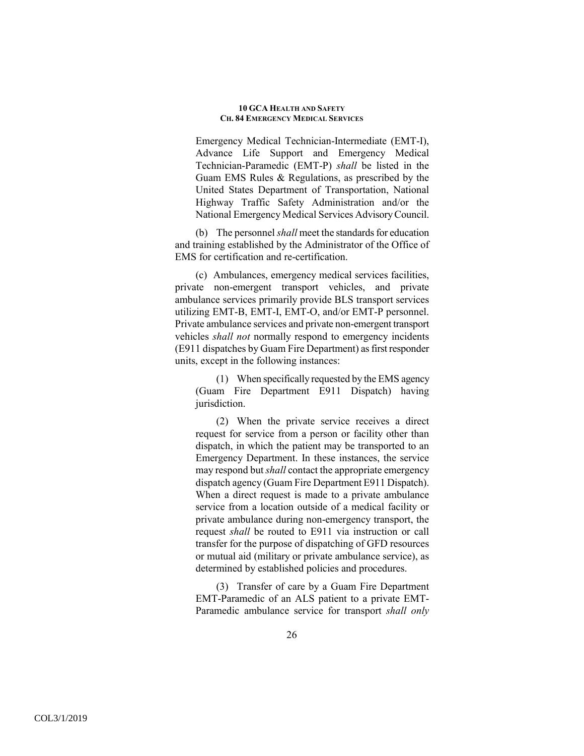Emergency Medical Technician-Intermediate (EMT-I), Advance Life Support and Emergency Medical Technician-Paramedic (EMT-P) *shall* be listed in the Guam EMS Rules & Regulations, as prescribed by the United States Department of Transportation, National Highway Traffic Safety Administration and/or the National Emergency Medical Services Advisory Council.

(b) The personnel *shall* meet the standards for education and training established by the Administrator of the Office of EMS for certification and re-certification.

(c) Ambulances, emergency medical services facilities, private non-emergent transport vehicles, and private ambulance services primarily provide BLS transport services utilizing EMT-B, EMT-I, EMT-O, and/or EMT-P personnel. Private ambulance services and private non-emergent transport vehicles *shall not* normally respond to emergency incidents (E911 dispatches by Guam Fire Department) as first responder units, except in the following instances:

(1) When specifically requested by the EMS agency (Guam Fire Department E911 Dispatch) having jurisdiction.

(2) When the private service receives a direct request for service from a person or facility other than dispatch, in which the patient may be transported to an Emergency Department. In these instances, the service may respond but *shall* contact the appropriate emergency dispatch agency (Guam Fire Department E911 Dispatch). When a direct request is made to a private ambulance service from a location outside of a medical facility or private ambulance during non-emergency transport, the request *shall* be routed to E911 via instruction or call transfer for the purpose of dispatching of GFD resources or mutual aid (military or private ambulance service), as determined by established policies and procedures.

(3) Transfer of care by a Guam Fire Department EMT-Paramedic of an ALS patient to a private EMT-Paramedic ambulance service for transport *shall only*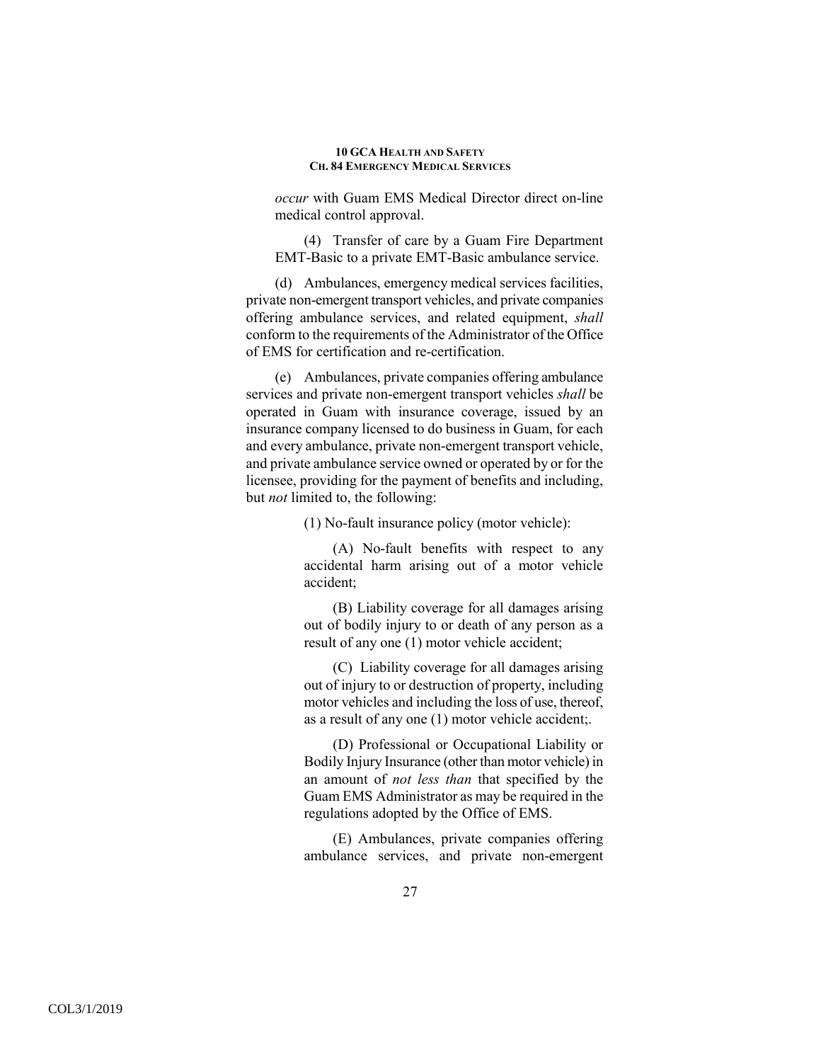*occur* with Guam EMS Medical Director direct on-line medical control approval.

(4) Transfer of care by a Guam Fire Department EMT-Basic to a private EMT-Basic ambulance service.

(d) Ambulances, emergency medical services facilities, private non-emergent transport vehicles, and private companies offering ambulance services, and related equipment, *shall* conform to the requirements of the Administrator of the Office of EMS for certification and re-certification.

(e) Ambulances, private companies offering ambulance services and private non-emergent transport vehicles *shall* be operated in Guam with insurance coverage, issued by an insurance company licensed to do business in Guam, for each and every ambulance, private non-emergent transport vehicle, and private ambulance service owned or operated by or for the licensee, providing for the payment of benefits and including, but *not* limited to, the following:

(1) No-fault insurance policy (motor vehicle):

(A) No-fault benefits with respect to any accidental harm arising out of a motor vehicle accident;

(B) Liability coverage for all damages arising out of bodily injury to or death of any person as a result of any one (1) motor vehicle accident;

(C) Liability coverage for all damages arising out of injury to or destruction of property, including motor vehicles and including the loss of use, thereof, as a result of any one (1) motor vehicle accident;.

(D) Professional or Occupational Liability or Bodily Injury Insurance (other than motor vehicle) in an amount of *not less than* that specified by the Guam EMS Administrator as may be required in the regulations adopted by the Office of EMS.

(E) Ambulances, private companies offering ambulance services, and private non-emergent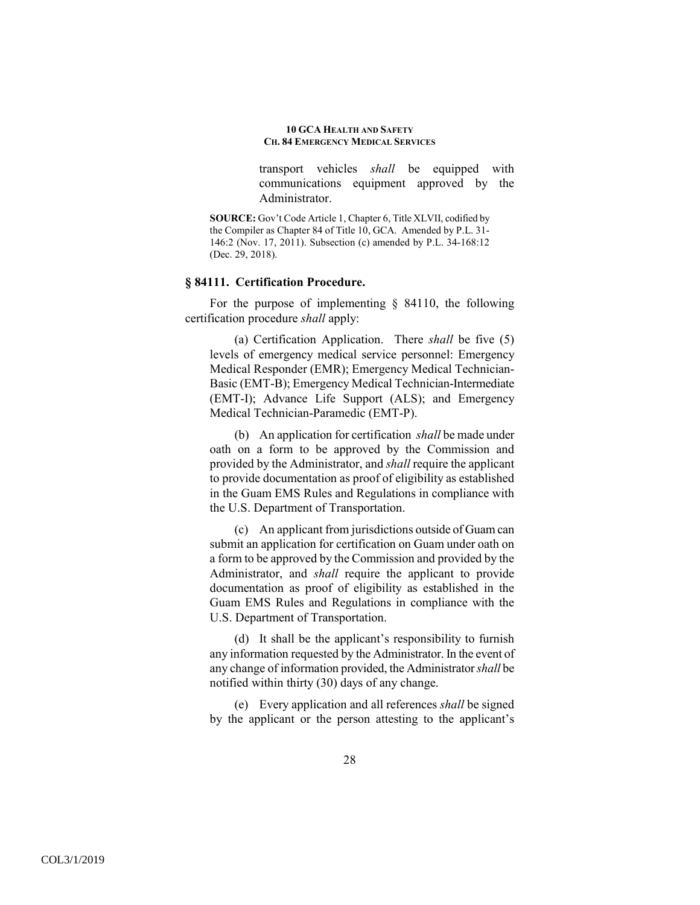transport vehicles *shall* be equipped with communications equipment approved by the Administrator.

**SOURCE:** Gov't Code Article 1, Chapter 6, Title XLVII, codified by the Compiler as Chapter 84 of Title 10, GCA. Amended by P.L. 31-146:2 (Nov. 17, 2011). Subsection (c) amended by P.L. 34-168:12 (Dec. 29, 2018).

### § 84111. Certification Procedure.

For the purpose of implementing § 84110, the following certification procedure *shall* apply:

(a) Certification Application. There *shall* be five (5) levels of emergency medical service personnel: Emergency Medical Responder (EMR); Emergency Medical Technician-Basic (EMT-B); Emergency Medical Technician-Intermediate (EMT-I); Advance Life Support (ALS); and Emergency Medical Technician-Paramedic (EMT-P).

(b) An application for certification *shall* be made under oath on a form to be approved by the Commission and provided by the Administrator, and *shall* require the applicant to provide documentation as proof of eligibility as established in the Guam EMS Rules and Regulations in compliance with the U.S. Department of Transportation.

(c) An applicant from jurisdictions outside of Guam can submit an application for certification on Guam under oath on a form to be approved by the Commission and provided by the Administrator, and *shall* require the applicant to provide documentation as proof of eligibility as established in the Guam EMS Rules and Regulations in compliance with the U.S. Department of Transportation.

(d) It shall be the applicant's responsibility to furnish any information requested by the Administrator. In the event of any change of information provided, the Administrator *shall* be notified within thirty (30) days of any change.

(e) Every application and all references *shall* be signed by the applicant or the person attesting to the applicant's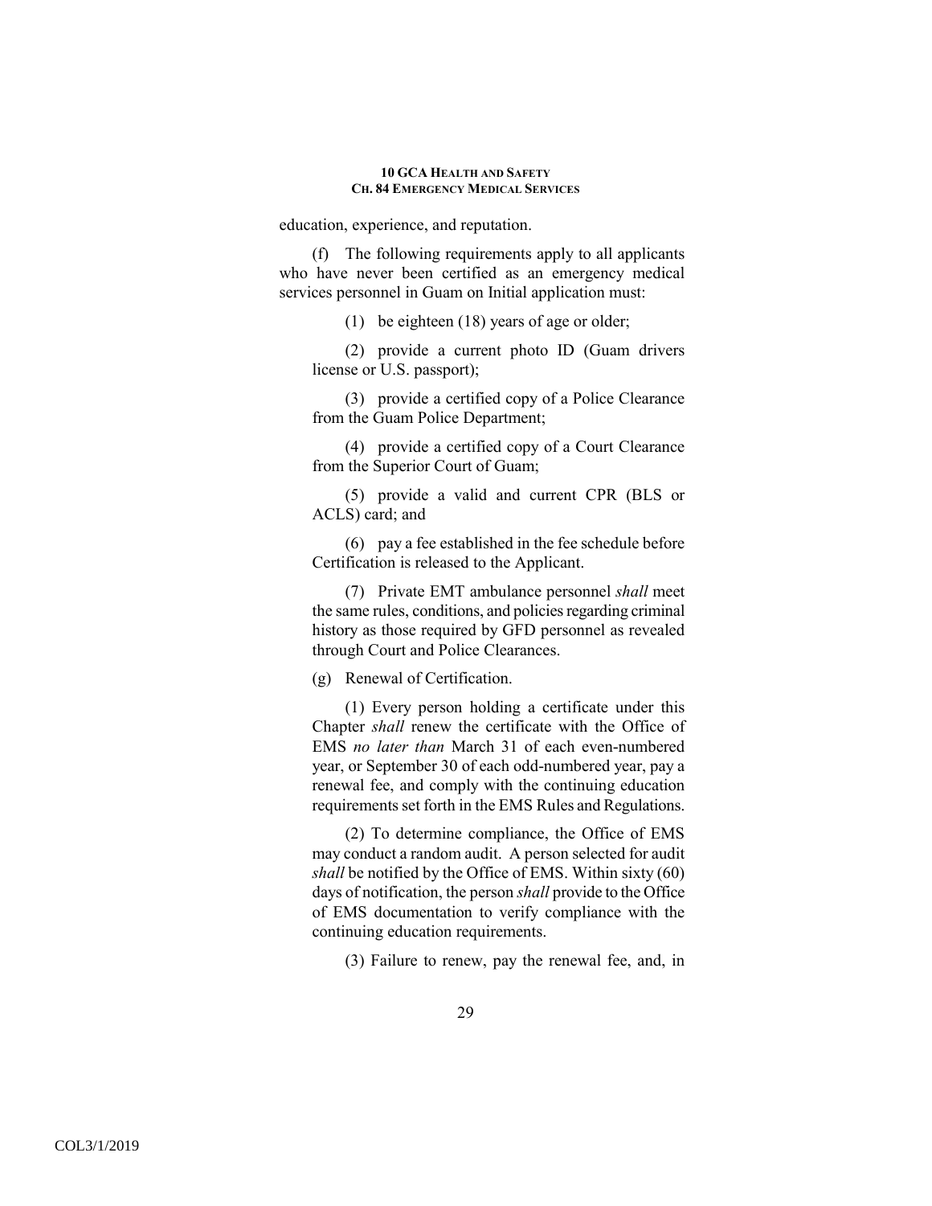education, experience, and reputation.

(f) The following requirements apply to all applicants who have never been certified as an emergency medical services personnel in Guam on Initial application must:

(1) be eighteen (18) years of age or older;

(2) provide a current photo ID (Guam drivers license or U.S. passport);

(3) provide a certified copy of a Police Clearance from the Guam Police Department;

(4) provide a certified copy of a Court Clearance from the Superior Court of Guam;

(5) provide a valid and current CPR (BLS or ACLS) card; and

(6) pay a fee established in the fee schedule before Certification is released to the Applicant.

(7) Private EMT ambulance personnel *shall* meet the same rules, conditions, and policies regarding criminal history as those required by GFD personnel as revealed through Court and Police Clearances.

(g) Renewal of Certification.

(1) Every person holding a certificate under this Chapter *shall* renew the certificate with the Office of EMS *no later than* March 31 of each even-numbered year, or September 30 of each odd-numbered year, pay a renewal fee, and comply with the continuing education requirements set forth in the EMS Rules and Regulations.

(2) To determine compliance, the Office of EMS may conduct a random audit. A person selected for audit *shall* be notified by the Office of EMS. Within sixty (60) days of notification, the person *shall* provide to the Office of EMS documentation to verify compliance with the continuing education requirements.

(3) Failure to renew, pay the renewal fee, and, in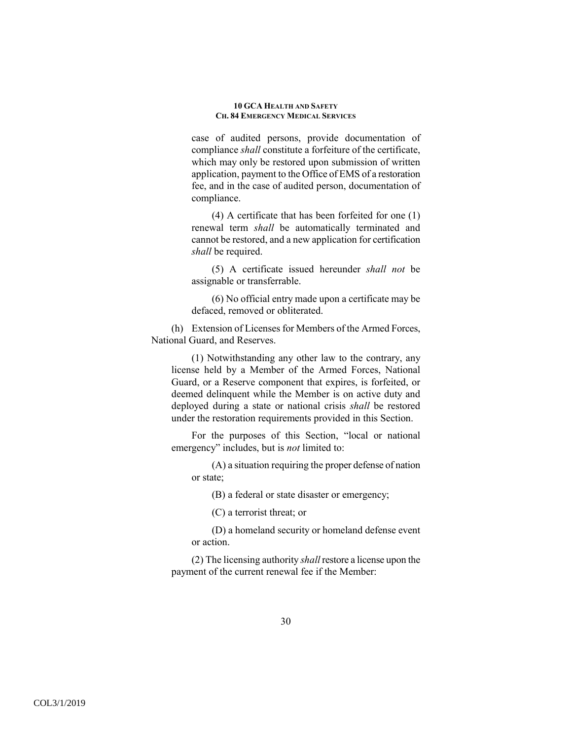case of audited persons, provide documentation of compliance *shall* constitute a forfeiture of the certificate, which may only be restored upon submission of written application, payment to the Office of EMS of a restoration fee, and in the case of audited person, documentation of compliance.

(4) A certificate that has been forfeited for one (1) renewal term *shall* be automatically terminated and cannot be restored, and a new application for certification *shall* be required.

(5) A certificate issued hereunder *shall not* be assignable or transferrable.

(6) No official entry made upon a certificate may be defaced, removed or obliterated.

(h) Extension of Licenses for Members of the Armed Forces, National Guard, and Reserves.

(1) Notwithstanding any other law to the contrary, any license held by a Member of the Armed Forces, National Guard, or a Reserve component that expires, is forfeited, or deemed delinquent while the Member is on active duty and deployed during a state or national crisis *shall* be restored under the restoration requirements provided in this Section.

For the purposes of this Section, "local or national emergency" includes, but is *not* limited to:

(A) a situation requiring the proper defense of nation or state;

(B) a federal or state disaster or emergency;

(C) a terrorist threat; or

(D) a homeland security or homeland defense event or action.

(2) The licensing authority *shall* restore a license upon the payment of the current renewal fee if the Member: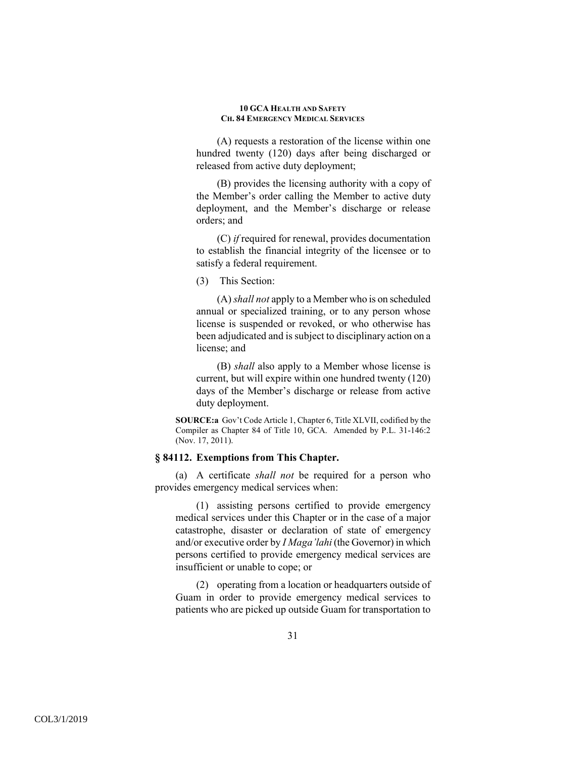(A) requests a restoration of the license within one hundred twenty (120) days after being discharged or released from active duty deployment;

(B) provides the licensing authority with a copy of the Member's order calling the Member to active duty deployment, and the Member's discharge or release orders; and

(C) *if* required for renewal, provides documentation to establish the financial integrity of the licensee or to satisfy a federal requirement.

(3) This Section:

(A) *shall not* apply to a Member who is on scheduled annual or specialized training, or to any person whose license is suspended or revoked, or who otherwise has been adjudicated and is subject to disciplinary action on a license; and

(B) *shall* also apply to a Member whose license is current, but will expire within one hundred twenty (120) days of the Member's discharge or release from active duty deployment.

**SOURCE:a** Gov't Code Article 1, Chapter 6, Title XLVII, codified by the Compiler as Chapter 84 of Title 10, GCA. Amended by P.L. 31-146:2 (Nov. 17, 2011).

### § 84112. Exemptions from This Chapter.

(a) A certificate *shall not* be required for a person who provides emergency medical services when:

(1) assisting persons certified to provide emergency medical services under this Chapter or in the case of a major catastrophe, disaster or declaration of state of emergency and/or executive order by *I Maga'lahi* (the Governor) in which persons certified to provide emergency medical services are insufficient or unable to cope; or

(2) operating from a location or headquarters outside of Guam in order to provide emergency medical services to patients who are picked up outside Guam for transportation to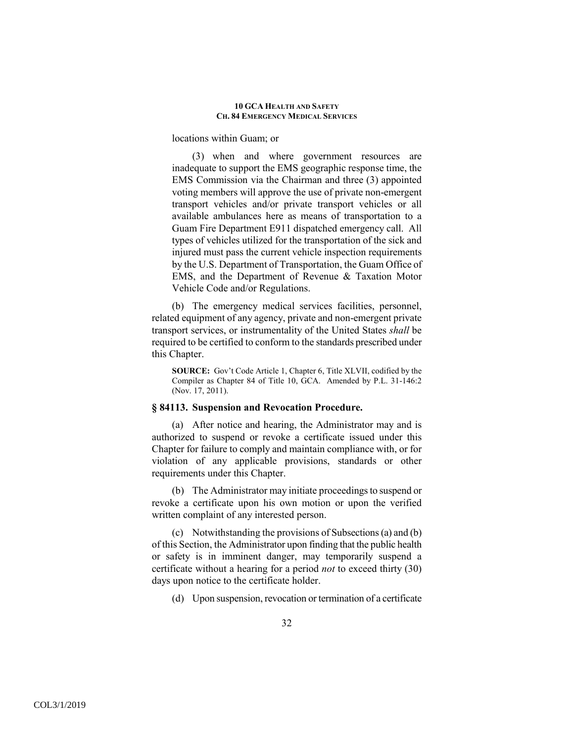locations within Guam; or

(3) when and where government resources are inadequate to support the EMS geographic response time, the EMS Commission via the Chairman and three (3) appointed voting members will approve the use of private non-emergent transport vehicles and/or private transport vehicles or all available ambulances here as means of transportation to a Guam Fire Department E911 dispatched emergency call. All types of vehicles utilized for the transportation of the sick and injured must pass the current vehicle inspection requirements by the U.S. Department of Transportation, the Guam Office of EMS, and the Department of Revenue & Taxation Motor Vehicle Code and/or Regulations.

(b) The emergency medical services facilities, personnel, related equipment of any agency, private and non-emergent private transport services, or instrumentality of the United States *shall* be required to be certified to conform to the standards prescribed under this Chapter.

**SOURCE:** Gov't Code Article 1, Chapter 6, Title XLVII, codified by the Compiler as Chapter 84 of Title 10, GCA. Amended by P.L. 31-146:2 (Nov. 17, 2011).

### § 84113. Suspension and Revocation Procedure.

(a) After notice and hearing, the Administrator may and is authorized to suspend or revoke a certificate issued under this Chapter for failure to comply and maintain compliance with, or for violation of any applicable provisions, standards or other requirements under this Chapter.

(b) The Administrator may initiate proceedings to suspend or revoke a certificate upon his own motion or upon the verified written complaint of any interested person.

(c) Notwithstanding the provisions of Subsections (a) and (b) of this Section, the Administrator upon finding that the public health or safety is in imminent danger, may temporarily suspend a certificate without a hearing for a period *not* to exceed thirty (30) days upon notice to the certificate holder.

(d) Upon suspension, revocation or termination of a certificate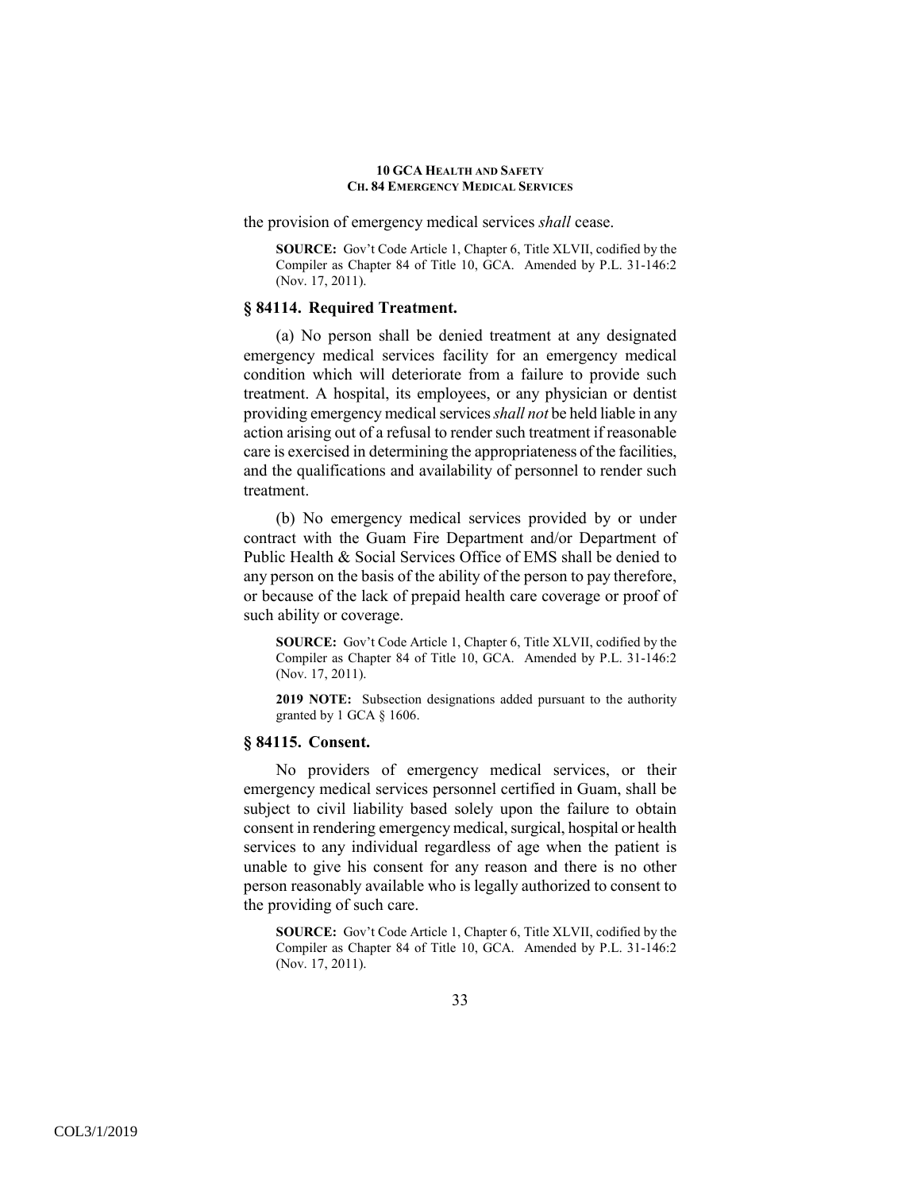the provision of emergency medical services *shall* cease.

**SOURCE:** Gov't Code Article 1, Chapter 6, Title XLVII, codified by the Compiler as Chapter 84 of Title 10, GCA. Amended by P.L. 31-146:2 (Nov. 17, 2011).

### § 84114. Required Treatment.

(a) No person shall be denied treatment at any designated emergency medical services facility for an emergency medical condition which will deteriorate from a failure to provide such treatment. A hospital, its employees, or any physician or dentist providing emergency medical services *shall not* be held liable in any action arising out of a refusal to render such treatment if reasonable care is exercised in determining the appropriateness of the facilities, and the qualifications and availability of personnel to render such treatment.

(b) No emergency medical services provided by or under contract with the Guam Fire Department and/or Department of Public Health & Social Services Office of EMS shall be denied to any person on the basis of the ability of the person to pay therefore, or because of the lack of prepaid health care coverage or proof of such ability or coverage.

**SOURCE:** Gov't Code Article 1, Chapter 6, Title XLVII, codified by the Compiler as Chapter 84 of Title 10, GCA. Amended by P.L. 31-146:2 (Nov. 17, 2011).

**2019 NOTE:** Subsection designations added pursuant to the authority granted by 1 GCA § 1606.

### § 84115. Consent.

No providers of emergency medical services, or their emergency medical services personnel certified in Guam, shall be subject to civil liability based solely upon the failure to obtain consent in rendering emergency medical, surgical, hospital or health services to any individual regardless of age when the patient is unable to give his consent for any reason and there is no other person reasonably available who is legally authorized to consent to the providing of such care.

**SOURCE:** Gov't Code Article 1, Chapter 6, Title XLVII, codified by the Compiler as Chapter 84 of Title 10, GCA. Amended by P.L. 31-146:2 (Nov. 17, 2011).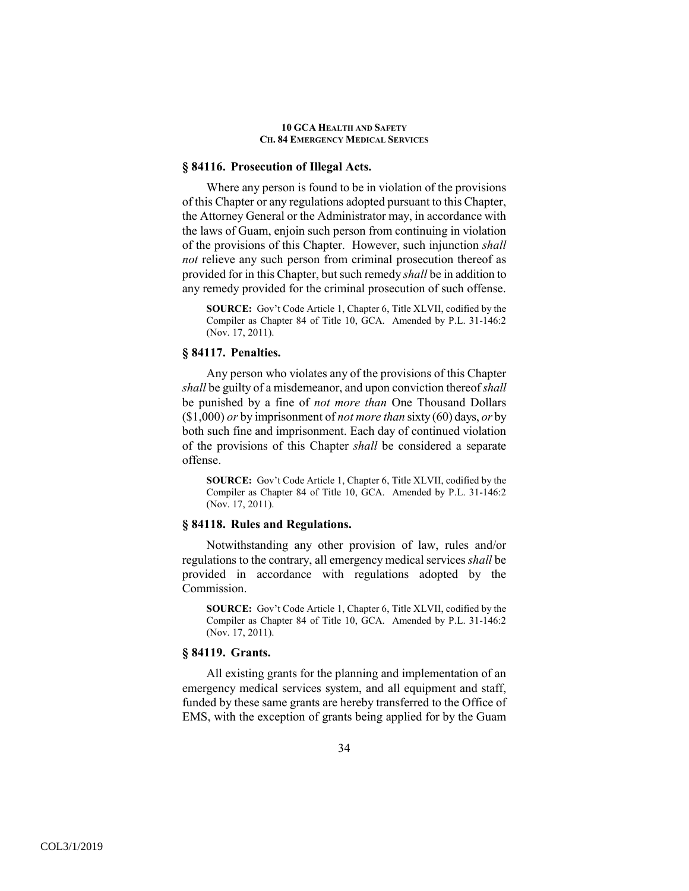### § 84116. Prosecution of Illegal Acts.

Where any person is found to be in violation of the provisions of this Chapter or any regulations adopted pursuant to this Chapter, the Attorney General or the Administrator may, in accordance with the laws of Guam, enjoin such person from continuing in violation of the provisions of this Chapter. However, such injunction *shall not* relieve any such person from criminal prosecution thereof as provided for in this Chapter, but such remedy *shall* be in addition to any remedy provided for the criminal prosecution of such offense.

**SOURCE:** Gov't Code Article 1, Chapter 6, Title XLVII, codified by the Compiler as Chapter 84 of Title 10, GCA. Amended by P.L. 31-146:2 (Nov. 17, 2011).

### § 84117. Penalties.

Any person who violates any of the provisions of this Chapter *shall* be guilty of a misdemeanor, and upon conviction thereof *shall* be punished by a fine of *not more than* One Thousand Dollars ($1,000) *or* by imprisonment of *not more than* sixty (60) days, *or* by both such fine and imprisonment. Each day of continued violation of the provisions of this Chapter *shall* be considered a separate offense.

**SOURCE:** Gov't Code Article 1, Chapter 6, Title XLVII, codified by the Compiler as Chapter 84 of Title 10, GCA. Amended by P.L. 31-146:2 (Nov. 17, 2011).

### § 84118. Rules and Regulations.

Notwithstanding any other provision of law, rules and/or regulations to the contrary, all emergency medical services *shall* be provided in accordance with regulations adopted by the Commission.

**SOURCE:** Gov't Code Article 1, Chapter 6, Title XLVII, codified by the Compiler as Chapter 84 of Title 10, GCA. Amended by P.L. 31-146:2 (Nov. 17, 2011).

### § 84119. Grants.

All existing grants for the planning and implementation of an emergency medical services system, and all equipment and staff, funded by these same grants are hereby transferred to the Office of EMS, with the exception of grants being applied for by the Guam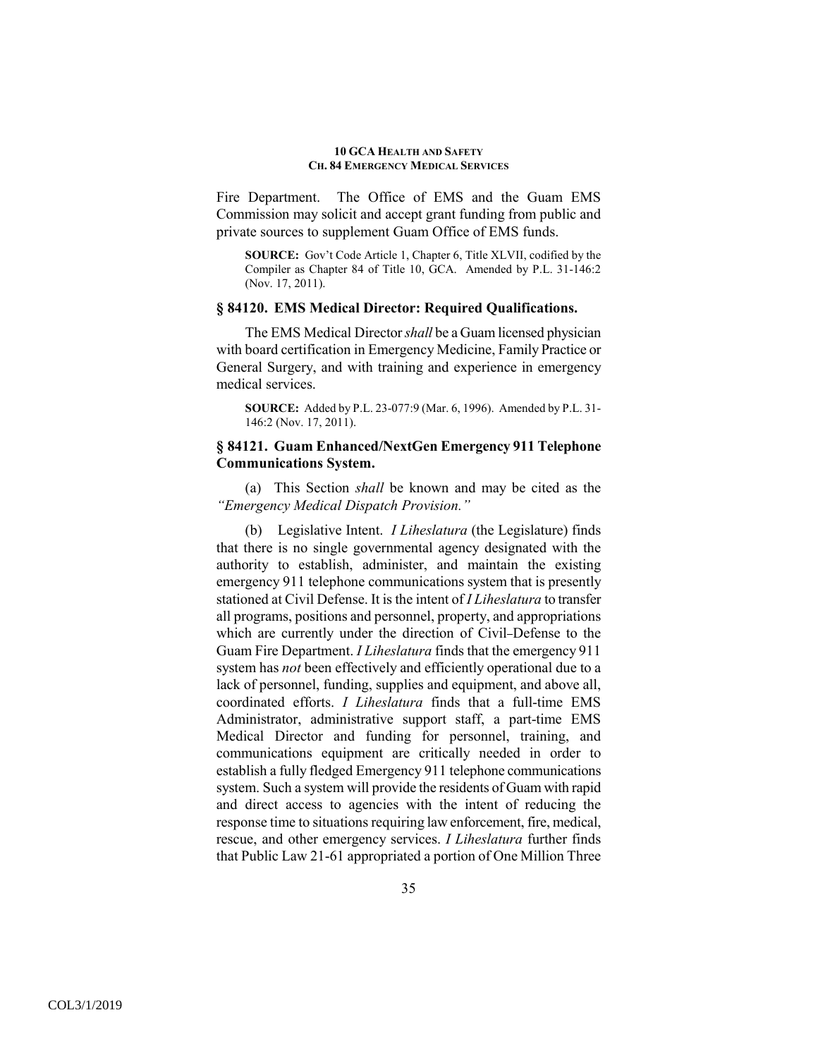Fire Department. The Office of EMS and the Guam EMS Commission may solicit and accept grant funding from public and private sources to supplement Guam Office of EMS funds.

**SOURCE:** Gov't Code Article 1, Chapter 6, Title XLVII, codified by the Compiler as Chapter 84 of Title 10, GCA. Amended by P.L. 31-146:2 (Nov. 17, 2011).

### § 84120. EMS Medical Director: Required Qualifications.

The EMS Medical Director *shall* be a Guam licensed physician with board certification in Emergency Medicine, Family Practice or General Surgery, and with training and experience in emergency medical services.

**SOURCE:** Added by P.L. 23-077:9 (Mar. 6, 1996). Amended by P.L. 31-146:2 (Nov. 17, 2011).

### § 84121. Guam Enhanced/NextGen Emergency 911 Telephone Communications System.

(a) This Section *shall* be known and may be cited as the *"Emergency Medical Dispatch Provision."*

(b) Legislative Intent. *I Liheslatura* (the Legislature) finds that there is no single governmental agency designated with the authority to establish, administer, and maintain the existing emergency 911 telephone communications system that is presently stationed at Civil Defense. It is the intent of *I Liheslatura* to transfer all programs, positions and personnel, property, and appropriations which are currently under the direction of Civil-Defense to the Guam Fire Department. *I Liheslatura* finds that the emergency 911 system has *not* been effectively and efficiently operational due to a lack of personnel, funding, supplies and equipment, and above all, coordinated efforts. *I Liheslatura* finds that a full-time EMS Administrator, administrative support staff, a part-time EMS Medical Director and funding for personnel, training, and communications equipment are critically needed in order to establish a fully fledged Emergency 911 telephone communications system. Such a system will provide the residents of Guam with rapid and direct access to agencies with the intent of reducing the response time to situations requiring law enforcement, fire, medical, rescue, and other emergency services. *I Liheslatura* further finds that Public Law 21-61 appropriated a portion of One Million Three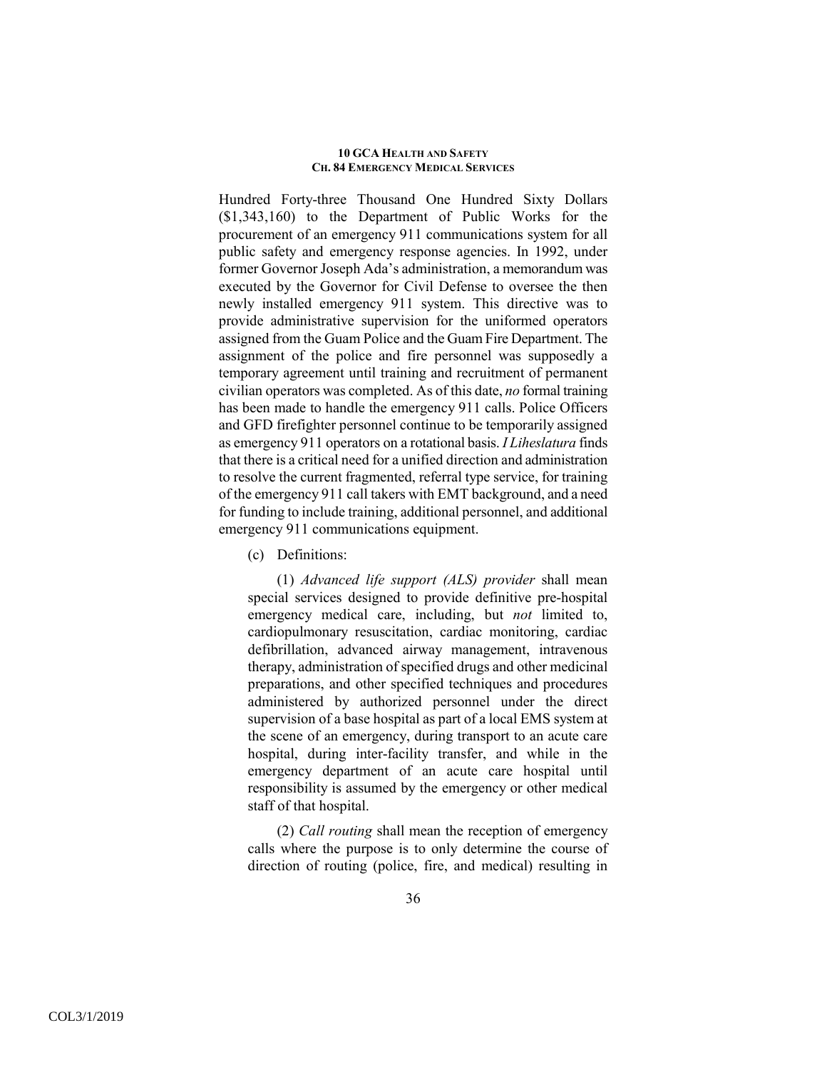Hundred Forty-three Thousand One Hundred Sixty Dollars ($1,343,160) to the Department of Public Works for the procurement of an emergency 911 communications system for all public safety and emergency response agencies. In 1992, under former Governor Joseph Ada's administration, a memorandum was executed by the Governor for Civil Defense to oversee the then newly installed emergency 911 system. This directive was to provide administrative supervision for the uniformed operators assigned from the Guam Police and the Guam Fire Department. The assignment of the police and fire personnel was supposedly a temporary agreement until training and recruitment of permanent civilian operators was completed. As of this date, *no* formal training has been made to handle the emergency 911 calls. Police Officers and GFD firefighter personnel continue to be temporarily assigned as emergency 911 operators on a rotational basis. *I Liheslatura* finds that there is a critical need for a unified direction and administration to resolve the current fragmented, referral type service, for training of the emergency 911 call takers with EMT background, and a need for funding to include training, additional personnel, and additional emergency 911 communications equipment.

(c) Definitions:

(1) *Advanced life support (ALS) provider* shall mean special services designed to provide definitive pre-hospital emergency medical care, including, but *not* limited to, cardiopulmonary resuscitation, cardiac monitoring, cardiac defibrillation, advanced airway management, intravenous therapy, administration of specified drugs and other medicinal preparations, and other specified techniques and procedures administered by authorized personnel under the direct supervision of a base hospital as part of a local EMS system at the scene of an emergency, during transport to an acute care hospital, during inter-facility transfer, and while in the emergency department of an acute care hospital until responsibility is assumed by the emergency or other medical staff of that hospital.

(2) *Call routing* shall mean the reception of emergency calls where the purpose is to only determine the course of direction of routing (police, fire, and medical) resulting in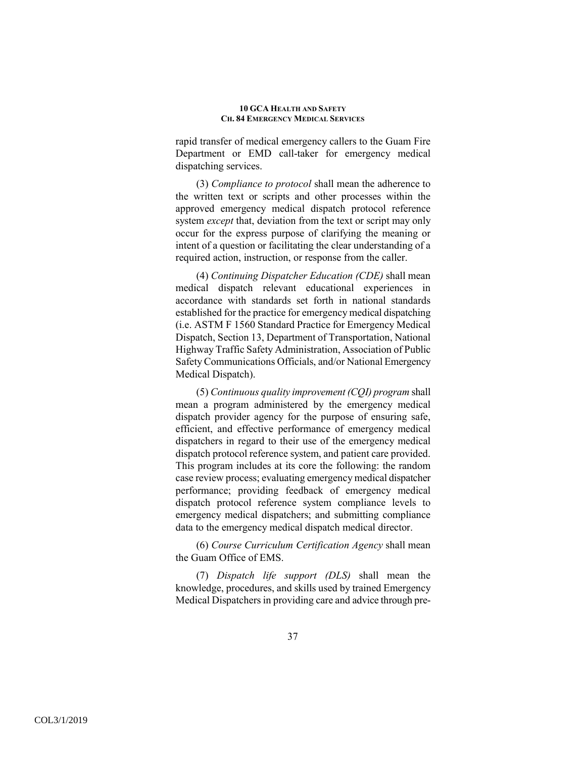rapid transfer of medical emergency callers to the Guam Fire Department or EMD call-taker for emergency medical dispatching services.

(3) *Compliance to protocol* shall mean the adherence to the written text or scripts and other processes within the approved emergency medical dispatch protocol reference system *except* that, deviation from the text or script may only occur for the express purpose of clarifying the meaning or intent of a question or facilitating the clear understanding of a required action, instruction, or response from the caller.

(4) *Continuing Dispatcher Education (CDE)* shall mean medical dispatch relevant educational experiences in accordance with standards set forth in national standards established for the practice for emergency medical dispatching (i.e. ASTM F 1560 Standard Practice for Emergency Medical Dispatch, Section 13, Department of Transportation, National Highway Traffic Safety Administration, Association of Public Safety Communications Officials, and/or National Emergency Medical Dispatch).

(5) *Continuous quality improvement (CQI) program* shall mean a program administered by the emergency medical dispatch provider agency for the purpose of ensuring safe, efficient, and effective performance of emergency medical dispatchers in regard to their use of the emergency medical dispatch protocol reference system, and patient care provided. This program includes at its core the following: the random case review process; evaluating emergency medical dispatcher performance; providing feedback of emergency medical dispatch protocol reference system compliance levels to emergency medical dispatchers; and submitting compliance data to the emergency medical dispatch medical director.

(6) *Course Curriculum Certification Agency* shall mean the Guam Office of EMS.

(7) *Dispatch life support (DLS)* shall mean the knowledge, procedures, and skills used by trained Emergency Medical Dispatchers in providing care and advice through pre-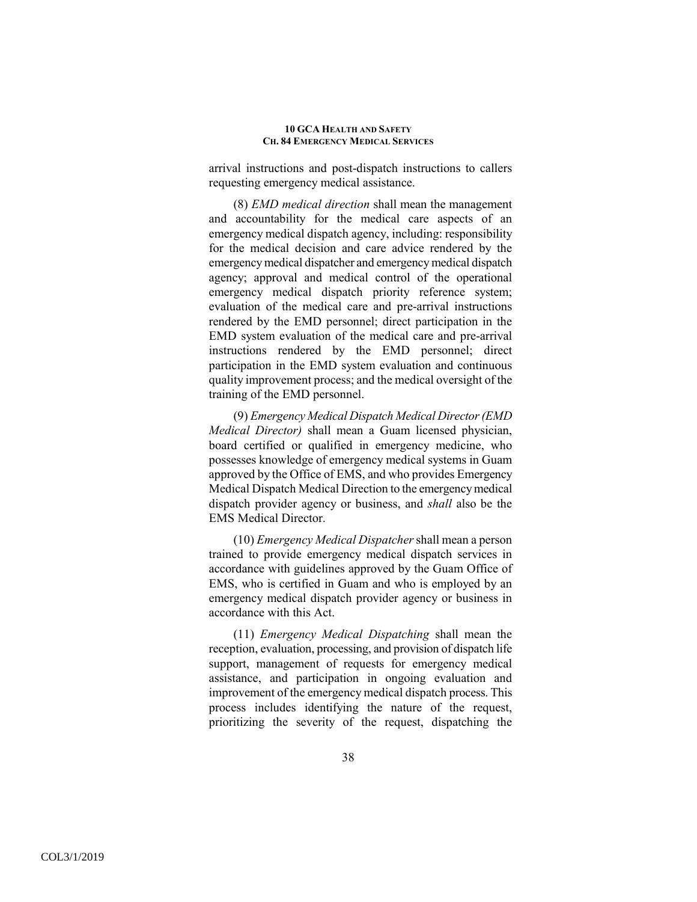arrival instructions and post-dispatch instructions to callers requesting emergency medical assistance.

(8) *EMD medical direction* shall mean the management and accountability for the medical care aspects of an emergency medical dispatch agency, including: responsibility for the medical decision and care advice rendered by the emergency medical dispatcher and emergency medical dispatch agency; approval and medical control of the operational emergency medical dispatch priority reference system; evaluation of the medical care and pre-arrival instructions rendered by the EMD personnel; direct participation in the EMD system evaluation of the medical care and pre-arrival instructions rendered by the EMD personnel; direct participation in the EMD system evaluation and continuous quality improvement process; and the medical oversight of the training of the EMD personnel.

(9) *Emergency Medical Dispatch Medical Director (EMD Medical Director)* shall mean a Guam licensed physician, board certified or qualified in emergency medicine, who possesses knowledge of emergency medical systems in Guam approved by the Office of EMS, and who provides Emergency Medical Dispatch Medical Direction to the emergency medical dispatch provider agency or business, and *shall* also be the EMS Medical Director.

(10) *Emergency Medical Dispatcher* shall mean a person trained to provide emergency medical dispatch services in accordance with guidelines approved by the Guam Office of EMS, who is certified in Guam and who is employed by an emergency medical dispatch provider agency or business in accordance with this Act.

(11) *Emergency Medical Dispatching* shall mean the reception, evaluation, processing, and provision of dispatch life support, management of requests for emergency medical assistance, and participation in ongoing evaluation and improvement of the emergency medical dispatch process. This process includes identifying the nature of the request, prioritizing the severity of the request, dispatching the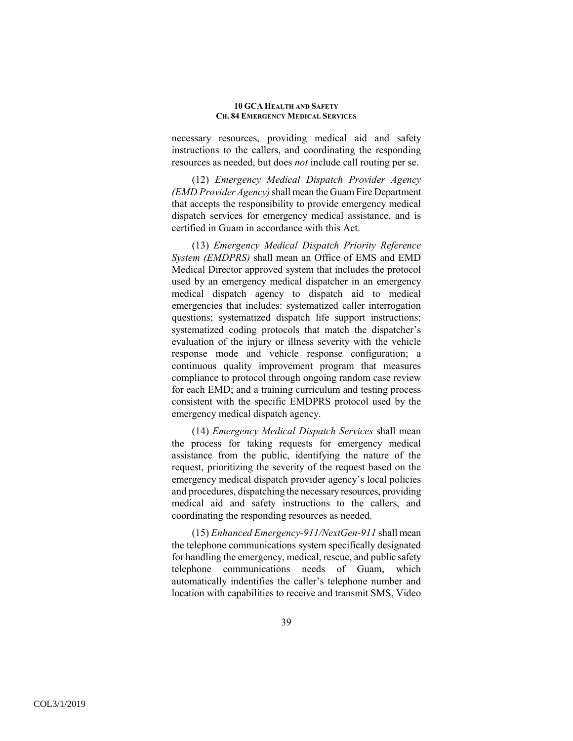necessary resources, providing medical aid and safety instructions to the callers, and coordinating the responding resources as needed, but does *not* include call routing per se.

(12) *Emergency Medical Dispatch Provider Agency (EMD Provider Agency)* shall mean the Guam Fire Department that accepts the responsibility to provide emergency medical dispatch services for emergency medical assistance, and is certified in Guam in accordance with this Act.

(13) *Emergency Medical Dispatch Priority Reference System (EMDPRS)* shall mean an Office of EMS and EMD Medical Director approved system that includes the protocol used by an emergency medical dispatcher in an emergency medical dispatch agency to dispatch aid to medical emergencies that includes: systematized caller interrogation questions; systematized dispatch life support instructions; systematized coding protocols that match the dispatcher's evaluation of the injury or illness severity with the vehicle response mode and vehicle response configuration; a continuous quality improvement program that measures compliance to protocol through ongoing random case review for each EMD; and a training curriculum and testing process consistent with the specific EMDPRS protocol used by the emergency medical dispatch agency.

(14) *Emergency Medical Dispatch Services* shall mean the process for taking requests for emergency medical assistance from the public, identifying the nature of the request, prioritizing the severity of the request based on the emergency medical dispatch provider agency's local policies and procedures, dispatching the necessary resources, providing medical aid and safety instructions to the callers, and coordinating the responding resources as needed.

(15) *Enhanced Emergency-911/NextGen-911* shall mean the telephone communications system specifically designated for handling the emergency, medical, rescue, and public safety telephone communications needs of Guam, which automatically indentifies the caller's telephone number and location with capabilities to receive and transmit SMS, Video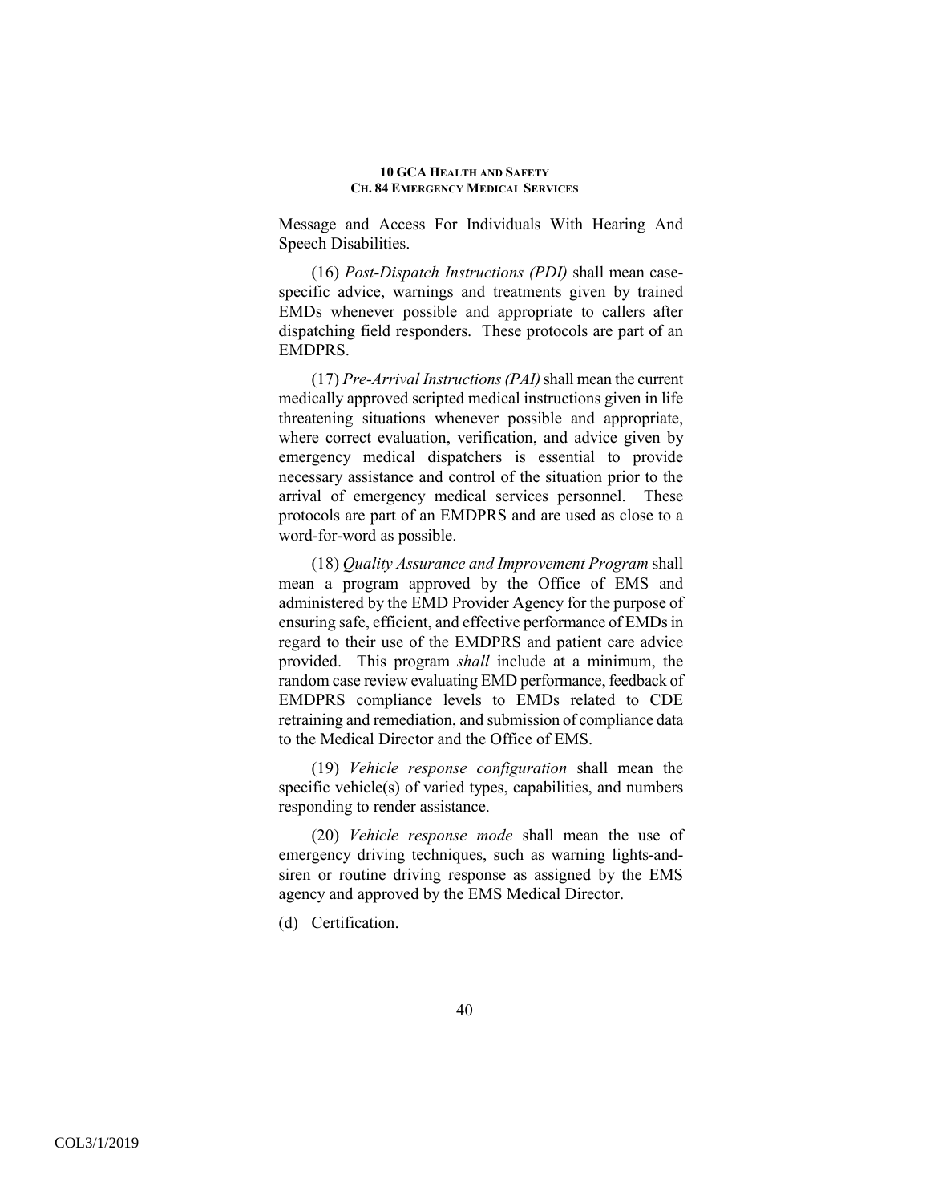Message and Access For Individuals With Hearing And Speech Disabilities.

(16) *Post-Dispatch Instructions (PDI)* shall mean case-specific advice, warnings and treatments given by trained EMDs whenever possible and appropriate to callers after dispatching field responders. These protocols are part of an EMDPRS.

(17) *Pre-Arrival Instructions (PAI)* shall mean the current medically approved scripted medical instructions given in life threatening situations whenever possible and appropriate, where correct evaluation, verification, and advice given by emergency medical dispatchers is essential to provide necessary assistance and control of the situation prior to the arrival of emergency medical services personnel. These protocols are part of an EMDPRS and are used as close to a word-for-word as possible.

(18) *Quality Assurance and Improvement Program* shall mean a program approved by the Office of EMS and administered by the EMD Provider Agency for the purpose of ensuring safe, efficient, and effective performance of EMDs in regard to their use of the EMDPRS and patient care advice provided. This program *shall* include at a minimum, the random case review evaluating EMD performance, feedback of EMDPRS compliance levels to EMDs related to CDE retraining and remediation, and submission of compliance data to the Medical Director and the Office of EMS.

(19) *Vehicle response configuration* shall mean the specific vehicle(s) of varied types, capabilities, and numbers responding to render assistance.

(20) *Vehicle response mode* shall mean the use of emergency driving techniques, such as warning lights-and-siren or routine driving response as assigned by the EMS agency and approved by the EMS Medical Director.

(d) Certification.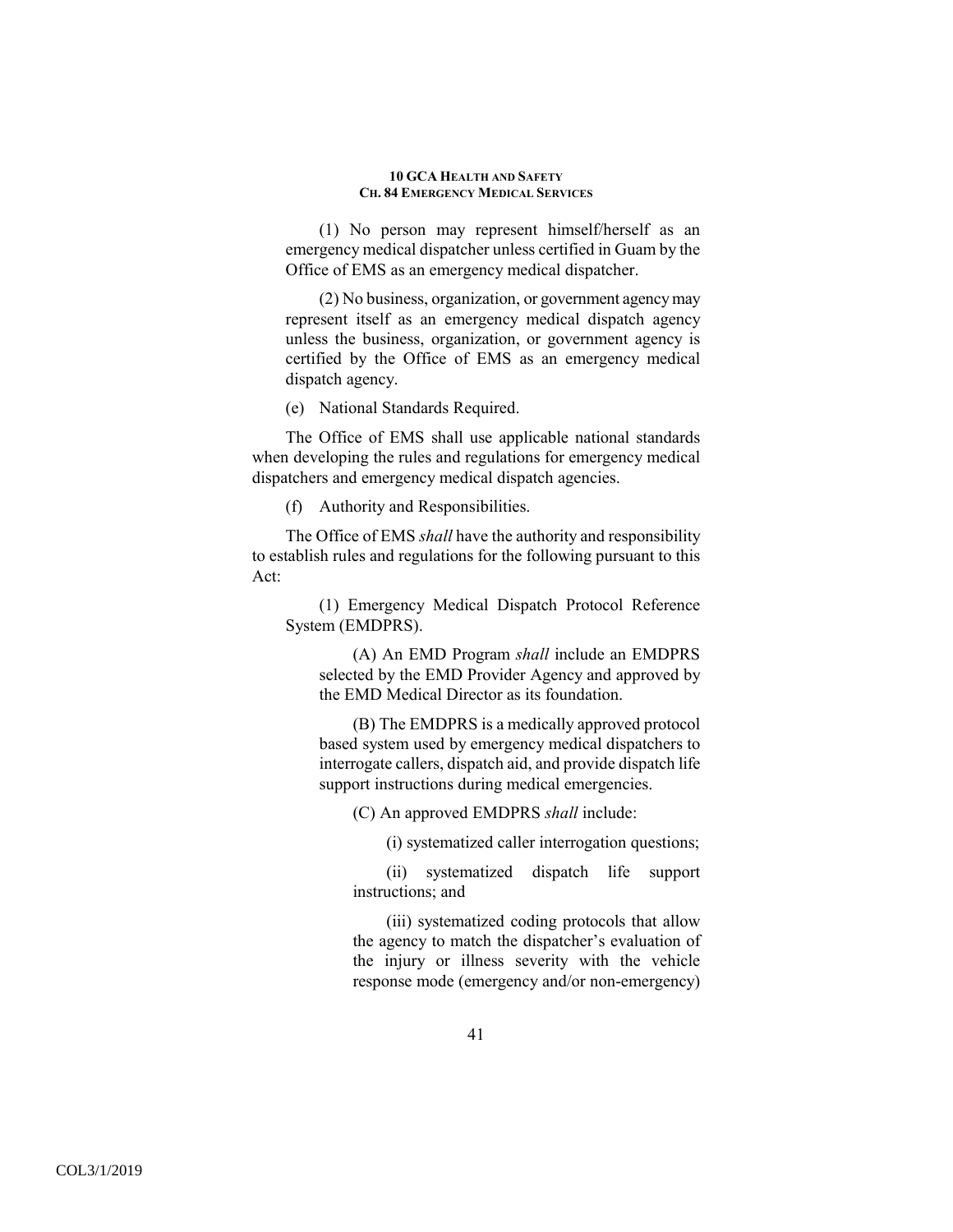(1) No person may represent himself/herself as an emergency medical dispatcher unless certified in Guam by the Office of EMS as an emergency medical dispatcher.

(2) No business, organization, or government agency may represent itself as an emergency medical dispatch agency unless the business, organization, or government agency is certified by the Office of EMS as an emergency medical dispatch agency.

(e) National Standards Required.

The Office of EMS shall use applicable national standards when developing the rules and regulations for emergency medical dispatchers and emergency medical dispatch agencies.

(f) Authority and Responsibilities.

The Office of EMS *shall* have the authority and responsibility to establish rules and regulations for the following pursuant to this Act:

(1) Emergency Medical Dispatch Protocol Reference System (EMDPRS).

(A) An EMD Program *shall* include an EMDPRS selected by the EMD Provider Agency and approved by the EMD Medical Director as its foundation.

(B) The EMDPRS is a medically approved protocol based system used by emergency medical dispatchers to interrogate callers, dispatch aid, and provide dispatch life support instructions during medical emergencies.

(C) An approved EMDPRS *shall* include:

(i) systematized caller interrogation questions;

(ii) systematized dispatch life support instructions; and

(iii) systematized coding protocols that allow the agency to match the dispatcher's evaluation of the injury or illness severity with the vehicle response mode (emergency and/or non-emergency)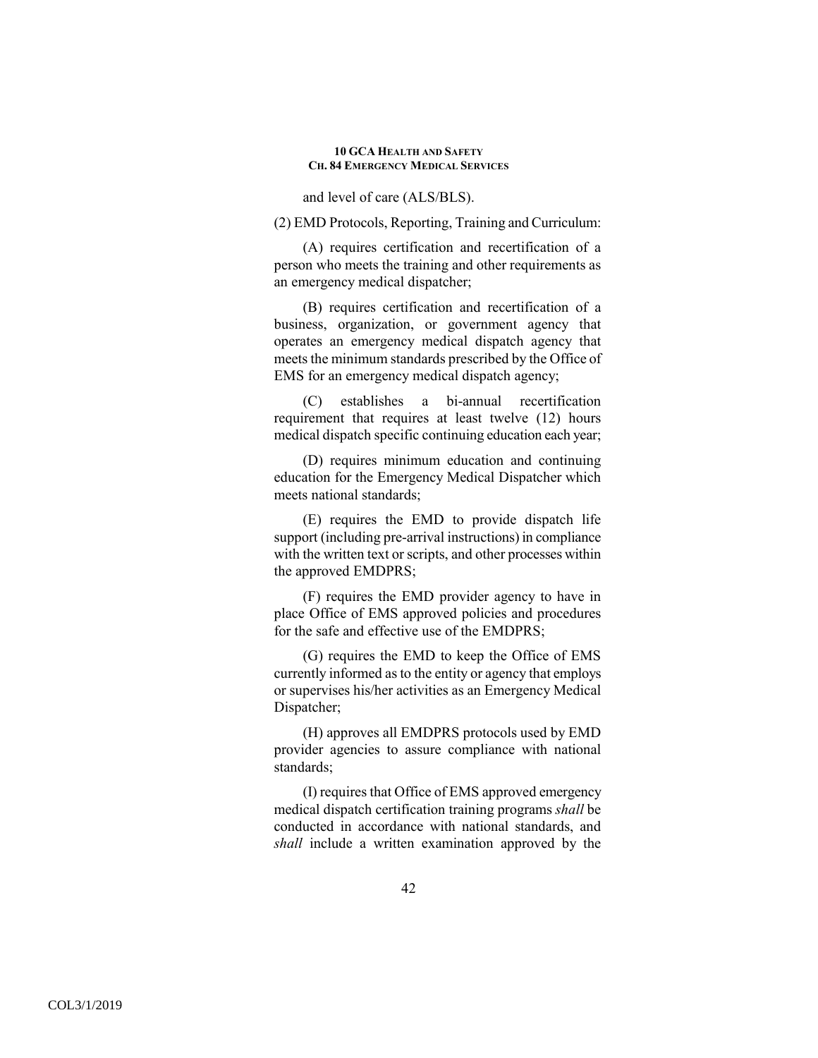and level of care (ALS/BLS).

(2) EMD Protocols, Reporting, Training and Curriculum:

(A) requires certification and recertification of a person who meets the training and other requirements as an emergency medical dispatcher;

(B) requires certification and recertification of a business, organization, or government agency that operates an emergency medical dispatch agency that meets the minimum standards prescribed by the Office of EMS for an emergency medical dispatch agency;

(C) establishes a bi-annual recertification requirement that requires at least twelve (12) hours medical dispatch specific continuing education each year;

(D) requires minimum education and continuing education for the Emergency Medical Dispatcher which meets national standards;

(E) requires the EMD to provide dispatch life support (including pre-arrival instructions) in compliance with the written text or scripts, and other processes within the approved EMDPRS;

(F) requires the EMD provider agency to have in place Office of EMS approved policies and procedures for the safe and effective use of the EMDPRS;

(G) requires the EMD to keep the Office of EMS currently informed as to the entity or agency that employs or supervises his/her activities as an Emergency Medical Dispatcher;

(H) approves all EMDPRS protocols used by EMD provider agencies to assure compliance with national standards;

(I) requires that Office of EMS approved emergency medical dispatch certification training programs *shall* be conducted in accordance with national standards, and *shall* include a written examination approved by the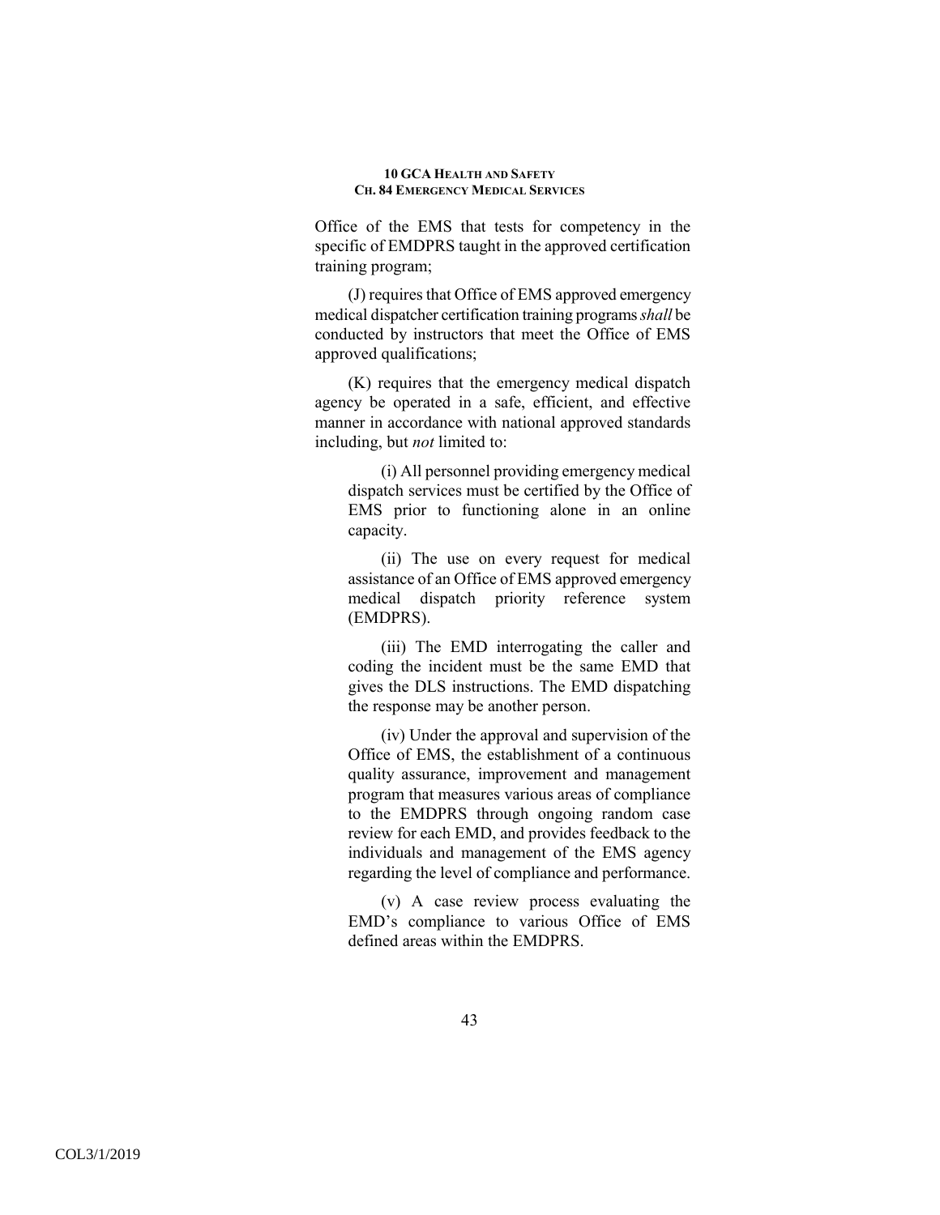Office of the EMS that tests for competency in the specific of EMDPRS taught in the approved certification training program;

(J) requires that Office of EMS approved emergency medical dispatcher certification training programs *shall* be conducted by instructors that meet the Office of EMS approved qualifications;

(K) requires that the emergency medical dispatch agency be operated in a safe, efficient, and effective manner in accordance with national approved standards including, but *not* limited to:

(i) All personnel providing emergency medical dispatch services must be certified by the Office of EMS prior to functioning alone in an online capacity.

(ii) The use on every request for medical assistance of an Office of EMS approved emergency medical dispatch priority reference system (EMDPRS).

(iii) The EMD interrogating the caller and coding the incident must be the same EMD that gives the DLS instructions. The EMD dispatching the response may be another person.

(iv) Under the approval and supervision of the Office of EMS, the establishment of a continuous quality assurance, improvement and management program that measures various areas of compliance to the EMDPRS through ongoing random case review for each EMD, and provides feedback to the individuals and management of the EMS agency regarding the level of compliance and performance.

(v) A case review process evaluating the EMD's compliance to various Office of EMS defined areas within the EMDPRS.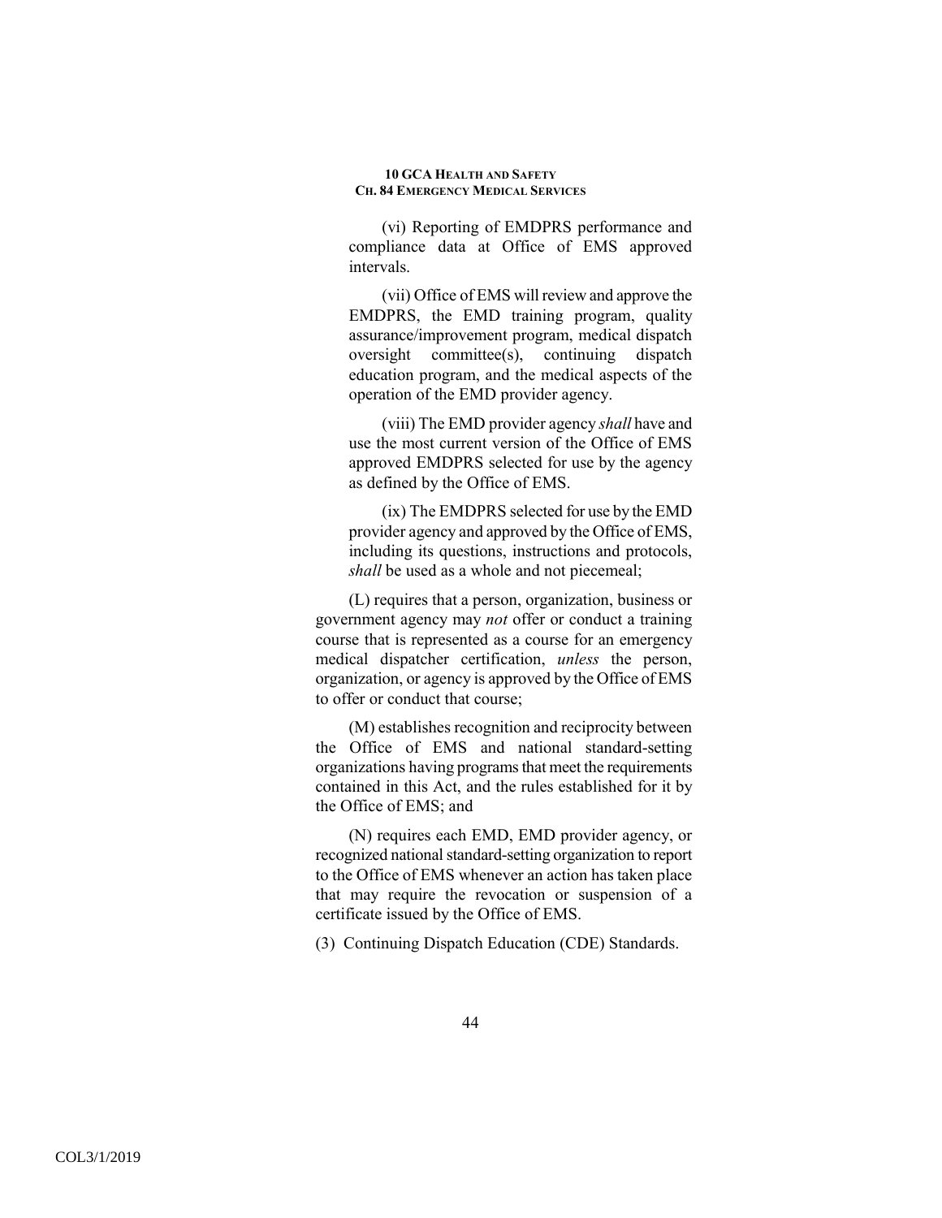(vi) Reporting of EMDPRS performance and compliance data at Office of EMS approved intervals.

(vii) Office of EMS will review and approve the EMDPRS, the EMD training program, quality assurance/improvement program, medical dispatch oversight committee(s), continuing dispatch education program, and the medical aspects of the operation of the EMD provider agency.

(viii) The EMD provider agency *shall* have and use the most current version of the Office of EMS approved EMDPRS selected for use by the agency as defined by the Office of EMS.

(ix) The EMDPRS selected for use by the EMD provider agency and approved by the Office of EMS, including its questions, instructions and protocols, *shall* be used as a whole and not piecemeal;

(L) requires that a person, organization, business or government agency may *not* offer or conduct a training course that is represented as a course for an emergency medical dispatcher certification, *unless* the person, organization, or agency is approved by the Office of EMS to offer or conduct that course;

(M) establishes recognition and reciprocity between the Office of EMS and national standard-setting organizations having programs that meet the requirements contained in this Act, and the rules established for it by the Office of EMS; and

(N) requires each EMD, EMD provider agency, or recognized national standard-setting organization to report to the Office of EMS whenever an action has taken place that may require the revocation or suspension of a certificate issued by the Office of EMS.

(3) Continuing Dispatch Education (CDE) Standards.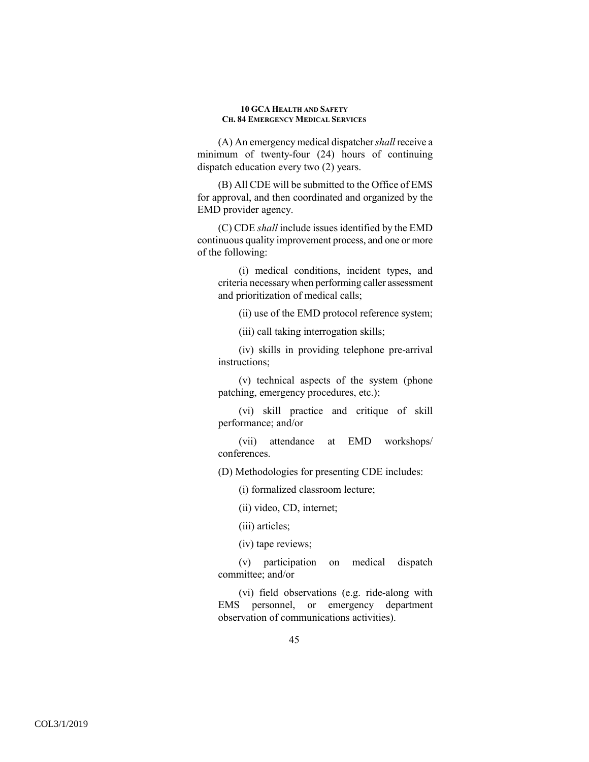(A) An emergency medical dispatcher *shall* receive a minimum of twenty-four (24) hours of continuing dispatch education every two (2) years.

(B) All CDE will be submitted to the Office of EMS for approval, and then coordinated and organized by the EMD provider agency.

(C) CDE *shall* include issues identified by the EMD continuous quality improvement process, and one or more of the following:

(i) medical conditions, incident types, and criteria necessary when performing caller assessment and prioritization of medical calls;

(ii) use of the EMD protocol reference system;

(iii) call taking interrogation skills;

(iv) skills in providing telephone pre-arrival instructions;

(v) technical aspects of the system (phone patching, emergency procedures, etc.);

(vi) skill practice and critique of skill performance; and/or

(vii) attendance at EMD workshops/ conferences.

(D) Methodologies for presenting CDE includes:

(i) formalized classroom lecture;

(ii) video, CD, internet;

(iii) articles;

(iv) tape reviews;

(v) participation on medical dispatch committee; and/or

(vi) field observations (e.g. ride-along with EMS personnel, or emergency department observation of communications activities).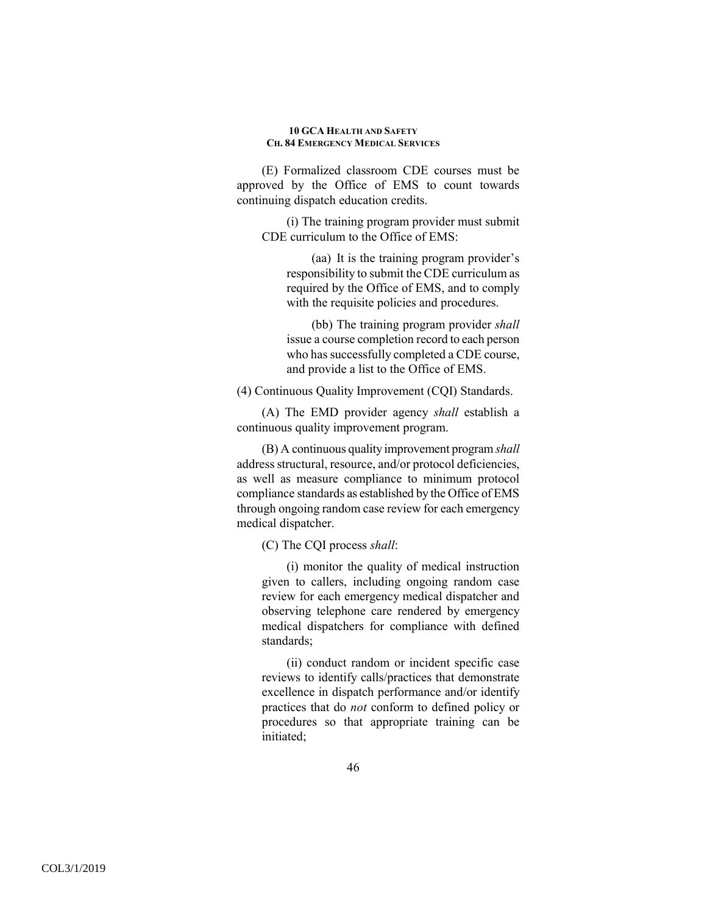(E) Formalized classroom CDE courses must be approved by the Office of EMS to count towards continuing dispatch education credits.

(i) The training program provider must submit CDE curriculum to the Office of EMS:

(aa) It is the training program provider's responsibility to submit the CDE curriculum as required by the Office of EMS, and to comply with the requisite policies and procedures.

(bb) The training program provider *shall* issue a course completion record to each person who has successfully completed a CDE course, and provide a list to the Office of EMS.

(4) Continuous Quality Improvement (CQI) Standards.

(A) The EMD provider agency *shall* establish a continuous quality improvement program.

(B) A continuous quality improvement program *shall* address structural, resource, and/or protocol deficiencies, as well as measure compliance to minimum protocol compliance standards as established by the Office of EMS through ongoing random case review for each emergency medical dispatcher.

(C) The CQI process *shall*:

(i) monitor the quality of medical instruction given to callers, including ongoing random case review for each emergency medical dispatcher and observing telephone care rendered by emergency medical dispatchers for compliance with defined standards;

(ii) conduct random or incident specific case reviews to identify calls/practices that demonstrate excellence in dispatch performance and/or identify practices that do *not* conform to defined policy or procedures so that appropriate training can be initiated;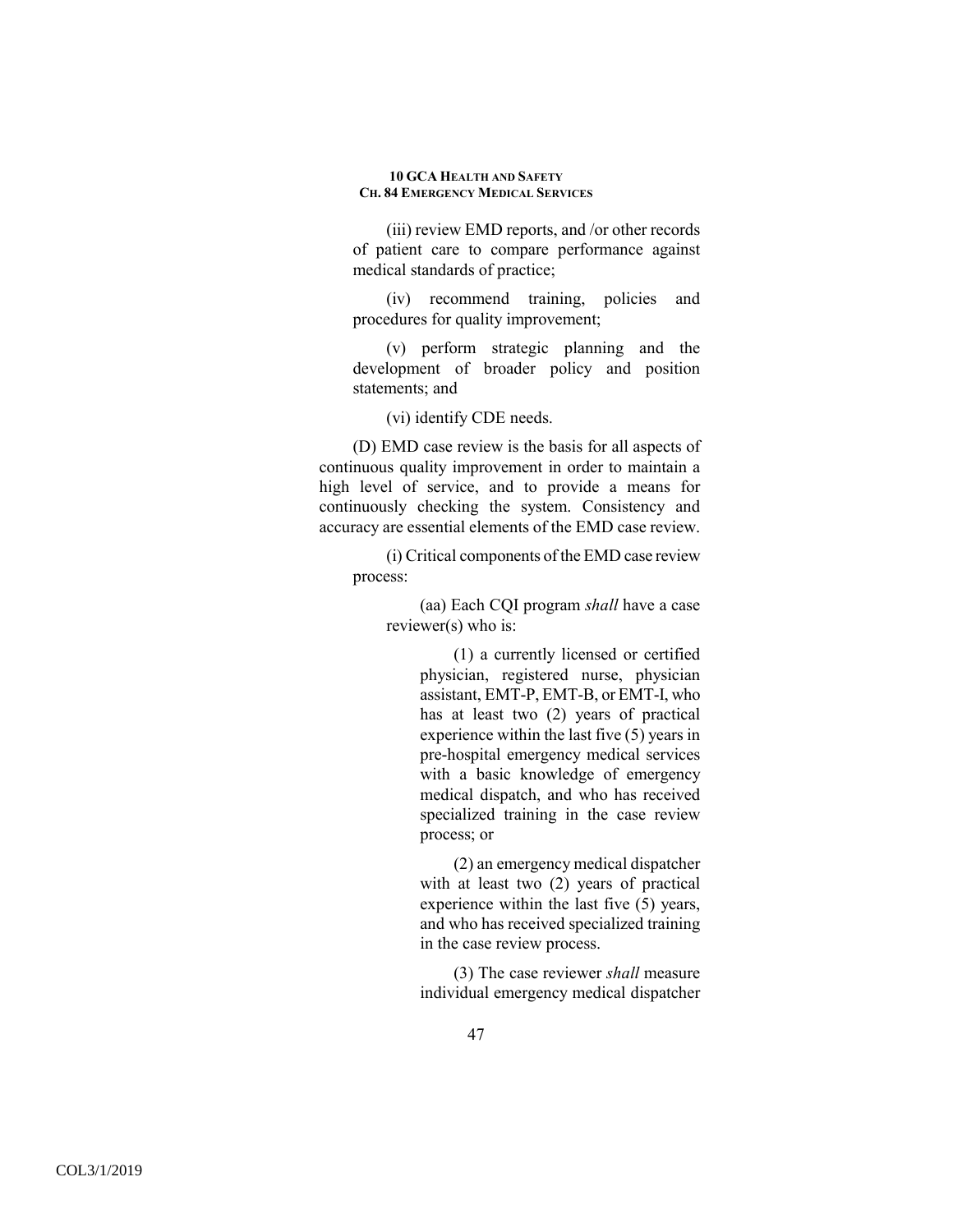(iii) review EMD reports, and /or other records of patient care to compare performance against medical standards of practice;

(iv) recommend training, policies and procedures for quality improvement;

(v) perform strategic planning and the development of broader policy and position statements; and

(vi) identify CDE needs.

(D) EMD case review is the basis for all aspects of continuous quality improvement in order to maintain a high level of service, and to provide a means for continuously checking the system. Consistency and accuracy are essential elements of the EMD case review.

(i) Critical components of the EMD case review process:

(aa) Each CQI program *shall* have a case reviewer(s) who is:

(1) a currently licensed or certified physician, registered nurse, physician assistant, EMT-P, EMT-B, or EMT-I, who has at least two (2) years of practical experience within the last five (5) years in pre-hospital emergency medical services with a basic knowledge of emergency medical dispatch, and who has received specialized training in the case review process; or

(2) an emergency medical dispatcher with at least two (2) years of practical experience within the last five (5) years, and who has received specialized training in the case review process.

(3) The case reviewer *shall* measure individual emergency medical dispatcher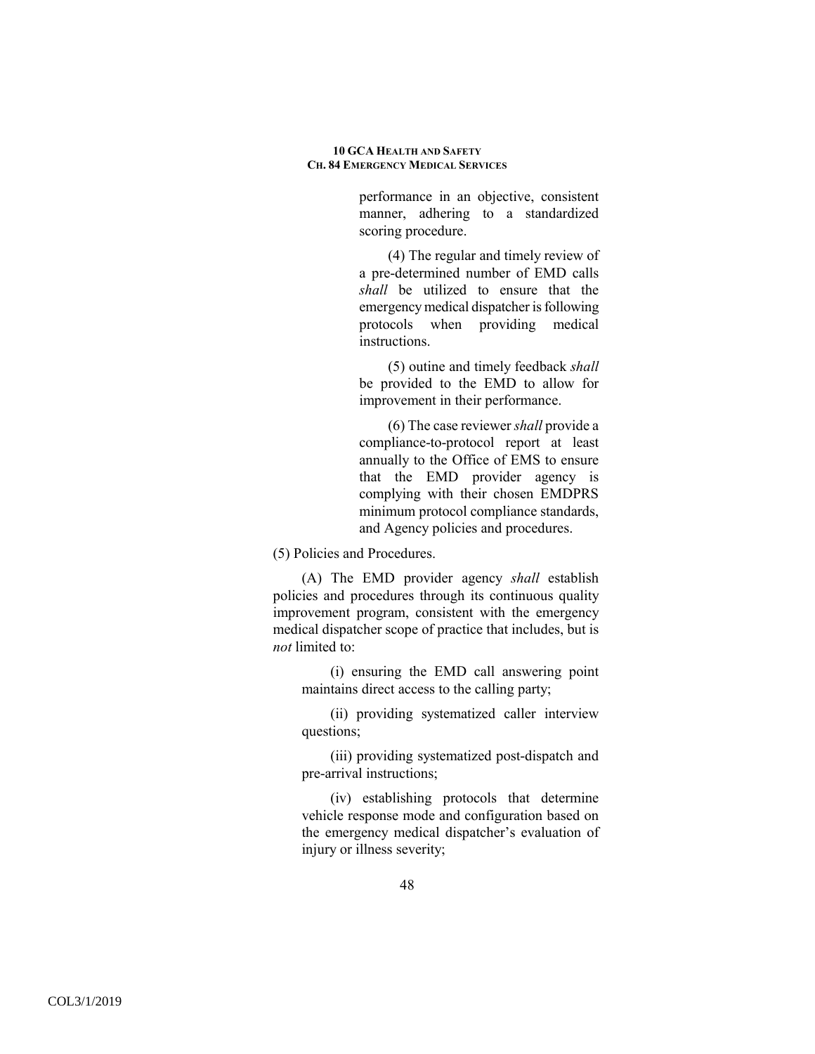performance in an objective, consistent manner, adhering to a standardized scoring procedure.

(4) The regular and timely review of a pre-determined number of EMD calls *shall* be utilized to ensure that the emergency medical dispatcher is following protocols when providing medical instructions.

(5) outine and timely feedback *shall* be provided to the EMD to allow for improvement in their performance.

(6) The case reviewer *shall* provide a compliance-to-protocol report at least annually to the Office of EMS to ensure that the EMD provider agency is complying with their chosen EMDPRS minimum protocol compliance standards, and Agency policies and procedures.

(5) Policies and Procedures.

(A) The EMD provider agency *shall* establish policies and procedures through its continuous quality improvement program, consistent with the emergency medical dispatcher scope of practice that includes, but is *not* limited to:

(i) ensuring the EMD call answering point maintains direct access to the calling party;

(ii) providing systematized caller interview questions;

(iii) providing systematized post-dispatch and pre-arrival instructions;

(iv) establishing protocols that determine vehicle response mode and configuration based on the emergency medical dispatcher's evaluation of injury or illness severity;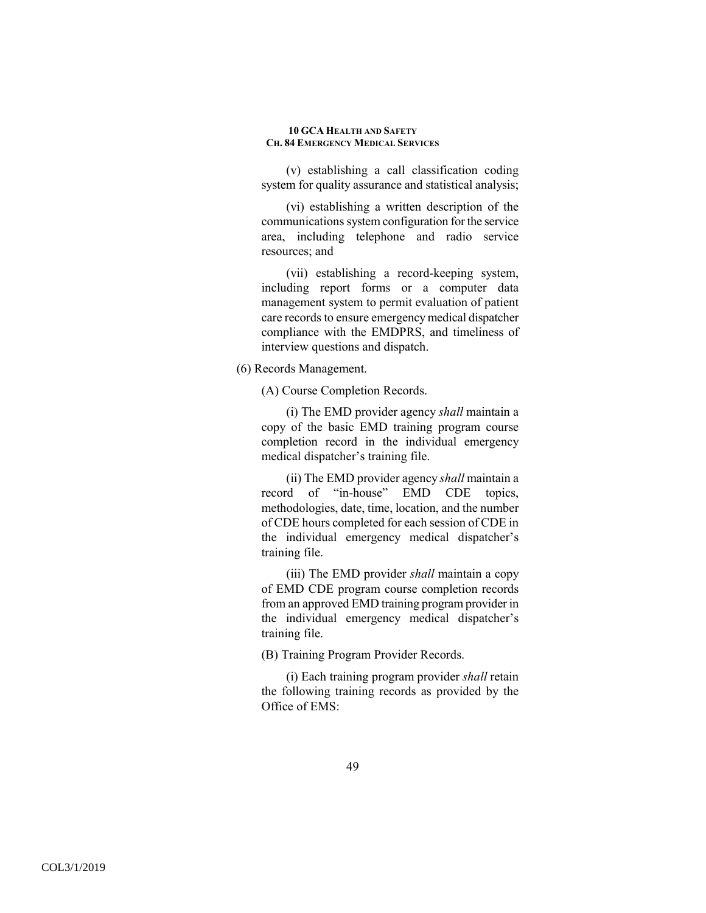(v) establishing a call classification coding system for quality assurance and statistical analysis;

(vi) establishing a written description of the communications system configuration for the service area, including telephone and radio service resources; and

(vii) establishing a record-keeping system, including report forms or a computer data management system to permit evaluation of patient care records to ensure emergency medical dispatcher compliance with the EMDPRS, and timeliness of interview questions and dispatch.

(6) Records Management.

(A) Course Completion Records.

(i) The EMD provider agency *shall* maintain a copy of the basic EMD training program course completion record in the individual emergency medical dispatcher's training file.

(ii) The EMD provider agency *shall* maintain a record of "in-house" EMD CDE topics, methodologies, date, time, location, and the number of CDE hours completed for each session of CDE in the individual emergency medical dispatcher's training file.

(iii) The EMD provider *shall* maintain a copy of EMD CDE program course completion records from an approved EMD training program provider in the individual emergency medical dispatcher's training file.

(B) Training Program Provider Records.

(i) Each training program provider *shall* retain the following training records as provided by the Office of EMS: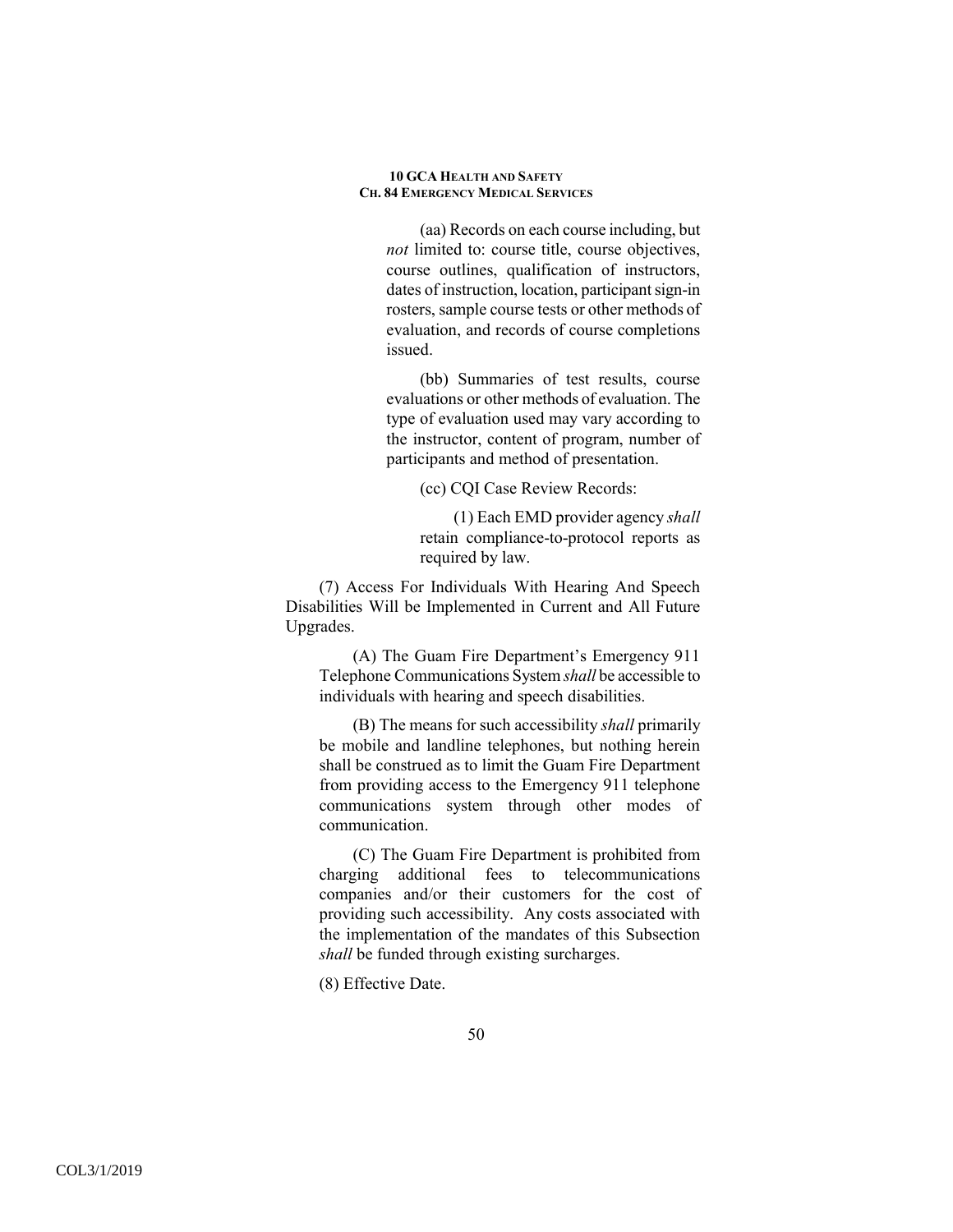(aa) Records on each course including, but *not* limited to: course title, course objectives, course outlines, qualification of instructors, dates of instruction, location, participant sign-in rosters, sample course tests or other methods of evaluation, and records of course completions issued.

(bb) Summaries of test results, course evaluations or other methods of evaluation. The type of evaluation used may vary according to the instructor, content of program, number of participants and method of presentation.

(cc) CQI Case Review Records:

(1) Each EMD provider agency *shall* retain compliance-to-protocol reports as required by law.

(7) Access For Individuals With Hearing And Speech Disabilities Will be Implemented in Current and All Future Upgrades.

(A) The Guam Fire Department's Emergency 911 Telephone Communications System *shall* be accessible to individuals with hearing and speech disabilities.

(B) The means for such accessibility *shall* primarily be mobile and landline telephones, but nothing herein shall be construed as to limit the Guam Fire Department from providing access to the Emergency 911 telephone communications system through other modes of communication.

(C) The Guam Fire Department is prohibited from charging additional fees to telecommunications companies and/or their customers for the cost of providing such accessibility. Any costs associated with the implementation of the mandates of this Subsection *shall* be funded through existing surcharges.

(8) Effective Date.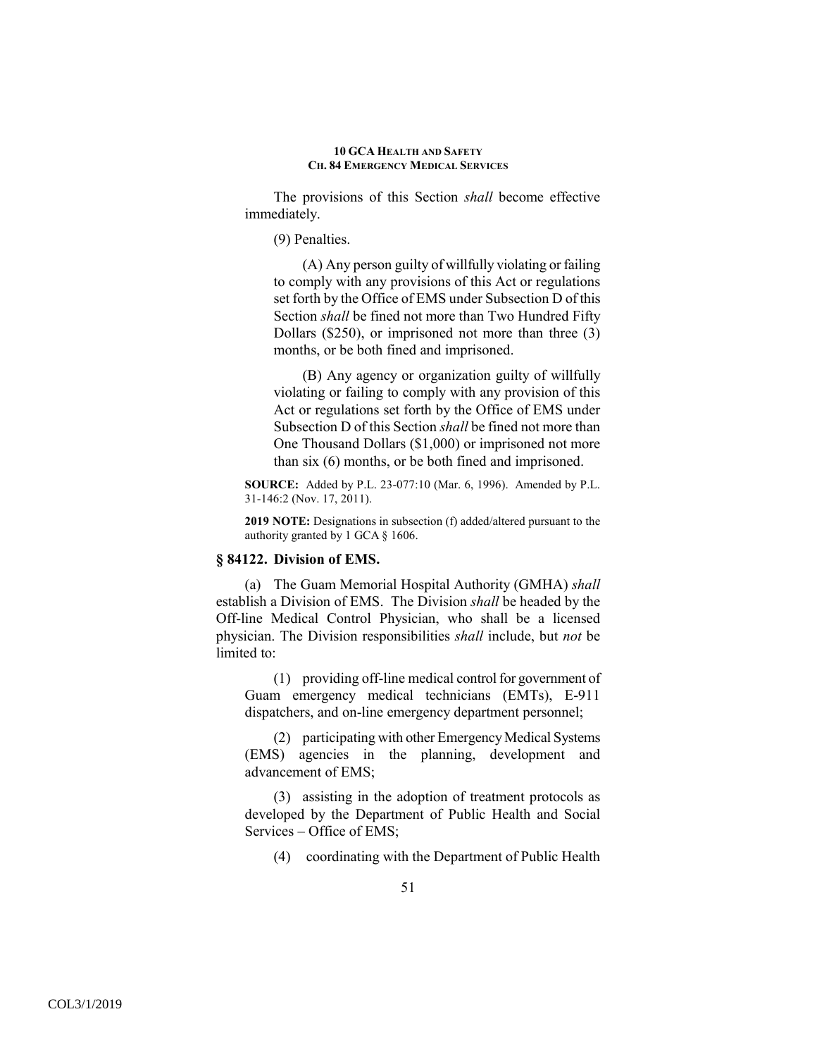The provisions of this Section *shall* become effective immediately.

(9) Penalties.

(A) Any person guilty of willfully violating or failing to comply with any provisions of this Act or regulations set forth by the Office of EMS under Subsection D of this Section *shall* be fined not more than Two Hundred Fifty Dollars ($250), or imprisoned not more than three (3) months, or be both fined and imprisoned.

(B) Any agency or organization guilty of willfully violating or failing to comply with any provision of this Act or regulations set forth by the Office of EMS under Subsection D of this Section *shall* be fined not more than One Thousand Dollars ($1,000) or imprisoned not more than six (6) months, or be both fined and imprisoned.

**SOURCE:** Added by P.L. 23-077:10 (Mar. 6, 1996). Amended by P.L. 31-146:2 (Nov. 17, 2011).

**2019 NOTE:** Designations in subsection (f) added/altered pursuant to the authority granted by 1 GCA § 1606.

### § 84122. Division of EMS.

(a) The Guam Memorial Hospital Authority (GMHA) *shall* establish a Division of EMS. The Division *shall* be headed by the Off-line Medical Control Physician, who shall be a licensed physician. The Division responsibilities *shall* include, but *not* be limited to:

(1) providing off-line medical control for government of Guam emergency medical technicians (EMTs), E-911 dispatchers, and on-line emergency department personnel;

(2) participating with other Emergency Medical Systems (EMS) agencies in the planning, development and advancement of EMS;

(3) assisting in the adoption of treatment protocols as developed by the Department of Public Health and Social Services – Office of EMS;

(4) coordinating with the Department of Public Health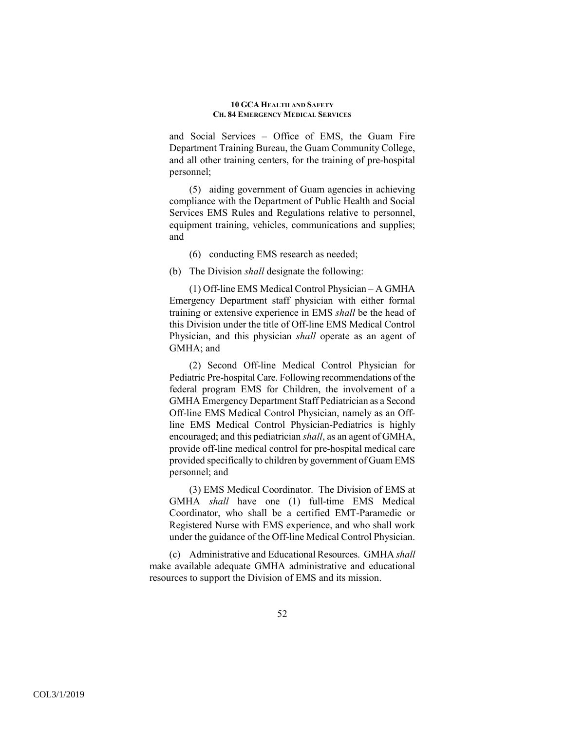and Social Services – Office of EMS, the Guam Fire Department Training Bureau, the Guam Community College, and all other training centers, for the training of pre-hospital personnel;

(5) aiding government of Guam agencies in achieving compliance with the Department of Public Health and Social Services EMS Rules and Regulations relative to personnel, equipment training, vehicles, communications and supplies; and

(6) conducting EMS research as needed;

(b) The Division *shall* designate the following:

(1) Off-line EMS Medical Control Physician – A GMHA Emergency Department staff physician with either formal training or extensive experience in EMS *shall* be the head of this Division under the title of Off-line EMS Medical Control Physician, and this physician *shall* operate as an agent of GMHA; and

(2) Second Off-line Medical Control Physician for Pediatric Pre-hospital Care. Following recommendations of the federal program EMS for Children, the involvement of a GMHA Emergency Department Staff Pediatrician as a Second Off-line EMS Medical Control Physician, namely as an Off-line EMS Medical Control Physician-Pediatrics is highly encouraged; and this pediatrician *shall*, as an agent of GMHA, provide off-line medical control for pre-hospital medical care provided specifically to children by government of Guam EMS personnel; and

(3) EMS Medical Coordinator. The Division of EMS at GMHA *shall* have one (1) full-time EMS Medical Coordinator, who shall be a certified EMT-Paramedic or Registered Nurse with EMS experience, and who shall work under the guidance of the Off-line Medical Control Physician.

(c) Administrative and Educational Resources. GMHA *shall* make available adequate GMHA administrative and educational resources to support the Division of EMS and its mission.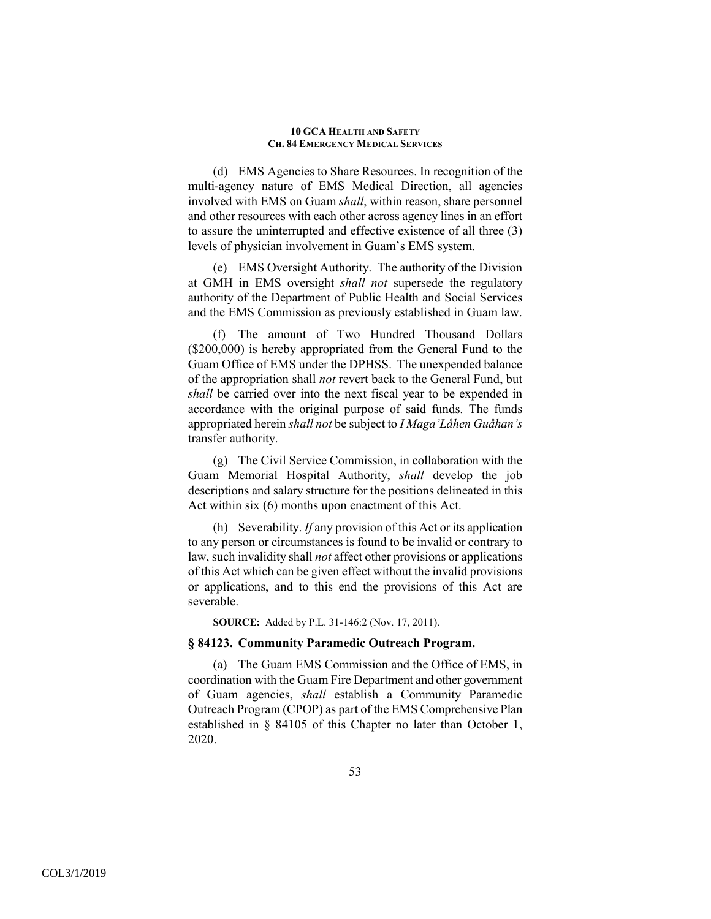(d) EMS Agencies to Share Resources. In recognition of the multi-agency nature of EMS Medical Direction, all agencies involved with EMS on Guam *shall*, within reason, share personnel and other resources with each other across agency lines in an effort to assure the uninterrupted and effective existence of all three (3) levels of physician involvement in Guam's EMS system.

(e) EMS Oversight Authority. The authority of the Division at GMH in EMS oversight *shall not* supersede the regulatory authority of the Department of Public Health and Social Services and the EMS Commission as previously established in Guam law.

(f) The amount of Two Hundred Thousand Dollars ($200,000) is hereby appropriated from the General Fund to the Guam Office of EMS under the DPHSS. The unexpended balance of the appropriation shall *not* revert back to the General Fund, but *shall* be carried over into the next fiscal year to be expended in accordance with the original purpose of said funds. The funds appropriated herein *shall not* be subject to *I Maga'Låhen Guåhan's* transfer authority.

(g) The Civil Service Commission, in collaboration with the Guam Memorial Hospital Authority, *shall* develop the job descriptions and salary structure for the positions delineated in this Act within six (6) months upon enactment of this Act.

(h) Severability. *If* any provision of this Act or its application to any person or circumstances is found to be invalid or contrary to law, such invalidity shall *not* affect other provisions or applications of this Act which can be given effect without the invalid provisions or applications, and to this end the provisions of this Act are severable.

**SOURCE:** Added by P.L. 31-146:2 (Nov. 17, 2011).

### § 84123. Community Paramedic Outreach Program.

(a) The Guam EMS Commission and the Office of EMS, in coordination with the Guam Fire Department and other government of Guam agencies, *shall* establish a Community Paramedic Outreach Program (CPOP) as part of the EMS Comprehensive Plan established in § 84105 of this Chapter no later than October 1, 2020.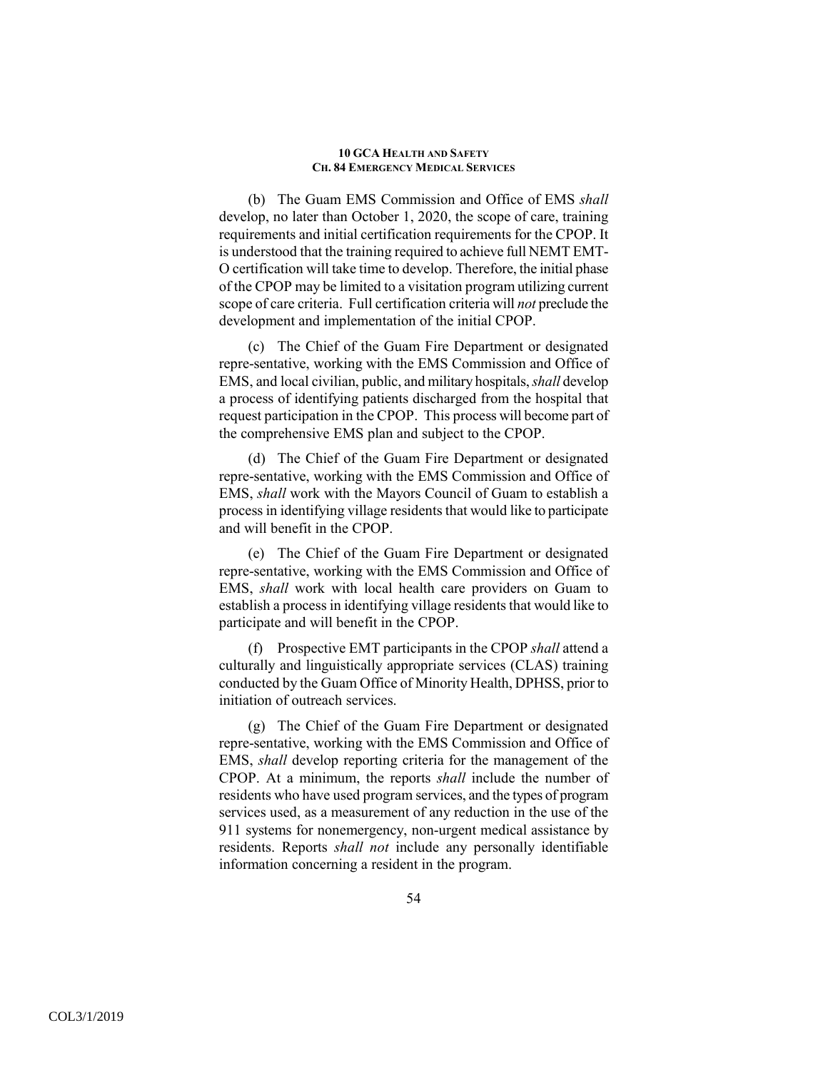(b) The Guam EMS Commission and Office of EMS *shall* develop, no later than October 1, 2020, the scope of care, training requirements and initial certification requirements for the CPOP. It is understood that the training required to achieve full NEMT EMT-O certification will take time to develop. Therefore, the initial phase of the CPOP may be limited to a visitation program utilizing current scope of care criteria. Full certification criteria will *not* preclude the development and implementation of the initial CPOP.

(c) The Chief of the Guam Fire Department or designated repre-sentative, working with the EMS Commission and Office of EMS, and local civilian, public, and military hospitals, *shall* develop a process of identifying patients discharged from the hospital that request participation in the CPOP. This process will become part of the comprehensive EMS plan and subject to the CPOP.

(d) The Chief of the Guam Fire Department or designated repre-sentative, working with the EMS Commission and Office of EMS, *shall* work with the Mayors Council of Guam to establish a process in identifying village residents that would like to participate and will benefit in the CPOP.

(e) The Chief of the Guam Fire Department or designated repre-sentative, working with the EMS Commission and Office of EMS, *shall* work with local health care providers on Guam to establish a process in identifying village residents that would like to participate and will benefit in the CPOP.

(f) Prospective EMT participants in the CPOP *shall* attend a culturally and linguistically appropriate services (CLAS) training conducted by the Guam Office of Minority Health, DPHSS, prior to initiation of outreach services.

(g) The Chief of the Guam Fire Department or designated repre-sentative, working with the EMS Commission and Office of EMS, *shall* develop reporting criteria for the management of the CPOP. At a minimum, the reports *shall* include the number of residents who have used program services, and the types of program services used, as a measurement of any reduction in the use of the 911 systems for nonemergency, non-urgent medical assistance by residents. Reports *shall not* include any personally identifiable information concerning a resident in the program.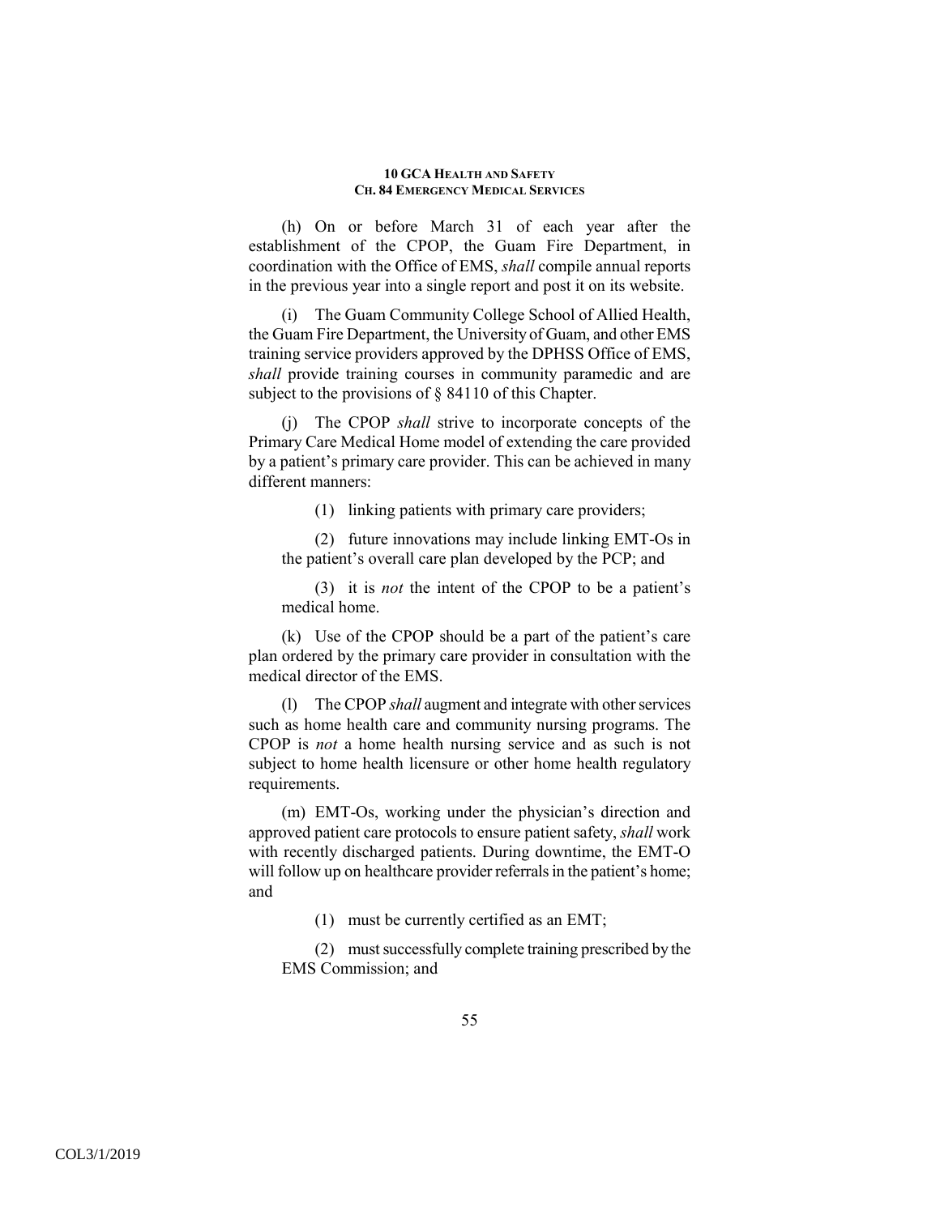(h) On or before March 31 of each year after the establishment of the CPOP, the Guam Fire Department, in coordination with the Office of EMS, *shall* compile annual reports in the previous year into a single report and post it on its website.

(i) The Guam Community College School of Allied Health, the Guam Fire Department, the University of Guam, and other EMS training service providers approved by the DPHSS Office of EMS, *shall* provide training courses in community paramedic and are subject to the provisions of § 84110 of this Chapter.

(j) The CPOP *shall* strive to incorporate concepts of the Primary Care Medical Home model of extending the care provided by a patient's primary care provider. This can be achieved in many different manners:

(1) linking patients with primary care providers;

(2) future innovations may include linking EMT-Os in the patient's overall care plan developed by the PCP; and

(3) it is *not* the intent of the CPOP to be a patient's medical home.

(k) Use of the CPOP should be a part of the patient's care plan ordered by the primary care provider in consultation with the medical director of the EMS.

(l) The CPOP *shall* augment and integrate with other services such as home health care and community nursing programs. The CPOP is *not* a home health nursing service and as such is not subject to home health licensure or other home health regulatory requirements.

(m) EMT-Os, working under the physician's direction and approved patient care protocols to ensure patient safety, *shall* work with recently discharged patients. During downtime, the EMT-O will follow up on healthcare provider referrals in the patient's home; and

(1) must be currently certified as an EMT;

(2) must successfully complete training prescribed by the EMS Commission; and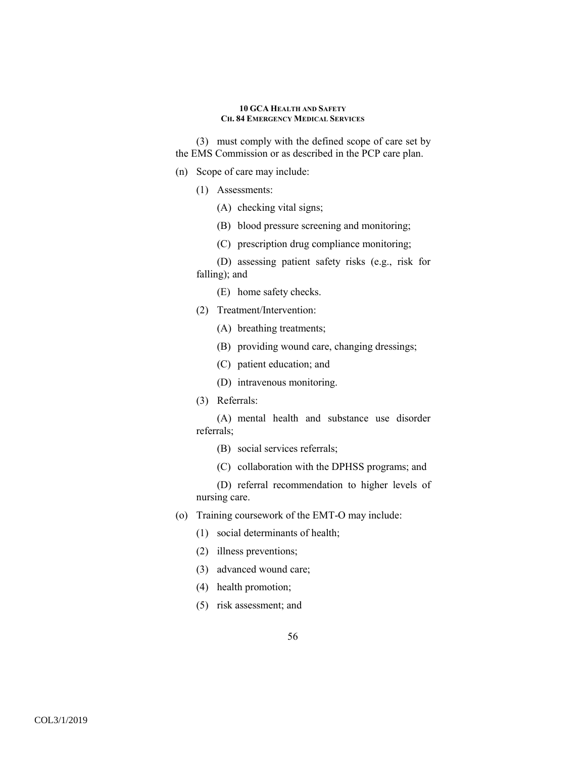(3) must comply with the defined scope of care set by the EMS Commission or as described in the PCP care plan.

(n) Scope of care may include:

(1) Assessments:

(A) checking vital signs;

(B) blood pressure screening and monitoring;

(C) prescription drug compliance monitoring;

(D) assessing patient safety risks (e.g., risk for falling); and

(E) home safety checks.

(2) Treatment/Intervention:

(A) breathing treatments;

(B) providing wound care, changing dressings;

(C) patient education; and

(D) intravenous monitoring.

(3) Referrals:

(A) mental health and substance use disorder referrals;

(B) social services referrals;

(C) collaboration with the DPHSS programs; and

(D) referral recommendation to higher levels of nursing care.

(o) Training coursework of the EMT-O may include:

(1) social determinants of health;

(2) illness preventions;

(3) advanced wound care;

(4) health promotion;

(5) risk assessment; and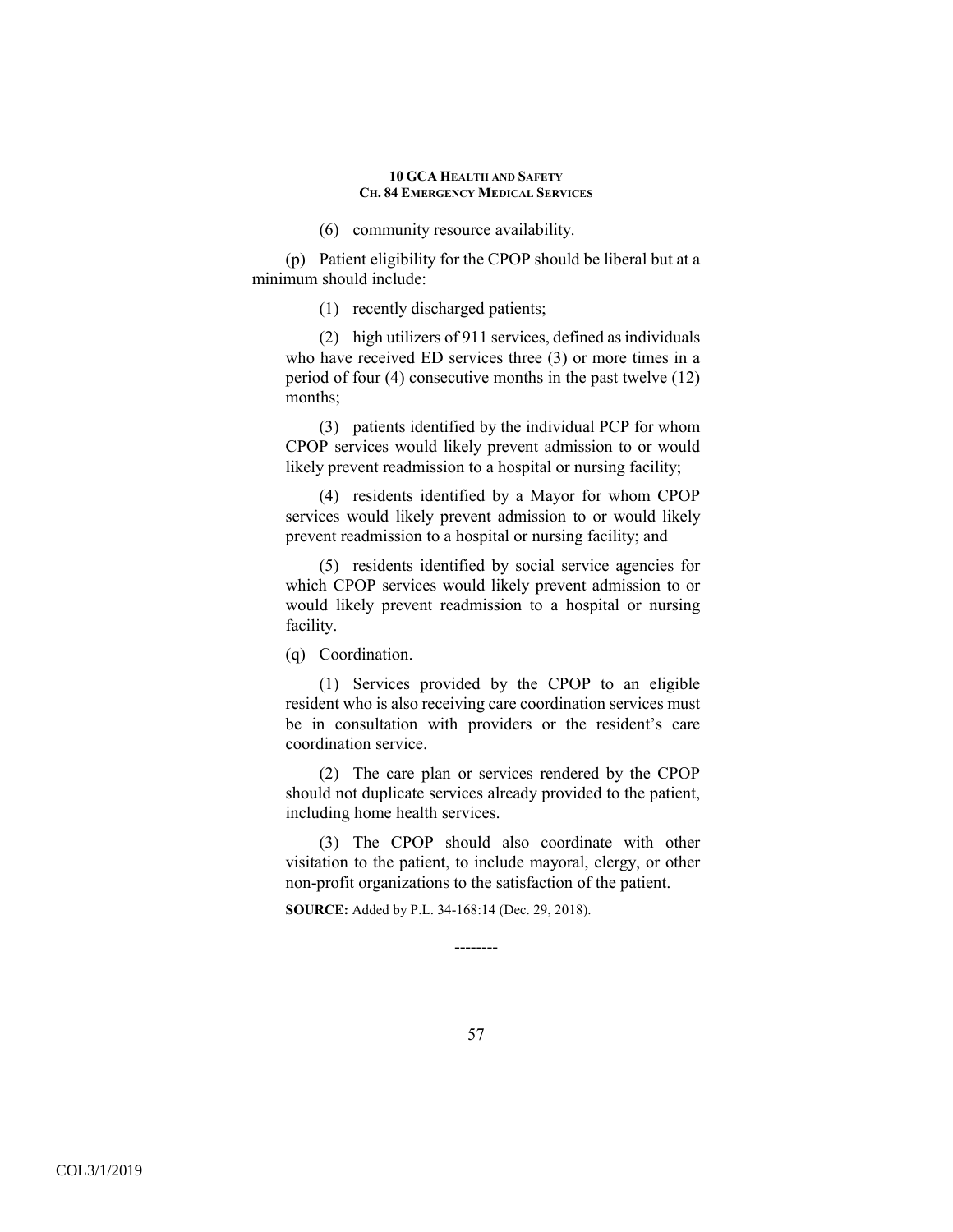(6) community resource availability.

(p) Patient eligibility for the CPOP should be liberal but at a minimum should include:

(1) recently discharged patients;

(2) high utilizers of 911 services, defined as individuals who have received ED services three (3) or more times in a period of four (4) consecutive months in the past twelve (12) months;

(3) patients identified by the individual PCP for whom CPOP services would likely prevent admission to or would likely prevent readmission to a hospital or nursing facility;

(4) residents identified by a Mayor for whom CPOP services would likely prevent admission to or would likely prevent readmission to a hospital or nursing facility; and

(5) residents identified by social service agencies for which CPOP services would likely prevent admission to or would likely prevent readmission to a hospital or nursing facility.

(q) Coordination.

(1) Services provided by the CPOP to an eligible resident who is also receiving care coordination services must be in consultation with providers or the resident's care coordination service.

(2) The care plan or services rendered by the CPOP should not duplicate services already provided to the patient, including home health services.

(3) The CPOP should also coordinate with other visitation to the patient, to include mayoral, clergy, or other non-profit organizations to the satisfaction of the patient.

**SOURCE:** Added by P.L. 34-168:14 (Dec. 29, 2018).

--------